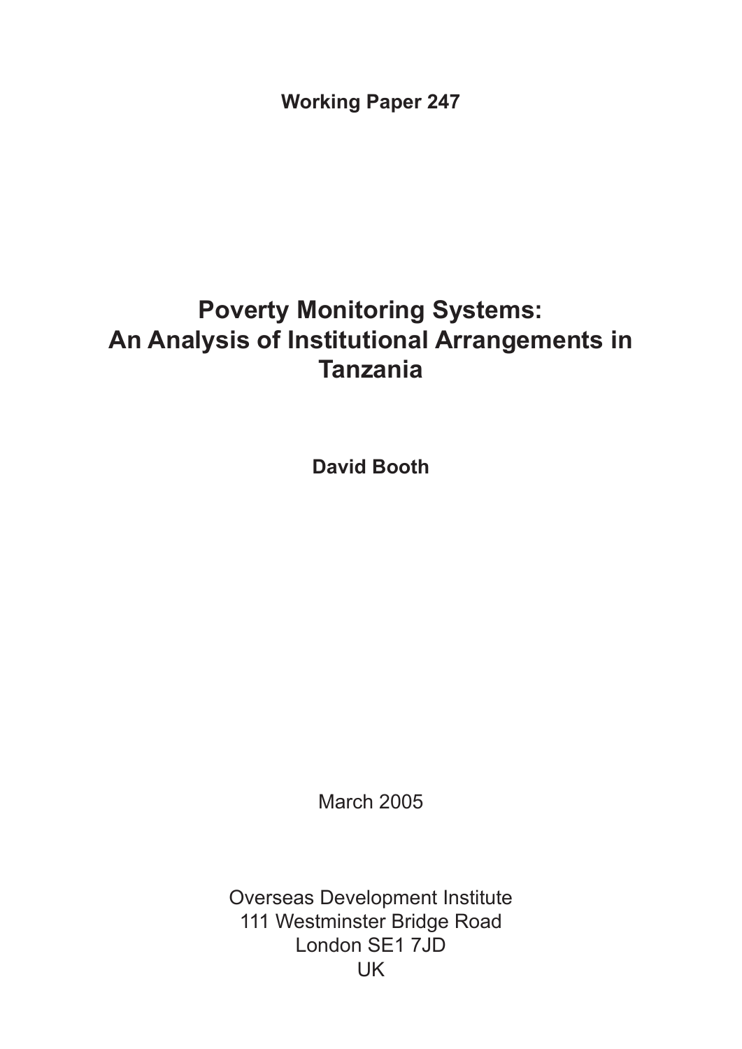**Working Paper 247**

# Poverty Monitoring Systems: An Analysis of Institutional Arrangements in Tanzania

**David Booth**

March 2005

Overseas Development Institute
111 Westminster Bridge Road
London SE1 7JD
UK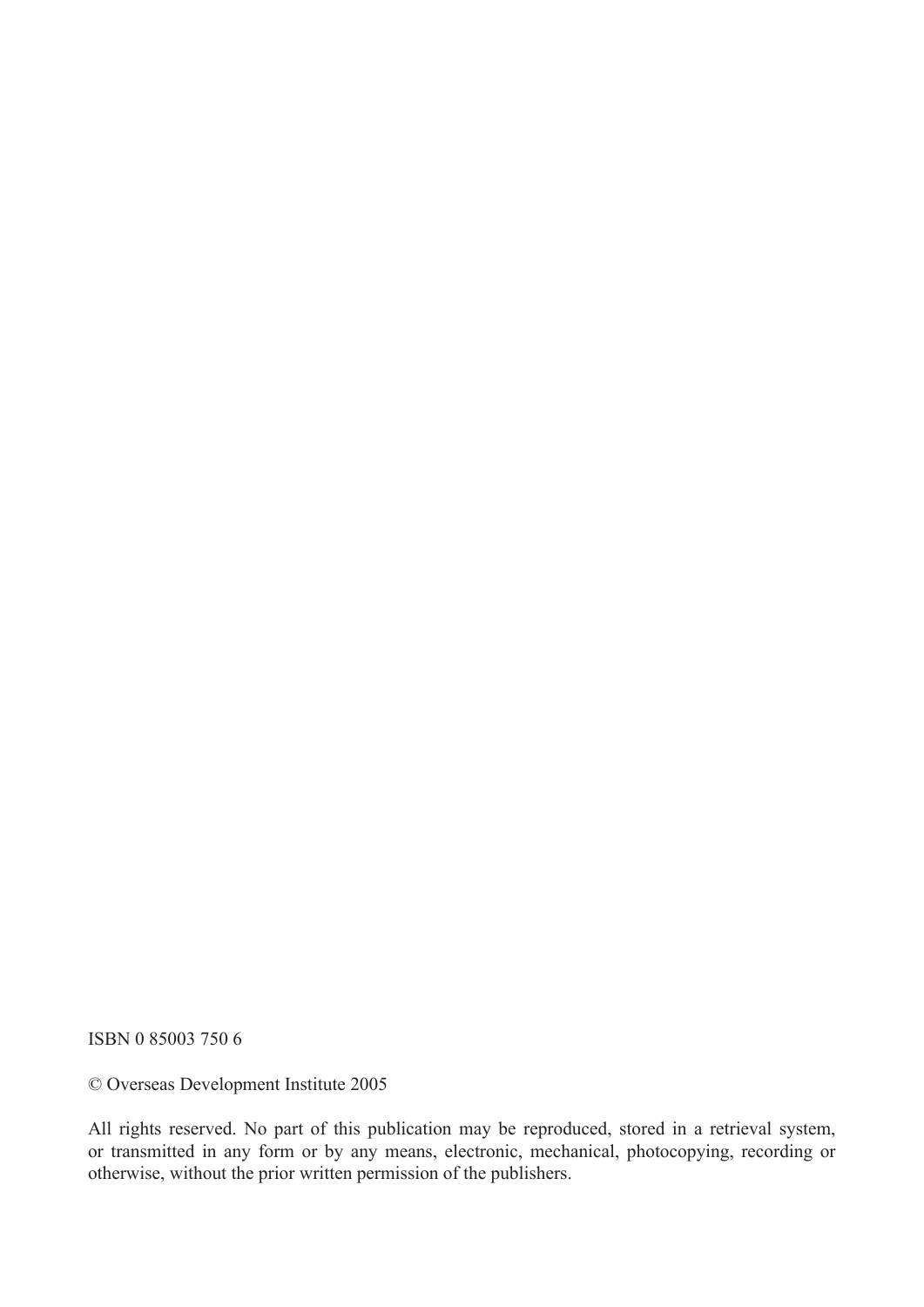ISBN 0 85003 750 6

© Overseas Development Institute 2005

All rights reserved. No part of this publication may be reproduced, stored in a retrieval system, or transmitted in any form or by any means, electronic, mechanical, photocopying, recording or otherwise, without the prior written permission of the publishers.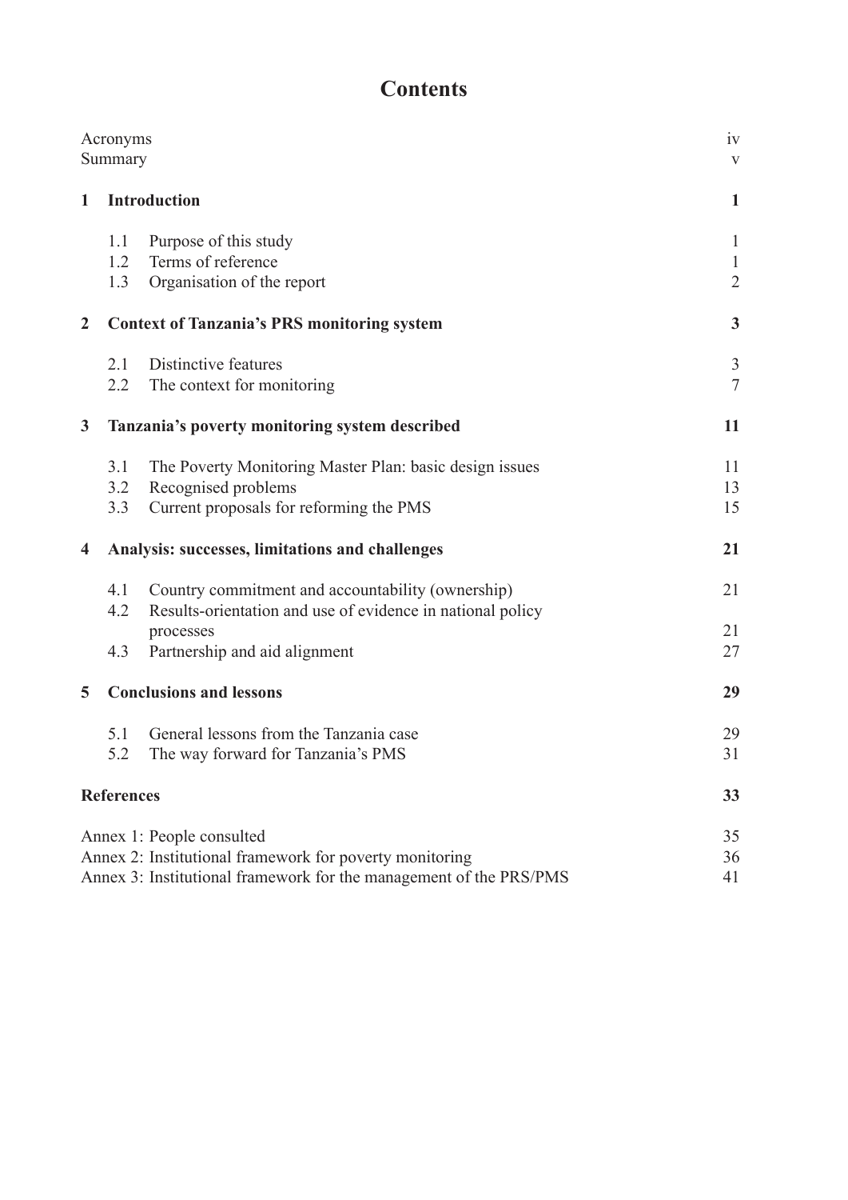# Contents

| | | |
|---|---|---|
| Acronyms | | iv |
| Summary | | v |
| **1** | **Introduction** | **1** |
| 1.1 | Purpose of this study | 1 |
| 1.2 | Terms of reference | 1 |
| 1.3 | Organisation of the report | 2 |
| **2** | **Context of Tanzania's PRS monitoring system** | **3** |
| 2.1 | Distinctive features | 3 |
| 2.2 | The context for monitoring | 7 |
| **3** | **Tanzania's poverty monitoring system described** | **11** |
| 3.1 | The Poverty Monitoring Master Plan: basic design issues | 11 |
| 3.2 | Recognised problems | 13 |
| 3.3 | Current proposals for reforming the PMS | 15 |
| **4** | **Analysis: successes, limitations and challenges** | **21** |
| 4.1 | Country commitment and accountability (ownership) | 21 |
| 4.2 | Results-orientation and use of evidence in national policy processes | 21 |
| 4.3 | Partnership and aid alignment | 27 |
| **5** | **Conclusions and lessons** | **29** |
| 5.1 | General lessons from the Tanzania case | 29 |
| 5.2 | The way forward for Tanzania's PMS | 31 |
| **References** | | **33** |
| Annex 1: People consulted | | 35 |
| Annex 2: Institutional framework for poverty monitoring | | 36 |
| Annex 3: Institutional framework for the management of the PRS/PMS | | 41 |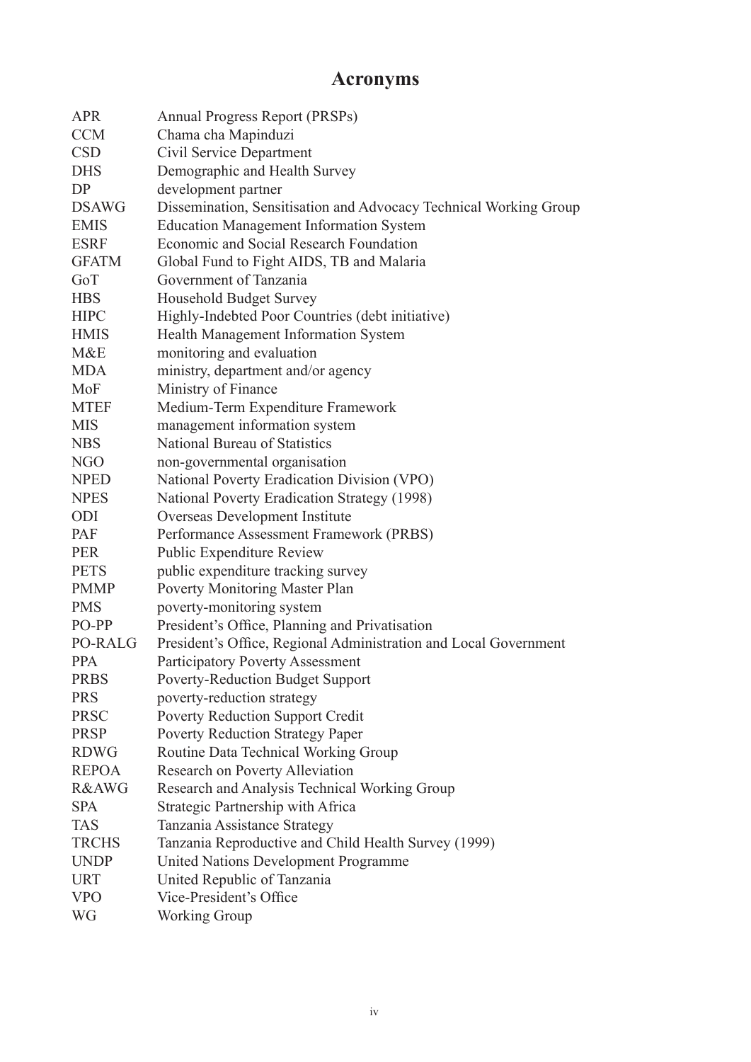# Acronyms

| | |
|---|---|
| APR | Annual Progress Report (PRSPs) |
| CCM | Chama cha Mapinduzi |
| CSD | Civil Service Department |
| DHS | Demographic and Health Survey |
| DP | development partner |
| DSAWG | Dissemination, Sensitisation and Advocacy Technical Working Group |
| EMIS | Education Management Information System |
| ESRF | Economic and Social Research Foundation |
| GFATM | Global Fund to Fight AIDS, TB and Malaria |
| GoT | Government of Tanzania |
| HBS | Household Budget Survey |
| HIPC | Highly-Indebted Poor Countries (debt initiative) |
| HMIS | Health Management Information System |
| M&E | monitoring and evaluation |
| MDA | ministry, department and/or agency |
| MoF | Ministry of Finance |
| MTEF | Medium-Term Expenditure Framework |
| MIS | management information system |
| NBS | National Bureau of Statistics |
| NGO | non-governmental organisation |
| NPED | National Poverty Eradication Division (VPO) |
| NPES | National Poverty Eradication Strategy (1998) |
| ODI | Overseas Development Institute |
| PAF | Performance Assessment Framework (PRBS) |
| PER | Public Expenditure Review |
| PETS | public expenditure tracking survey |
| PMMP | Poverty Monitoring Master Plan |
| PMS | poverty-monitoring system |
| PO-PP | President's Office, Planning and Privatisation |
| PO-RALG | President's Office, Regional Administration and Local Government |
| PPA | Participatory Poverty Assessment |
| PRBS | Poverty-Reduction Budget Support |
| PRS | poverty-reduction strategy |
| PRSC | Poverty Reduction Support Credit |
| PRSP | Poverty Reduction Strategy Paper |
| RDWG | Routine Data Technical Working Group |
| REPOA | Research on Poverty Alleviation |
| R&AWG | Research and Analysis Technical Working Group |
| SPA | Strategic Partnership with Africa |
| TAS | Tanzania Assistance Strategy |
| TRCHS | Tanzania Reproductive and Child Health Survey (1999) |
| UNDP | United Nations Development Programme |
| URT | United Republic of Tanzania |
| VPO | Vice-President's Office |
| WG | Working Group |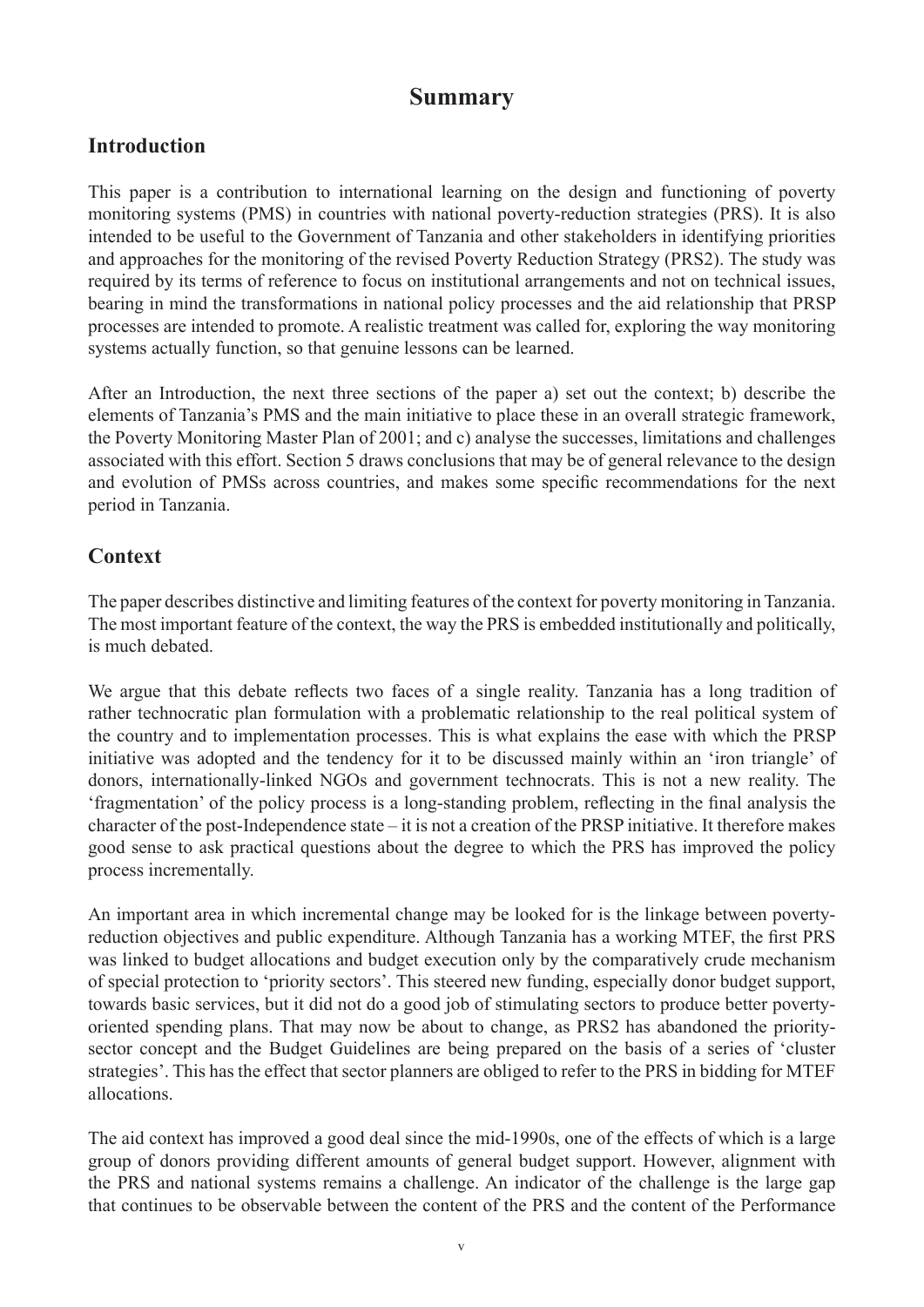# Summary

## Introduction

This paper is a contribution to international learning on the design and functioning of poverty monitoring systems (PMS) in countries with national poverty-reduction strategies (PRS). It is also intended to be useful to the Government of Tanzania and other stakeholders in identifying priorities and approaches for the monitoring of the revised Poverty Reduction Strategy (PRS2). The study was required by its terms of reference to focus on institutional arrangements and not on technical issues, bearing in mind the transformations in national policy processes and the aid relationship that PRSP processes are intended to promote. A realistic treatment was called for, exploring the way monitoring systems actually function, so that genuine lessons can be learned.

After an Introduction, the next three sections of the paper a) set out the context; b) describe the elements of Tanzania's PMS and the main initiative to place these in an overall strategic framework, the Poverty Monitoring Master Plan of 2001; and c) analyse the successes, limitations and challenges associated with this effort. Section 5 draws conclusions that may be of general relevance to the design and evolution of PMSs across countries, and makes some specific recommendations for the next period in Tanzania.

## Context

The paper describes distinctive and limiting features of the context for poverty monitoring in Tanzania. The most important feature of the context, the way the PRS is embedded institutionally and politically, is much debated.

We argue that this debate reflects two faces of a single reality. Tanzania has a long tradition of rather technocratic plan formulation with a problematic relationship to the real political system of the country and to implementation processes. This is what explains the ease with which the PRSP initiative was adopted and the tendency for it to be discussed mainly within an 'iron triangle' of donors, internationally-linked NGOs and government technocrats. This is not a new reality. The 'fragmentation' of the policy process is a long-standing problem, reflecting in the final analysis the character of the post-Independence state – it is not a creation of the PRSP initiative. It therefore makes good sense to ask practical questions about the degree to which the PRS has improved the policy process incrementally.

An important area in which incremental change may be looked for is the linkage between poverty-reduction objectives and public expenditure. Although Tanzania has a working MTEF, the first PRS was linked to budget allocations and budget execution only by the comparatively crude mechanism of special protection to 'priority sectors'. This steered new funding, especially donor budget support, towards basic services, but it did not do a good job of stimulating sectors to produce better poverty-oriented spending plans. That may now be about to change, as PRS2 has abandoned the priority-sector concept and the Budget Guidelines are being prepared on the basis of a series of 'cluster strategies'. This has the effect that sector planners are obliged to refer to the PRS in bidding for MTEF allocations.

The aid context has improved a good deal since the mid-1990s, one of the effects of which is a large group of donors providing different amounts of general budget support. However, alignment with the PRS and national systems remains a challenge. An indicator of the challenge is the large gap that continues to be observable between the content of the PRS and the content of the Performance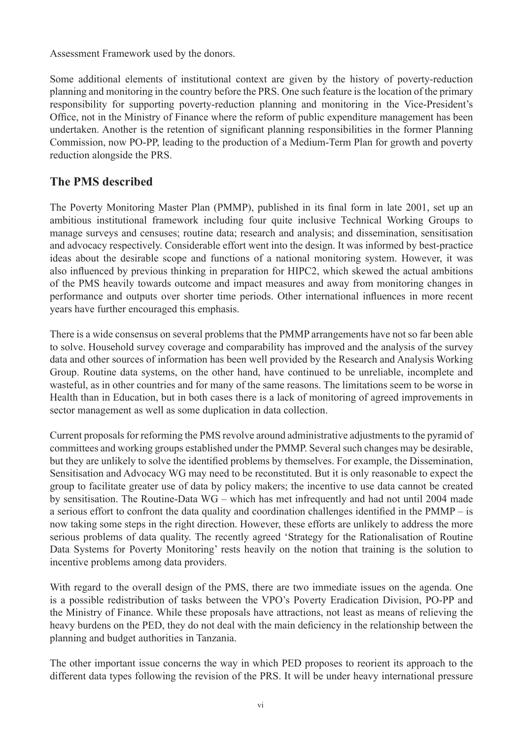Assessment Framework used by the donors.

Some additional elements of institutional context are given by the history of poverty-reduction planning and monitoring in the country before the PRS. One such feature is the location of the primary responsibility for supporting poverty-reduction planning and monitoring in the Vice-President's Office, not in the Ministry of Finance where the reform of public expenditure management has been undertaken. Another is the retention of significant planning responsibilities in the former Planning Commission, now PO-PP, leading to the production of a Medium-Term Plan for growth and poverty reduction alongside the PRS.

## The PMS described

The Poverty Monitoring Master Plan (PMMP), published in its final form in late 2001, set up an ambitious institutional framework including four quite inclusive Technical Working Groups to manage surveys and censuses; routine data; research and analysis; and dissemination, sensitisation and advocacy respectively. Considerable effort went into the design. It was informed by best-practice ideas about the desirable scope and functions of a national monitoring system. However, it was also influenced by previous thinking in preparation for HIPC2, which skewed the actual ambitions of the PMS heavily towards outcome and impact measures and away from monitoring changes in performance and outputs over shorter time periods. Other international influences in more recent years have further encouraged this emphasis.

There is a wide consensus on several problems that the PMMP arrangements have not so far been able to solve. Household survey coverage and comparability has improved and the analysis of the survey data and other sources of information has been well provided by the Research and Analysis Working Group. Routine data systems, on the other hand, have continued to be unreliable, incomplete and wasteful, as in other countries and for many of the same reasons. The limitations seem to be worse in Health than in Education, but in both cases there is a lack of monitoring of agreed improvements in sector management as well as some duplication in data collection.

Current proposals for reforming the PMS revolve around administrative adjustments to the pyramid of committees and working groups established under the PMMP. Several such changes may be desirable, but they are unlikely to solve the identified problems by themselves. For example, the Dissemination, Sensitisation and Advocacy WG may need to be reconstituted. But it is only reasonable to expect the group to facilitate greater use of data by policy makers; the incentive to use data cannot be created by sensitisation. The Routine-Data WG – which has met infrequently and had not until 2004 made a serious effort to confront the data quality and coordination challenges identified in the PMMP – is now taking some steps in the right direction. However, these efforts are unlikely to address the more serious problems of data quality. The recently agreed 'Strategy for the Rationalisation of Routine Data Systems for Poverty Monitoring' rests heavily on the notion that training is the solution to incentive problems among data providers.

With regard to the overall design of the PMS, there are two immediate issues on the agenda. One is a possible redistribution of tasks between the VPO's Poverty Eradication Division, PO-PP and the Ministry of Finance. While these proposals have attractions, not least as means of relieving the heavy burdens on the PED, they do not deal with the main deficiency in the relationship between the planning and budget authorities in Tanzania.

The other important issue concerns the way in which PED proposes to reorient its approach to the different data types following the revision of the PRS. It will be under heavy international pressure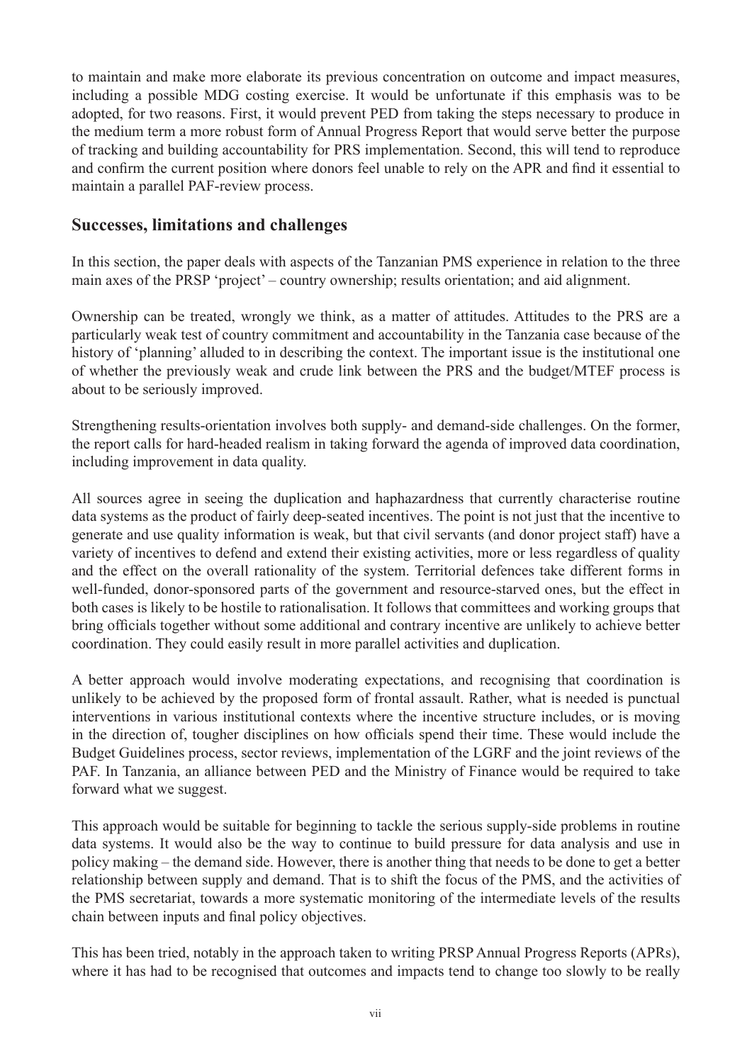to maintain and make more elaborate its previous concentration on outcome and impact measures, including a possible MDG costing exercise. It would be unfortunate if this emphasis was to be adopted, for two reasons. First, it would prevent PED from taking the steps necessary to produce in the medium term a more robust form of Annual Progress Report that would serve better the purpose of tracking and building accountability for PRS implementation. Second, this will tend to reproduce and confirm the current position where donors feel unable to rely on the APR and find it essential to maintain a parallel PAF-review process.

## Successes, limitations and challenges

In this section, the paper deals with aspects of the Tanzanian PMS experience in relation to the three main axes of the PRSP 'project' – country ownership; results orientation; and aid alignment.

Ownership can be treated, wrongly we think, as a matter of attitudes. Attitudes to the PRS are a particularly weak test of country commitment and accountability in the Tanzania case because of the history of 'planning' alluded to in describing the context. The important issue is the institutional one of whether the previously weak and crude link between the PRS and the budget/MTEF process is about to be seriously improved.

Strengthening results-orientation involves both supply- and demand-side challenges. On the former, the report calls for hard-headed realism in taking forward the agenda of improved data coordination, including improvement in data quality.

All sources agree in seeing the duplication and haphazardness that currently characterise routine data systems as the product of fairly deep-seated incentives. The point is not just that the incentive to generate and use quality information is weak, but that civil servants (and donor project staff) have a variety of incentives to defend and extend their existing activities, more or less regardless of quality and the effect on the overall rationality of the system. Territorial defences take different forms in well-funded, donor-sponsored parts of the government and resource-starved ones, but the effect in both cases is likely to be hostile to rationalisation. It follows that committees and working groups that bring officials together without some additional and contrary incentive are unlikely to achieve better coordination. They could easily result in more parallel activities and duplication.

A better approach would involve moderating expectations, and recognising that coordination is unlikely to be achieved by the proposed form of frontal assault. Rather, what is needed is punctual interventions in various institutional contexts where the incentive structure includes, or is moving in the direction of, tougher disciplines on how officials spend their time. These would include the Budget Guidelines process, sector reviews, implementation of the LGRF and the joint reviews of the PAF. In Tanzania, an alliance between PED and the Ministry of Finance would be required to take forward what we suggest.

This approach would be suitable for beginning to tackle the serious supply-side problems in routine data systems. It would also be the way to continue to build pressure for data analysis and use in policy making – the demand side. However, there is another thing that needs to be done to get a better relationship between supply and demand. That is to shift the focus of the PMS, and the activities of the PMS secretariat, towards a more systematic monitoring of the intermediate levels of the results chain between inputs and final policy objectives.

This has been tried, notably in the approach taken to writing PRSP Annual Progress Reports (APRs), where it has had to be recognised that outcomes and impacts tend to change too slowly to be really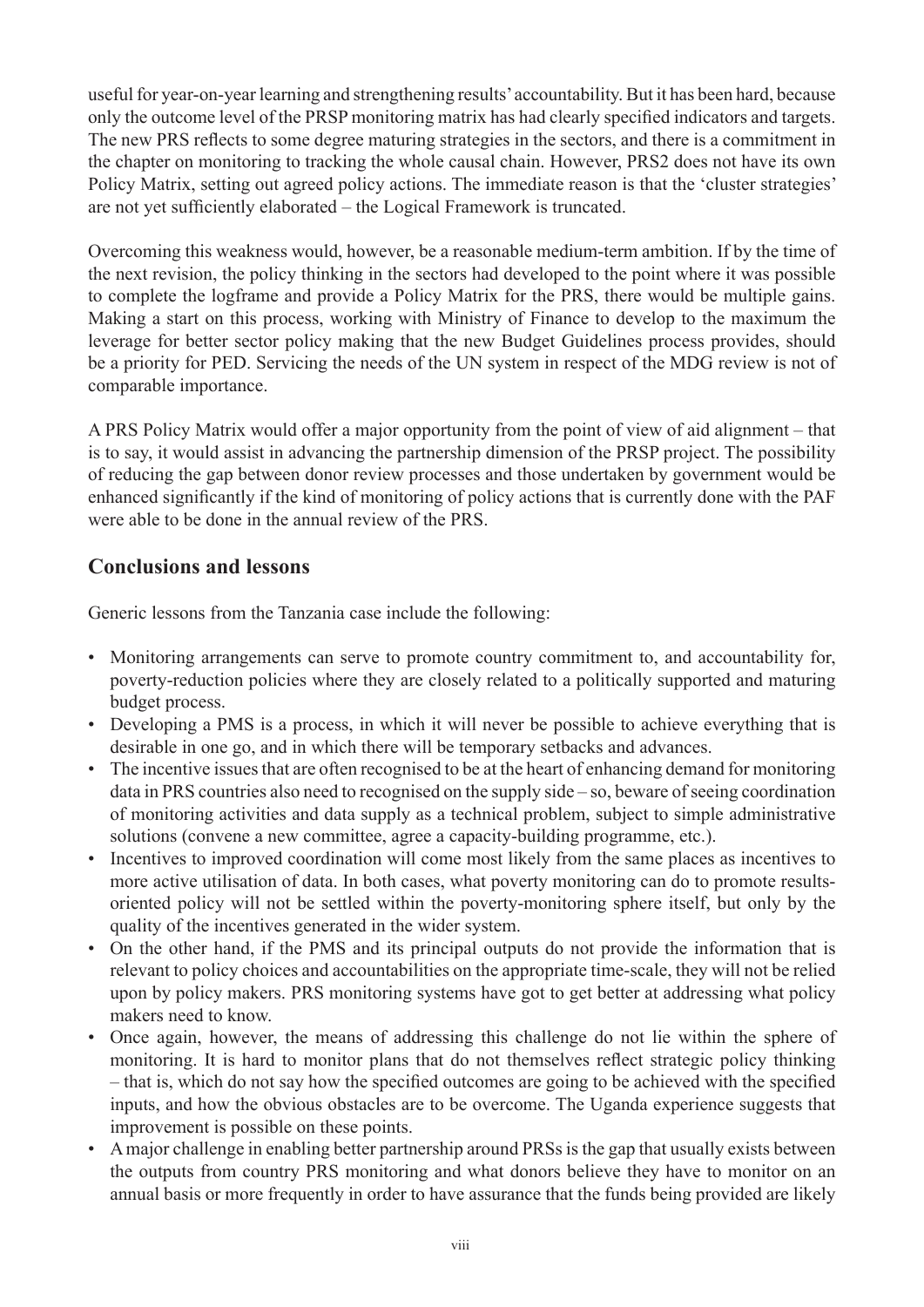useful for year-on-year learning and strengthening results' accountability. But it has been hard, because only the outcome level of the PRSP monitoring matrix has had clearly specified indicators and targets. The new PRS reflects to some degree maturing strategies in the sectors, and there is a commitment in the chapter on monitoring to tracking the whole causal chain. However, PRS2 does not have its own Policy Matrix, setting out agreed policy actions. The immediate reason is that the 'cluster strategies' are not yet sufficiently elaborated – the Logical Framework is truncated.

Overcoming this weakness would, however, be a reasonable medium-term ambition. If by the time of the next revision, the policy thinking in the sectors had developed to the point where it was possible to complete the logframe and provide a Policy Matrix for the PRS, there would be multiple gains. Making a start on this process, working with Ministry of Finance to develop to the maximum the leverage for better sector policy making that the new Budget Guidelines process provides, should be a priority for PED. Servicing the needs of the UN system in respect of the MDG review is not of comparable importance.

A PRS Policy Matrix would offer a major opportunity from the point of view of aid alignment – that is to say, it would assist in advancing the partnership dimension of the PRSP project. The possibility of reducing the gap between donor review processes and those undertaken by government would be enhanced significantly if the kind of monitoring of policy actions that is currently done with the PAF were able to be done in the annual review of the PRS.

## Conclusions and lessons

Generic lessons from the Tanzania case include the following:

- Monitoring arrangements can serve to promote country commitment to, and accountability for, poverty-reduction policies where they are closely related to a politically supported and maturing budget process.
- Developing a PMS is a process, in which it will never be possible to achieve everything that is desirable in one go, and in which there will be temporary setbacks and advances.
- The incentive issues that are often recognised to be at the heart of enhancing demand for monitoring data in PRS countries also need to recognised on the supply side – so, beware of seeing coordination of monitoring activities and data supply as a technical problem, subject to simple administrative solutions (convene a new committee, agree a capacity-building programme, etc.).
- Incentives to improved coordination will come most likely from the same places as incentives to more active utilisation of data. In both cases, what poverty monitoring can do to promote results-oriented policy will not be settled within the poverty-monitoring sphere itself, but only by the quality of the incentives generated in the wider system.
- On the other hand, if the PMS and its principal outputs do not provide the information that is relevant to policy choices and accountabilities on the appropriate time-scale, they will not be relied upon by policy makers. PRS monitoring systems have got to get better at addressing what policy makers need to know.
- Once again, however, the means of addressing this challenge do not lie within the sphere of monitoring. It is hard to monitor plans that do not themselves reflect strategic policy thinking – that is, which do not say how the specified outcomes are going to be achieved with the specified inputs, and how the obvious obstacles are to be overcome. The Uganda experience suggests that improvement is possible on these points.
- A major challenge in enabling better partnership around PRSs is the gap that usually exists between the outputs from country PRS monitoring and what donors believe they have to monitor on an annual basis or more frequently in order to have assurance that the funds being provided are likely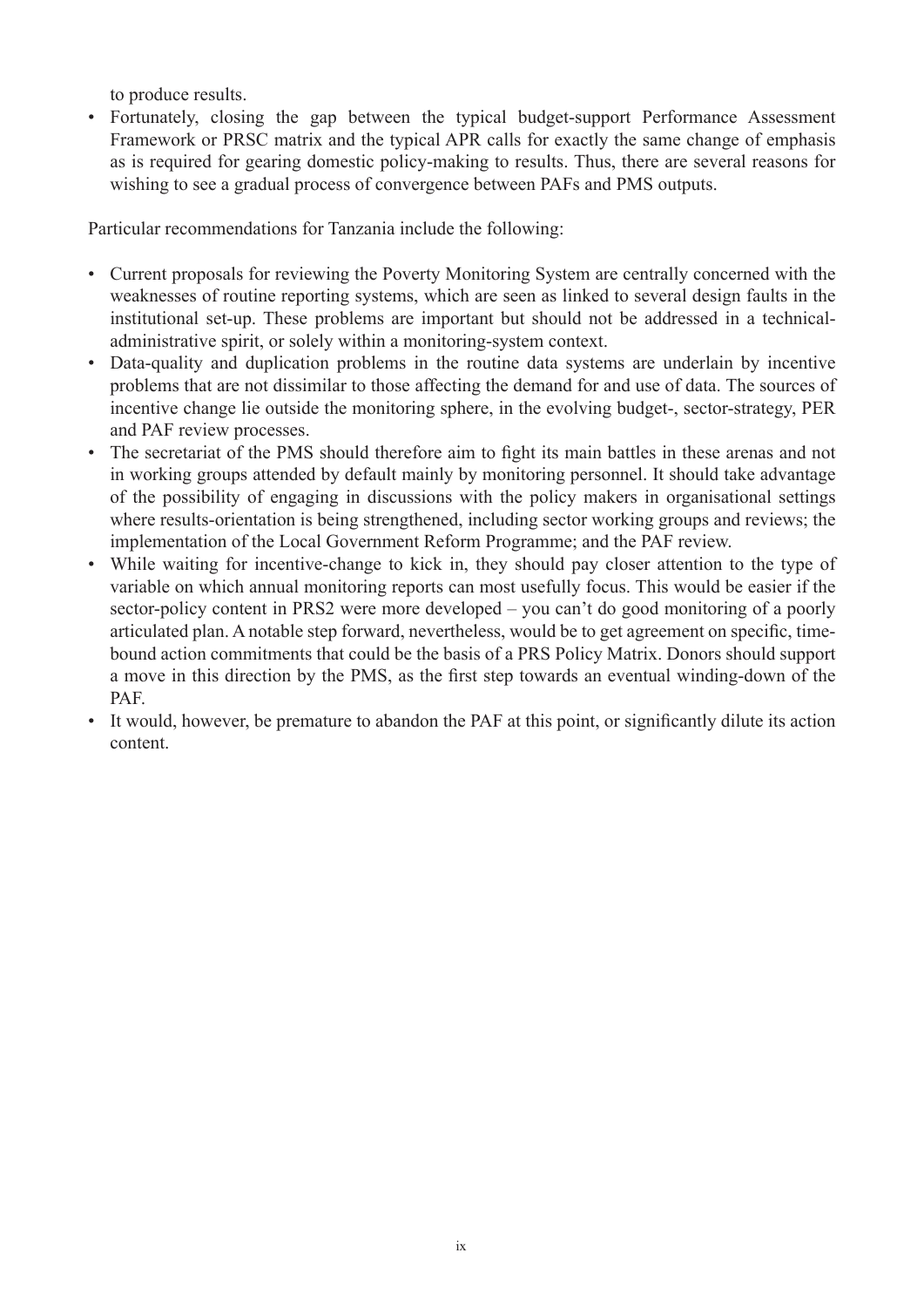to produce results.

- Fortunately, closing the gap between the typical budget-support Performance Assessment Framework or PRSC matrix and the typical APR calls for exactly the same change of emphasis as is required for gearing domestic policy-making to results. Thus, there are several reasons for wishing to see a gradual process of convergence between PAFs and PMS outputs.

Particular recommendations for Tanzania include the following:

- Current proposals for reviewing the Poverty Monitoring System are centrally concerned with the weaknesses of routine reporting systems, which are seen as linked to several design faults in the institutional set-up. These problems are important but should not be addressed in a technical-administrative spirit, or solely within a monitoring-system context.
- Data-quality and duplication problems in the routine data systems are underlain by incentive problems that are not dissimilar to those affecting the demand for and use of data. The sources of incentive change lie outside the monitoring sphere, in the evolving budget-, sector-strategy, PER and PAF review processes.
- The secretariat of the PMS should therefore aim to fight its main battles in these arenas and not in working groups attended by default mainly by monitoring personnel. It should take advantage of the possibility of engaging in discussions with the policy makers in organisational settings where results-orientation is being strengthened, including sector working groups and reviews; the implementation of the Local Government Reform Programme; and the PAF review.
- While waiting for incentive-change to kick in, they should pay closer attention to the type of variable on which annual monitoring reports can most usefully focus. This would be easier if the sector-policy content in PRS2 were more developed – you can't do good monitoring of a poorly articulated plan. A notable step forward, nevertheless, would be to get agreement on specific, time-bound action commitments that could be the basis of a PRS Policy Matrix. Donors should support a move in this direction by the PMS, as the first step towards an eventual winding-down of the PAF.
- It would, however, be premature to abandon the PAF at this point, or significantly dilute its action content.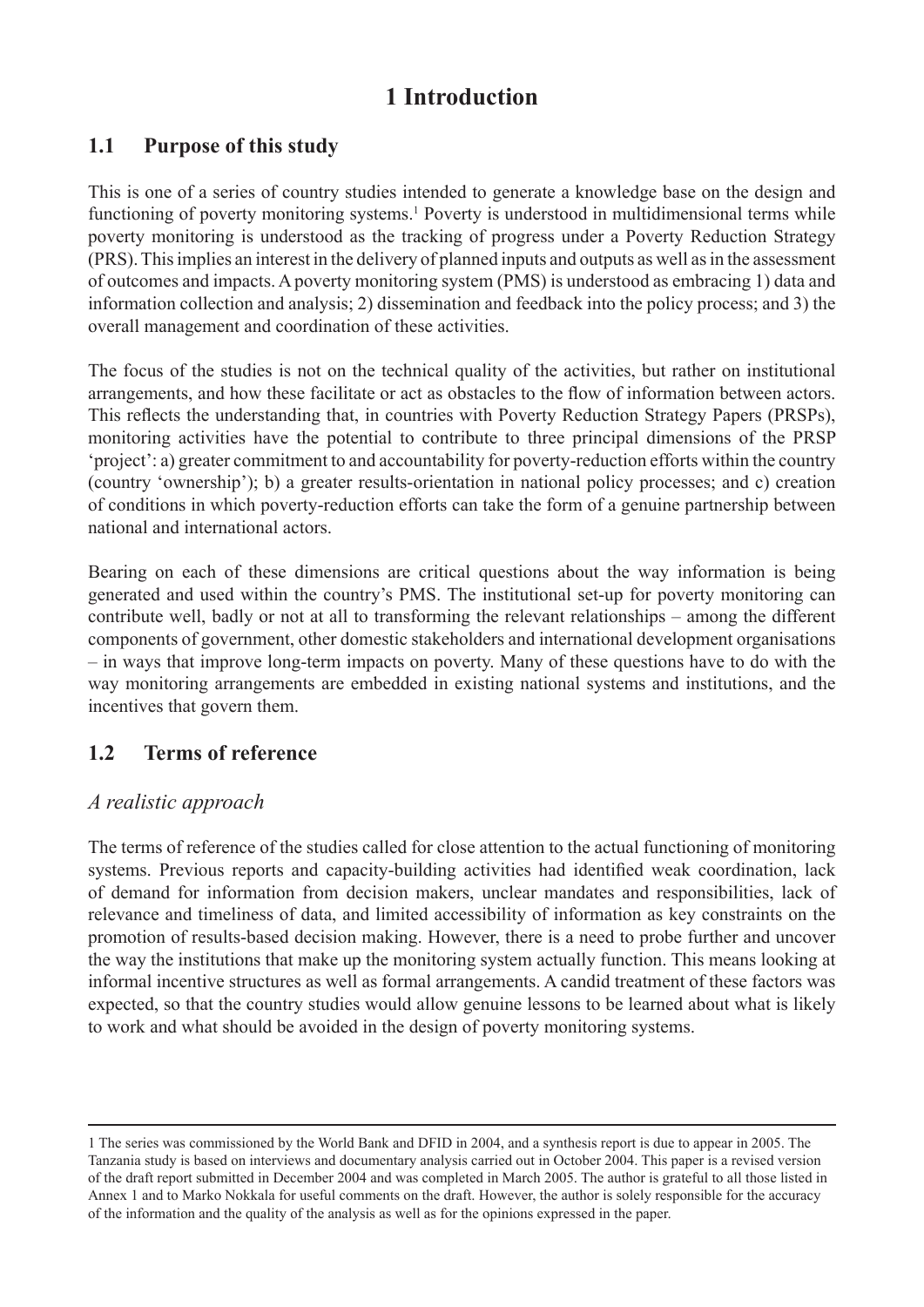# 1 Introduction

## 1.1 Purpose of this study

This is one of a series of country studies intended to generate a knowledge base on the design and functioning of poverty monitoring systems.[1] Poverty is understood in multidimensional terms while poverty monitoring is understood as the tracking of progress under a Poverty Reduction Strategy (PRS). This implies an interest in the delivery of planned inputs and outputs as well as in the assessment of outcomes and impacts. A poverty monitoring system (PMS) is understood as embracing 1) data and information collection and analysis; 2) dissemination and feedback into the policy process; and 3) the overall management and coordination of these activities.

The focus of the studies is not on the technical quality of the activities, but rather on institutional arrangements, and how these facilitate or act as obstacles to the flow of information between actors. This reflects the understanding that, in countries with Poverty Reduction Strategy Papers (PRSPs), monitoring activities have the potential to contribute to three principal dimensions of the PRSP 'project': a) greater commitment to and accountability for poverty-reduction efforts within the country (country 'ownership'); b) a greater results-orientation in national policy processes; and c) creation of conditions in which poverty-reduction efforts can take the form of a genuine partnership between national and international actors.

Bearing on each of these dimensions are critical questions about the way information is being generated and used within the country's PMS. The institutional set-up for poverty monitoring can contribute well, badly or not at all to transforming the relevant relationships – among the different components of government, other domestic stakeholders and international development organisations – in ways that improve long-term impacts on poverty. Many of these questions have to do with the way monitoring arrangements are embedded in existing national systems and institutions, and the incentives that govern them.

## 1.2 Terms of reference

### *A realistic approach*

The terms of reference of the studies called for close attention to the actual functioning of monitoring systems. Previous reports and capacity-building activities had identified weak coordination, lack of demand for information from decision makers, unclear mandates and responsibilities, lack of relevance and timeliness of data, and limited accessibility of information as key constraints on the promotion of results-based decision making. However, there is a need to probe further and uncover the way the institutions that make up the monitoring system actually function. This means looking at informal incentive structures as well as formal arrangements. A candid treatment of these factors was expected, so that the country studies would allow genuine lessons to be learned about what is likely to work and what should be avoided in the design of poverty monitoring systems.

---

[1] The series was commissioned by the World Bank and DFID in 2004, and a synthesis report is due to appear in 2005. The Tanzania study is based on interviews and documentary analysis carried out in October 2004. This paper is a revised version of the draft report submitted in December 2004 and was completed in March 2005. The author is grateful to all those listed in Annex 1 and to Marko Nokkala for useful comments on the draft. However, the author is solely responsible for the accuracy of the information and the quality of the analysis as well as for the opinions expressed in the paper.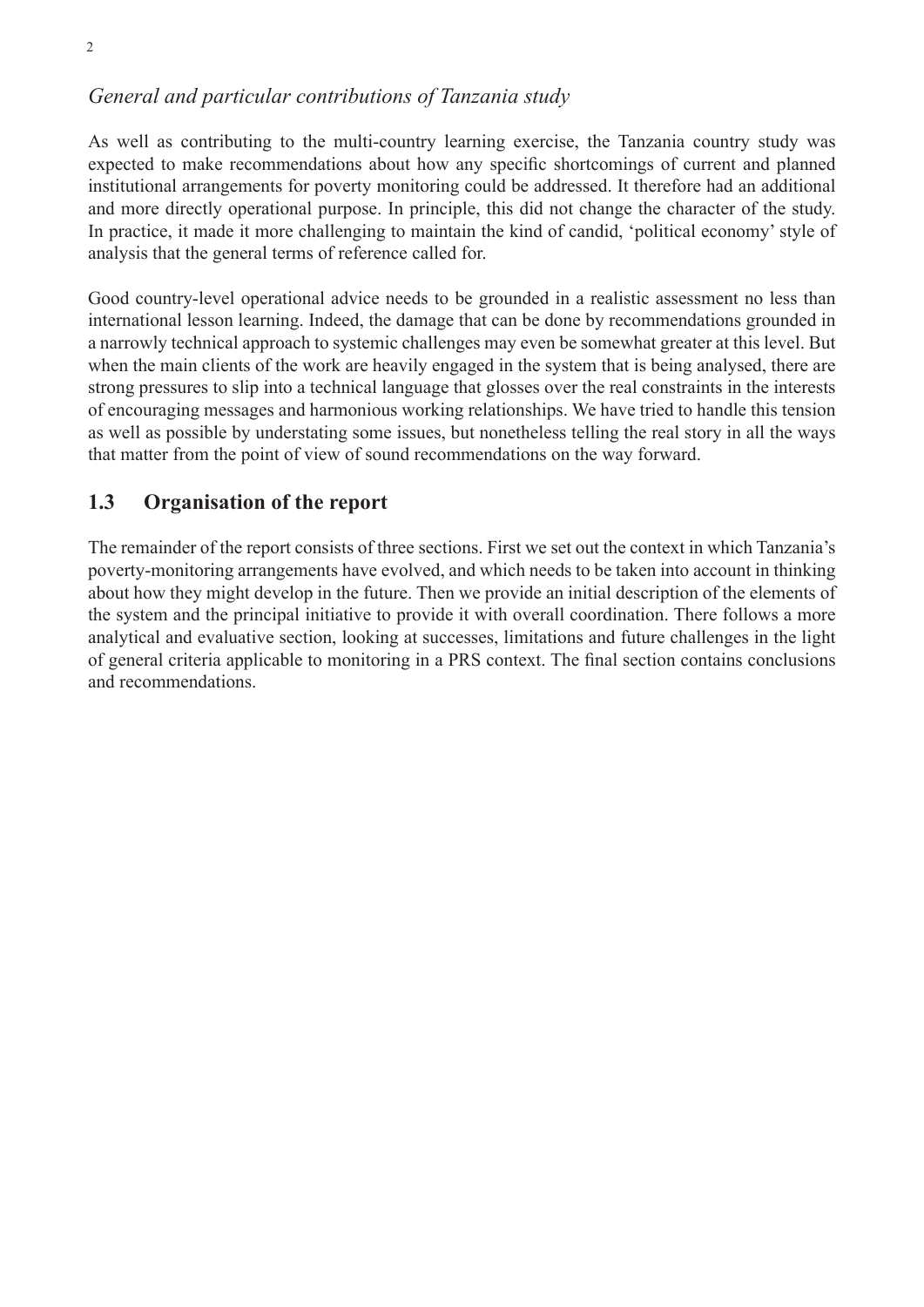*General and particular contributions of Tanzania study*

As well as contributing to the multi-country learning exercise, the Tanzania country study was expected to make recommendations about how any specific shortcomings of current and planned institutional arrangements for poverty monitoring could be addressed. It therefore had an additional and more directly operational purpose. In principle, this did not change the character of the study. In practice, it made it more challenging to maintain the kind of candid, 'political economy' style of analysis that the general terms of reference called for.

Good country-level operational advice needs to be grounded in a realistic assessment no less than international lesson learning. Indeed, the damage that can be done by recommendations grounded in a narrowly technical approach to systemic challenges may even be somewhat greater at this level. But when the main clients of the work are heavily engaged in the system that is being analysed, there are strong pressures to slip into a technical language that glosses over the real constraints in the interests of encouraging messages and harmonious working relationships. We have tried to handle this tension as well as possible by understating some issues, but nonetheless telling the real story in all the ways that matter from the point of view of sound recommendations on the way forward.

## 1.3 Organisation of the report

The remainder of the report consists of three sections. First we set out the context in which Tanzania's poverty-monitoring arrangements have evolved, and which needs to be taken into account in thinking about how they might develop in the future. Then we provide an initial description of the elements of the system and the principal initiative to provide it with overall coordination. There follows a more analytical and evaluative section, looking at successes, limitations and future challenges in the light of general criteria applicable to monitoring in a PRS context. The final section contains conclusions and recommendations.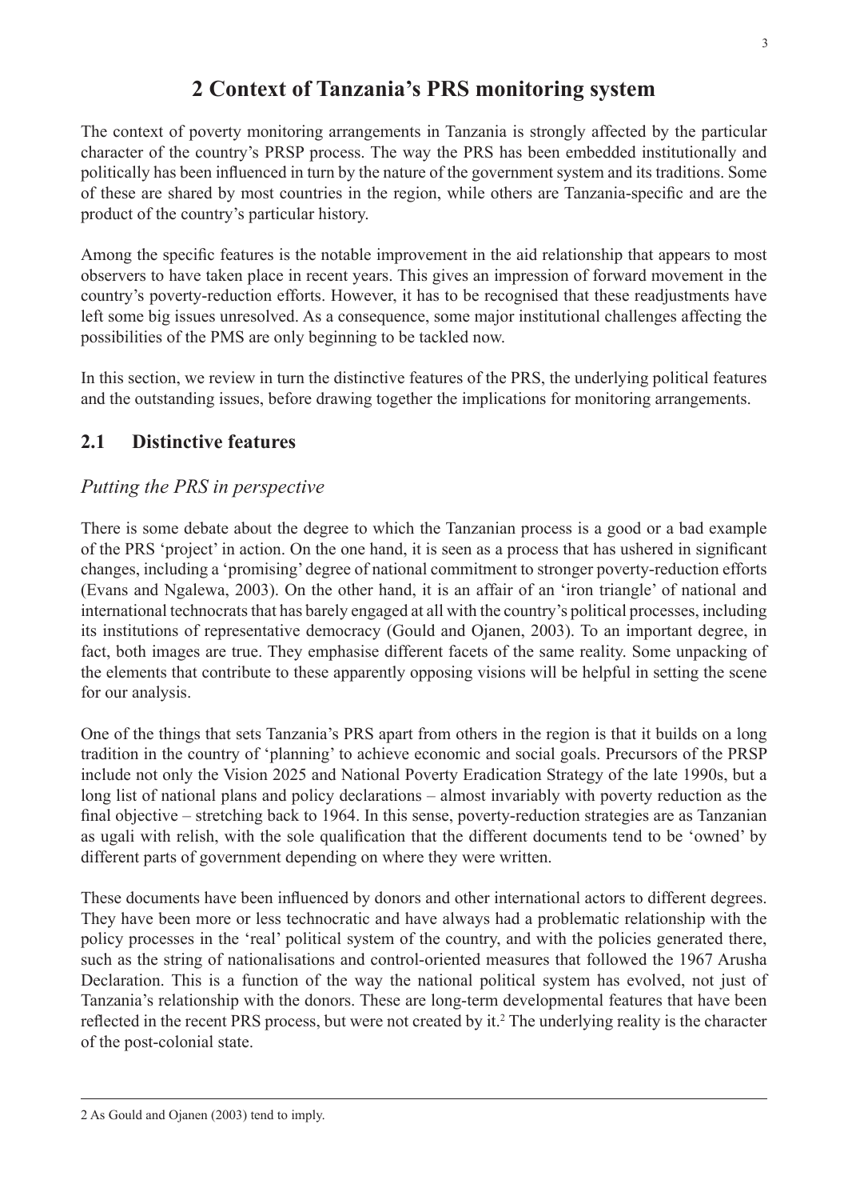# 2 Context of Tanzania's PRS monitoring system

The context of poverty monitoring arrangements in Tanzania is strongly affected by the particular character of the country's PRSP process. The way the PRS has been embedded institutionally and politically has been influenced in turn by the nature of the government system and its traditions. Some of these are shared by most countries in the region, while others are Tanzania-specific and are the product of the country's particular history.

Among the specific features is the notable improvement in the aid relationship that appears to most observers to have taken place in recent years. This gives an impression of forward movement in the country's poverty-reduction efforts. However, it has to be recognised that these readjustments have left some big issues unresolved. As a consequence, some major institutional challenges affecting the possibilities of the PMS are only beginning to be tackled now.

In this section, we review in turn the distinctive features of the PRS, the underlying political features and the outstanding issues, before drawing together the implications for monitoring arrangements.

## 2.1 Distinctive features

### *Putting the PRS in perspective*

There is some debate about the degree to which the Tanzanian process is a good or a bad example of the PRS 'project' in action. On the one hand, it is seen as a process that has ushered in significant changes, including a 'promising' degree of national commitment to stronger poverty-reduction efforts (Evans and Ngalewa, 2003). On the other hand, it is an affair of an 'iron triangle' of national and international technocrats that has barely engaged at all with the country's political processes, including its institutions of representative democracy (Gould and Ojanen, 2003). To an important degree, in fact, both images are true. They emphasise different facets of the same reality. Some unpacking of the elements that contribute to these apparently opposing visions will be helpful in setting the scene for our analysis.

One of the things that sets Tanzania's PRS apart from others in the region is that it builds on a long tradition in the country of 'planning' to achieve economic and social goals. Precursors of the PRSP include not only the Vision 2025 and National Poverty Eradication Strategy of the late 1990s, but a long list of national plans and policy declarations – almost invariably with poverty reduction as the final objective – stretching back to 1964. In this sense, poverty-reduction strategies are as Tanzanian as ugali with relish, with the sole qualification that the different documents tend to be 'owned' by different parts of government depending on where they were written.

These documents have been influenced by donors and other international actors to different degrees. They have been more or less technocratic and have always had a problematic relationship with the policy processes in the 'real' political system of the country, and with the policies generated there, such as the string of nationalisations and control-oriented measures that followed the 1967 Arusha Declaration. This is a function of the way the national political system has evolved, not just of Tanzania's relationship with the donors. These are long-term developmental features that have been reflected in the recent PRS process, but were not created by it.[2] The underlying reality is the character of the post-colonial state.

---

2 As Gould and Ojanen (2003) tend to imply.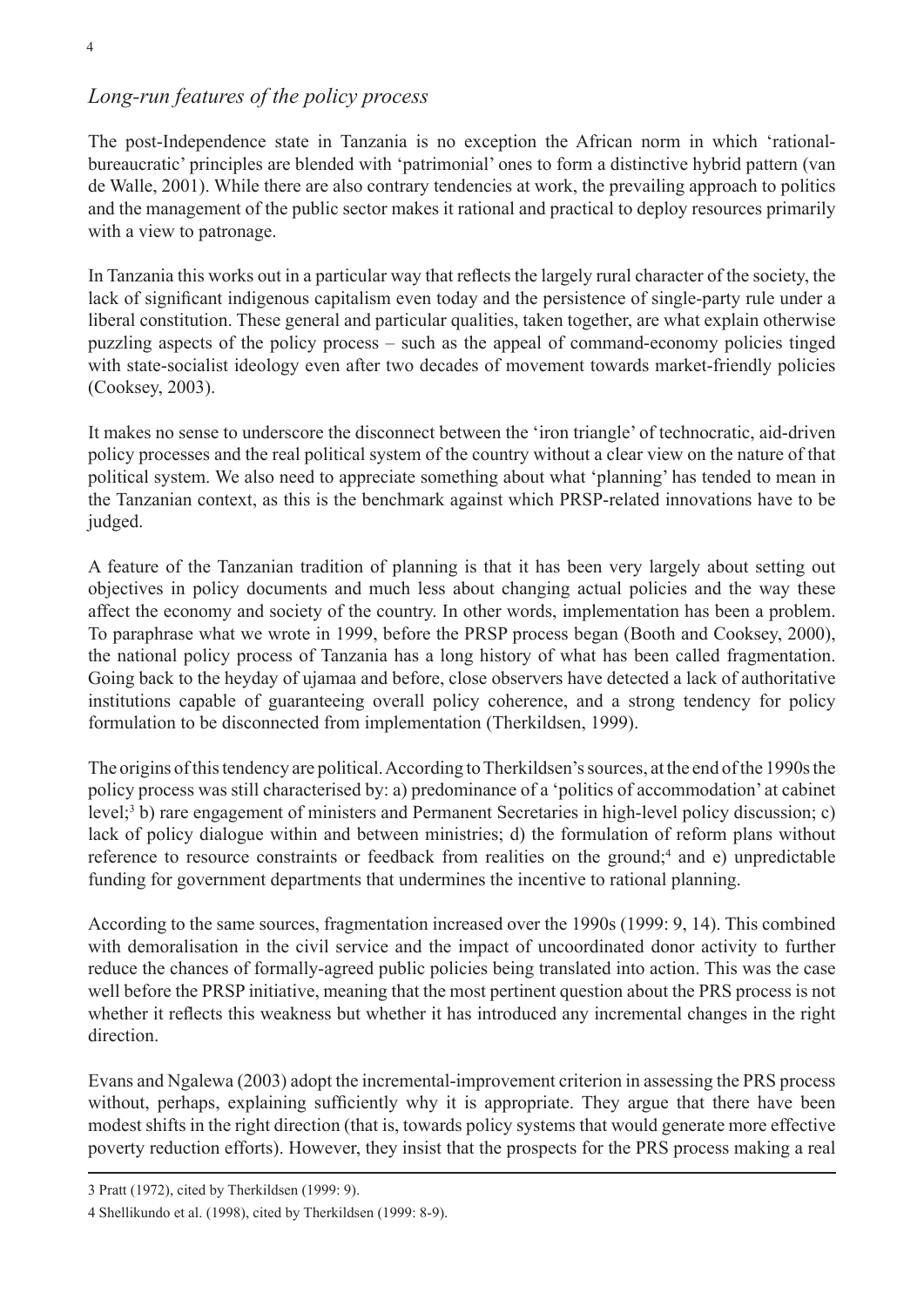## *Long-run features of the policy process*

The post-Independence state in Tanzania is no exception the African norm in which 'rational-bureaucratic' principles are blended with 'patrimonial' ones to form a distinctive hybrid pattern (van de Walle, 2001). While there are also contrary tendencies at work, the prevailing approach to politics and the management of the public sector makes it rational and practical to deploy resources primarily with a view to patronage.

In Tanzania this works out in a particular way that reflects the largely rural character of the society, the lack of significant indigenous capitalism even today and the persistence of single-party rule under a liberal constitution. These general and particular qualities, taken together, are what explain otherwise puzzling aspects of the policy process – such as the appeal of command-economy policies tinged with state-socialist ideology even after two decades of movement towards market-friendly policies (Cooksey, 2003).

It makes no sense to underscore the disconnect between the 'iron triangle' of technocratic, aid-driven policy processes and the real political system of the country without a clear view on the nature of that political system. We also need to appreciate something about what 'planning' has tended to mean in the Tanzanian context, as this is the benchmark against which PRSP-related innovations have to be judged.

A feature of the Tanzanian tradition of planning is that it has been very largely about setting out objectives in policy documents and much less about changing actual policies and the way these affect the economy and society of the country. In other words, implementation has been a problem. To paraphrase what we wrote in 1999, before the PRSP process began (Booth and Cooksey, 2000), the national policy process of Tanzania has a long history of what has been called fragmentation. Going back to the heyday of ujamaa and before, close observers have detected a lack of authoritative institutions capable of guaranteeing overall policy coherence, and a strong tendency for policy formulation to be disconnected from implementation (Therkildsen, 1999).

The origins of this tendency are political. According to Therkildsen's sources, at the end of the 1990s the policy process was still characterised by: a) predominance of a 'politics of accommodation' at cabinet level;[3] b) rare engagement of ministers and Permanent Secretaries in high-level policy discussion; c) lack of policy dialogue within and between ministries; d) the formulation of reform plans without reference to resource constraints or feedback from realities on the ground;[4] and e) unpredictable funding for government departments that undermines the incentive to rational planning.

According to the same sources, fragmentation increased over the 1990s (1999: 9, 14). This combined with demoralisation in the civil service and the impact of uncoordinated donor activity to further reduce the chances of formally-agreed public policies being translated into action. This was the case well before the PRSP initiative, meaning that the most pertinent question about the PRS process is not whether it reflects this weakness but whether it has introduced any incremental changes in the right direction.

Evans and Ngalewa (2003) adopt the incremental-improvement criterion in assessing the PRS process without, perhaps, explaining sufficiently why it is appropriate. They argue that there have been modest shifts in the right direction (that is, towards policy systems that would generate more effective poverty reduction efforts). However, they insist that the prospects for the PRS process making a real

---

3 Pratt (1972), cited by Therkildsen (1999: 9).

4 Shellikundo et al. (1998), cited by Therkildsen (1999: 8-9).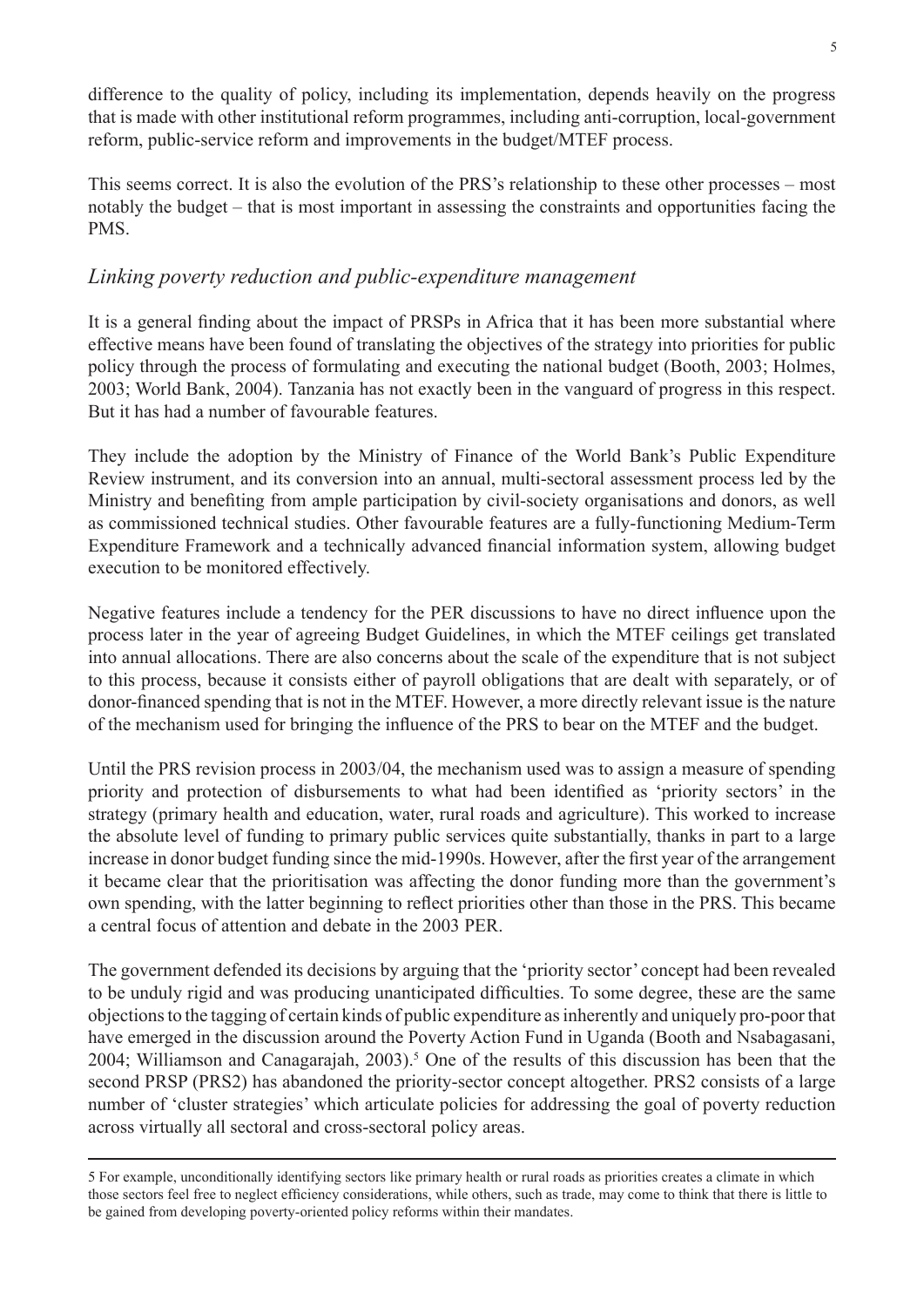difference to the quality of policy, including its implementation, depends heavily on the progress that is made with other institutional reform programmes, including anti-corruption, local-government reform, public-service reform and improvements in the budget/MTEF process.

This seems correct. It is also the evolution of the PRS's relationship to these other processes – most notably the budget – that is most important in assessing the constraints and opportunities facing the PMS.

### *Linking poverty reduction and public-expenditure management*

It is a general finding about the impact of PRSPs in Africa that it has been more substantial where effective means have been found of translating the objectives of the strategy into priorities for public policy through the process of formulating and executing the national budget (Booth, 2003; Holmes, 2003; World Bank, 2004). Tanzania has not exactly been in the vanguard of progress in this respect. But it has had a number of favourable features.

They include the adoption by the Ministry of Finance of the World Bank's Public Expenditure Review instrument, and its conversion into an annual, multi-sectoral assessment process led by the Ministry and benefiting from ample participation by civil-society organisations and donors, as well as commissioned technical studies. Other favourable features are a fully-functioning Medium-Term Expenditure Framework and a technically advanced financial information system, allowing budget execution to be monitored effectively.

Negative features include a tendency for the PER discussions to have no direct influence upon the process later in the year of agreeing Budget Guidelines, in which the MTEF ceilings get translated into annual allocations. There are also concerns about the scale of the expenditure that is not subject to this process, because it consists either of payroll obligations that are dealt with separately, or of donor-financed spending that is not in the MTEF. However, a more directly relevant issue is the nature of the mechanism used for bringing the influence of the PRS to bear on the MTEF and the budget.

Until the PRS revision process in 2003/04, the mechanism used was to assign a measure of spending priority and protection of disbursements to what had been identified as 'priority sectors' in the strategy (primary health and education, water, rural roads and agriculture). This worked to increase the absolute level of funding to primary public services quite substantially, thanks in part to a large increase in donor budget funding since the mid-1990s. However, after the first year of the arrangement it became clear that the prioritisation was affecting the donor funding more than the government's own spending, with the latter beginning to reflect priorities other than those in the PRS. This became a central focus of attention and debate in the 2003 PER.

The government defended its decisions by arguing that the 'priority sector' concept had been revealed to be unduly rigid and was producing unanticipated difficulties. To some degree, these are the same objections to the tagging of certain kinds of public expenditure as inherently and uniquely pro-poor that have emerged in the discussion around the Poverty Action Fund in Uganda (Booth and Nsabagasani, 2004; Williamson and Canagarajah, 2003).[5] One of the results of this discussion has been that the second PRSP (PRS2) has abandoned the priority-sector concept altogether. PRS2 consists of a large number of 'cluster strategies' which articulate policies for addressing the goal of poverty reduction across virtually all sectoral and cross-sectoral policy areas.

---

5 For example, unconditionally identifying sectors like primary health or rural roads as priorities creates a climate in which those sectors feel free to neglect efficiency considerations, while others, such as trade, may come to think that there is little to be gained from developing poverty-oriented policy reforms within their mandates.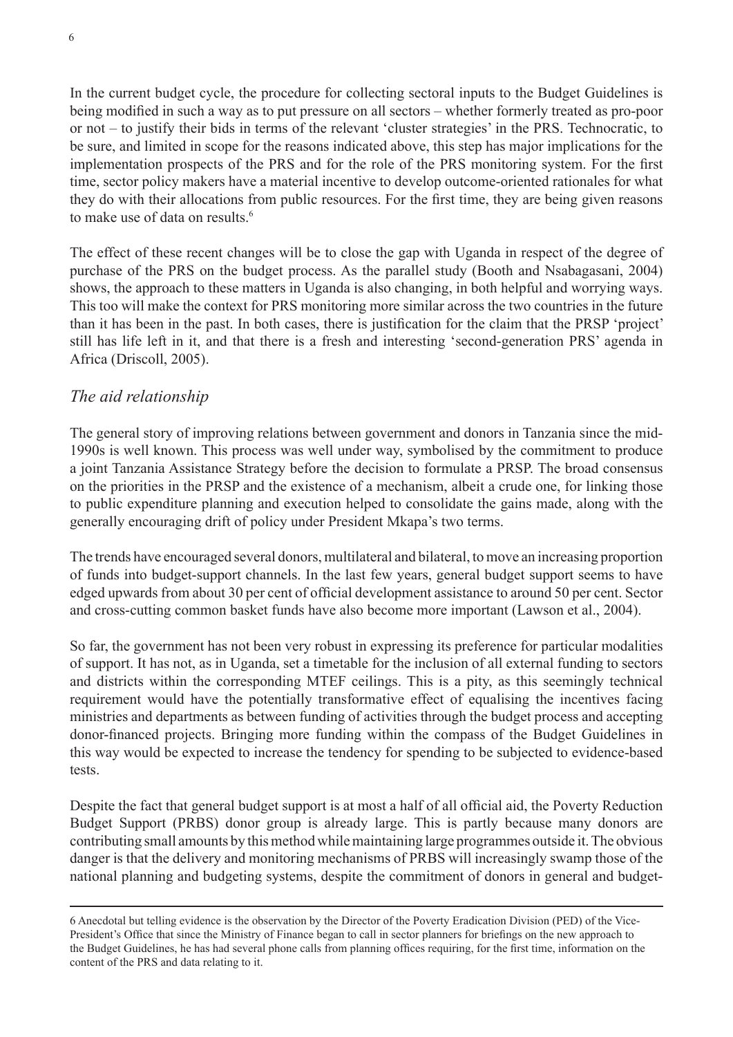In the current budget cycle, the procedure for collecting sectoral inputs to the Budget Guidelines is being modified in such a way as to put pressure on all sectors – whether formerly treated as pro-poor or not – to justify their bids in terms of the relevant 'cluster strategies' in the PRS. Technocratic, to be sure, and limited in scope for the reasons indicated above, this step has major implications for the implementation prospects of the PRS and for the role of the PRS monitoring system. For the first time, sector policy makers have a material incentive to develop outcome-oriented rationales for what they do with their allocations from public resources. For the first time, they are being given reasons to make use of data on results.[6]

The effect of these recent changes will be to close the gap with Uganda in respect of the degree of purchase of the PRS on the budget process. As the parallel study (Booth and Nsabagasani, 2004) shows, the approach to these matters in Uganda is also changing, in both helpful and worrying ways. This too will make the context for PRS monitoring more similar across the two countries in the future than it has been in the past. In both cases, there is justification for the claim that the PRSP 'project' still has life left in it, and that there is a fresh and interesting 'second-generation PRS' agenda in Africa (Driscoll, 2005).

### *The aid relationship*

The general story of improving relations between government and donors in Tanzania since the mid-1990s is well known. This process was well under way, symbolised by the commitment to produce a joint Tanzania Assistance Strategy before the decision to formulate a PRSP. The broad consensus on the priorities in the PRSP and the existence of a mechanism, albeit a crude one, for linking those to public expenditure planning and execution helped to consolidate the gains made, along with the generally encouraging drift of policy under President Mkapa's two terms.

The trends have encouraged several donors, multilateral and bilateral, to move an increasing proportion of funds into budget-support channels. In the last few years, general budget support seems to have edged upwards from about 30 per cent of official development assistance to around 50 per cent. Sector and cross-cutting common basket funds have also become more important (Lawson et al., 2004).

So far, the government has not been very robust in expressing its preference for particular modalities of support. It has not, as in Uganda, set a timetable for the inclusion of all external funding to sectors and districts within the corresponding MTEF ceilings. This is a pity, as this seemingly technical requirement would have the potentially transformative effect of equalising the incentives facing ministries and departments as between funding of activities through the budget process and accepting donor-financed projects. Bringing more funding within the compass of the Budget Guidelines in this way would be expected to increase the tendency for spending to be subjected to evidence-based tests.

Despite the fact that general budget support is at most a half of all official aid, the Poverty Reduction Budget Support (PRBS) donor group is already large. This is partly because many donors are contributing small amounts by this method while maintaining large programmes outside it. The obvious danger is that the delivery and monitoring mechanisms of PRBS will increasingly swamp those of the national planning and budgeting systems, despite the commitment of donors in general and budget-

---

6 Anecdotal but telling evidence is the observation by the Director of the Poverty Eradication Division (PED) of the Vice-President's Office that since the Ministry of Finance began to call in sector planners for briefings on the new approach to the Budget Guidelines, he has had several phone calls from planning offices requiring, for the first time, information on the content of the PRS and data relating to it.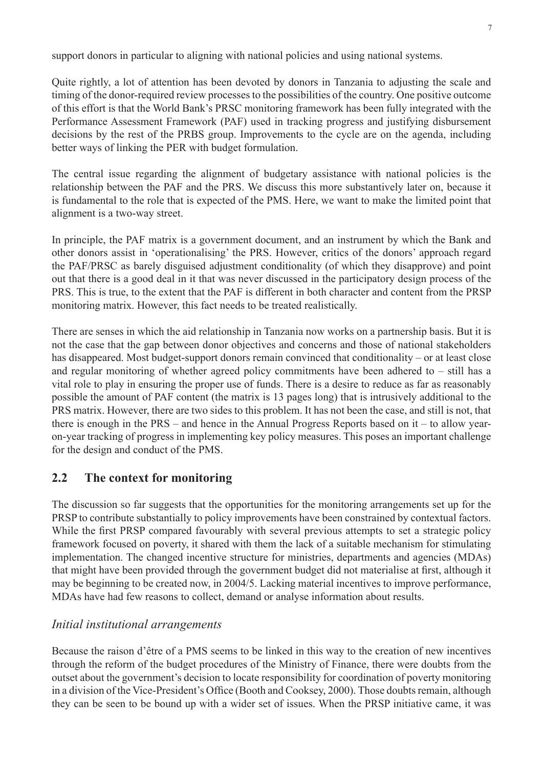support donors in particular to aligning with national policies and using national systems.

Quite rightly, a lot of attention has been devoted by donors in Tanzania to adjusting the scale and timing of the donor-required review processes to the possibilities of the country. One positive outcome of this effort is that the World Bank's PRSC monitoring framework has been fully integrated with the Performance Assessment Framework (PAF) used in tracking progress and justifying disbursement decisions by the rest of the PRBS group. Improvements to the cycle are on the agenda, including better ways of linking the PER with budget formulation.

The central issue regarding the alignment of budgetary assistance with national policies is the relationship between the PAF and the PRS. We discuss this more substantively later on, because it is fundamental to the role that is expected of the PMS. Here, we want to make the limited point that alignment is a two-way street.

In principle, the PAF matrix is a government document, and an instrument by which the Bank and other donors assist in 'operationalising' the PRS. However, critics of the donors' approach regard the PAF/PRSC as barely disguised adjustment conditionality (of which they disapprove) and point out that there is a good deal in it that was never discussed in the participatory design process of the PRS. This is true, to the extent that the PAF is different in both character and content from the PRSP monitoring matrix. However, this fact needs to be treated realistically.

There are senses in which the aid relationship in Tanzania now works on a partnership basis. But it is not the case that the gap between donor objectives and concerns and those of national stakeholders has disappeared. Most budget-support donors remain convinced that conditionality – or at least close and regular monitoring of whether agreed policy commitments have been adhered to – still has a vital role to play in ensuring the proper use of funds. There is a desire to reduce as far as reasonably possible the amount of PAF content (the matrix is 13 pages long) that is intrusively additional to the PRS matrix. However, there are two sides to this problem. It has not been the case, and still is not, that there is enough in the PRS – and hence in the Annual Progress Reports based on it – to allow year-on-year tracking of progress in implementing key policy measures. This poses an important challenge for the design and conduct of the PMS.

## 2.2 The context for monitoring

The discussion so far suggests that the opportunities for the monitoring arrangements set up for the PRSP to contribute substantially to policy improvements have been constrained by contextual factors. While the first PRSP compared favourably with several previous attempts to set a strategic policy framework focused on poverty, it shared with them the lack of a suitable mechanism for stimulating implementation. The changed incentive structure for ministries, departments and agencies (MDAs) that might have been provided through the government budget did not materialise at first, although it may be beginning to be created now, in 2004/5. Lacking material incentives to improve performance, MDAs have had few reasons to collect, demand or analyse information about results.

### *Initial institutional arrangements*

Because the raison d'être of a PMS seems to be linked in this way to the creation of new incentives through the reform of the budget procedures of the Ministry of Finance, there were doubts from the outset about the government's decision to locate responsibility for coordination of poverty monitoring in a division of the Vice-President's Office (Booth and Cooksey, 2000). Those doubts remain, although they can be seen to be bound up with a wider set of issues. When the PRSP initiative came, it was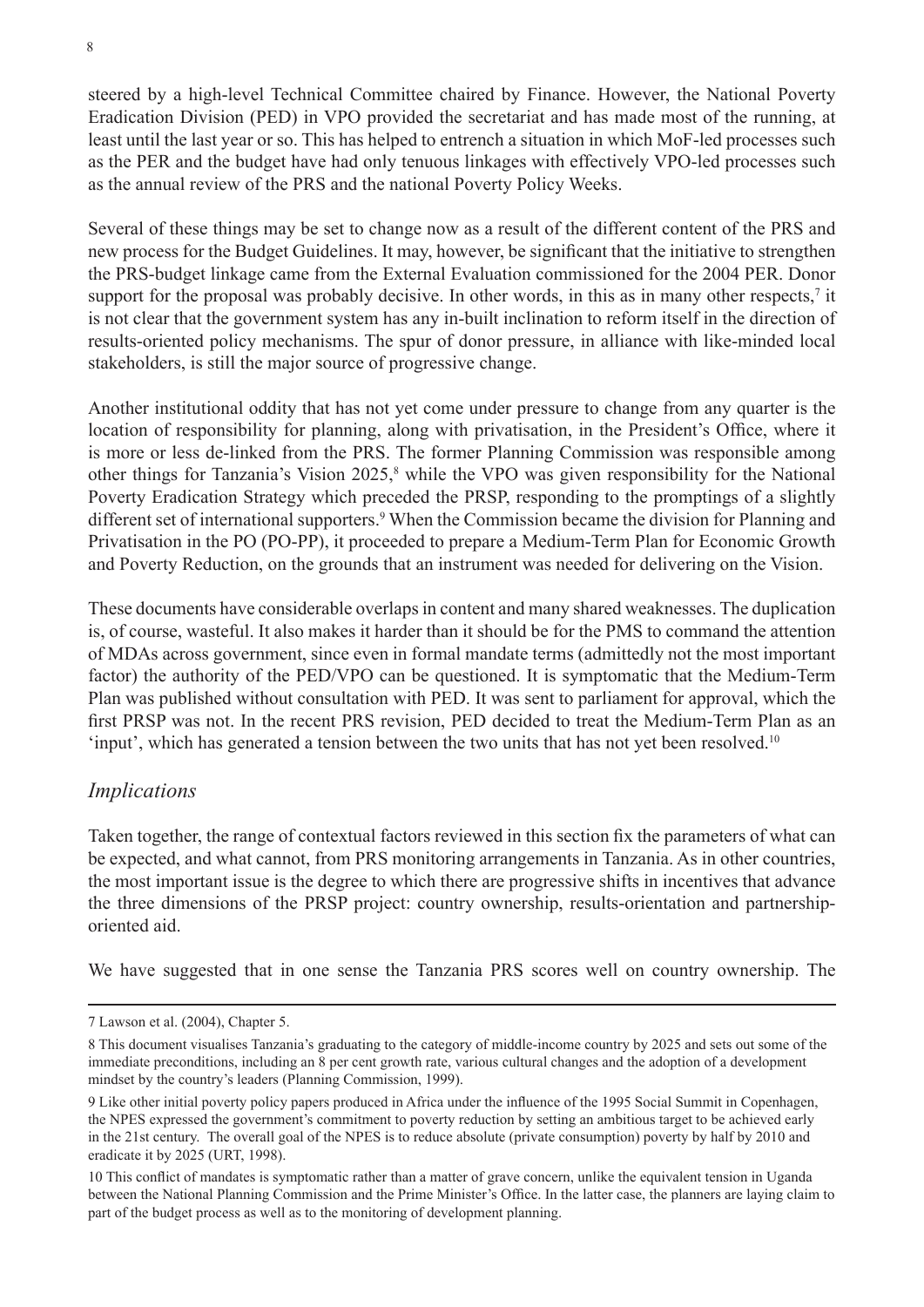steered by a high-level Technical Committee chaired by Finance. However, the National Poverty Eradication Division (PED) in VPO provided the secretariat and has made most of the running, at least until the last year or so. This has helped to entrench a situation in which MoF-led processes such as the PER and the budget have had only tenuous linkages with effectively VPO-led processes such as the annual review of the PRS and the national Poverty Policy Weeks.

Several of these things may be set to change now as a result of the different content of the PRS and new process for the Budget Guidelines. It may, however, be significant that the initiative to strengthen the PRS-budget linkage came from the External Evaluation commissioned for the 2004 PER. Donor support for the proposal was probably decisive. In other words, in this as in many other respects,[7] it is not clear that the government system has any in-built inclination to reform itself in the direction of results-oriented policy mechanisms. The spur of donor pressure, in alliance with like-minded local stakeholders, is still the major source of progressive change.

Another institutional oddity that has not yet come under pressure to change from any quarter is the location of responsibility for planning, along with privatisation, in the President's Office, where it is more or less de-linked from the PRS. The former Planning Commission was responsible among other things for Tanzania's Vision 2025,[8] while the VPO was given responsibility for the National Poverty Eradication Strategy which preceded the PRSP, responding to the promptings of a slightly different set of international supporters.[9] When the Commission became the division for Planning and Privatisation in the PO (PO-PP), it proceeded to prepare a Medium-Term Plan for Economic Growth and Poverty Reduction, on the grounds that an instrument was needed for delivering on the Vision.

These documents have considerable overlaps in content and many shared weaknesses. The duplication is, of course, wasteful. It also makes it harder than it should be for the PMS to command the attention of MDAs across government, since even in formal mandate terms (admittedly not the most important factor) the authority of the PED/VPO can be questioned. It is symptomatic that the Medium-Term Plan was published without consultation with PED. It was sent to parliament for approval, which the first PRSP was not. In the recent PRS revision, PED decided to treat the Medium-Term Plan as an 'input', which has generated a tension between the two units that has not yet been resolved.[10]

## *Implications*

Taken together, the range of contextual factors reviewed in this section fix the parameters of what can be expected, and what cannot, from PRS monitoring arrangements in Tanzania. As in other countries, the most important issue is the degree to which there are progressive shifts in incentives that advance the three dimensions of the PRSP project: country ownership, results-orientation and partnership-oriented aid.

We have suggested that in one sense the Tanzania PRS scores well on country ownership. The

---

7 Lawson et al. (2004), Chapter 5.

8 This document visualises Tanzania's graduating to the category of middle-income country by 2025 and sets out some of the immediate preconditions, including an 8 per cent growth rate, various cultural changes and the adoption of a development mindset by the country's leaders (Planning Commission, 1999).

9 Like other initial poverty policy papers produced in Africa under the influence of the 1995 Social Summit in Copenhagen, the NPES expressed the government's commitment to poverty reduction by setting an ambitious target to be achieved early in the 21st century. The overall goal of the NPES is to reduce absolute (private consumption) poverty by half by 2010 and eradicate it by 2025 (URT, 1998).

10 This conflict of mandates is symptomatic rather than a matter of grave concern, unlike the equivalent tension in Uganda between the National Planning Commission and the Prime Minister's Office. In the latter case, the planners are laying claim to part of the budget process as well as to the monitoring of development planning.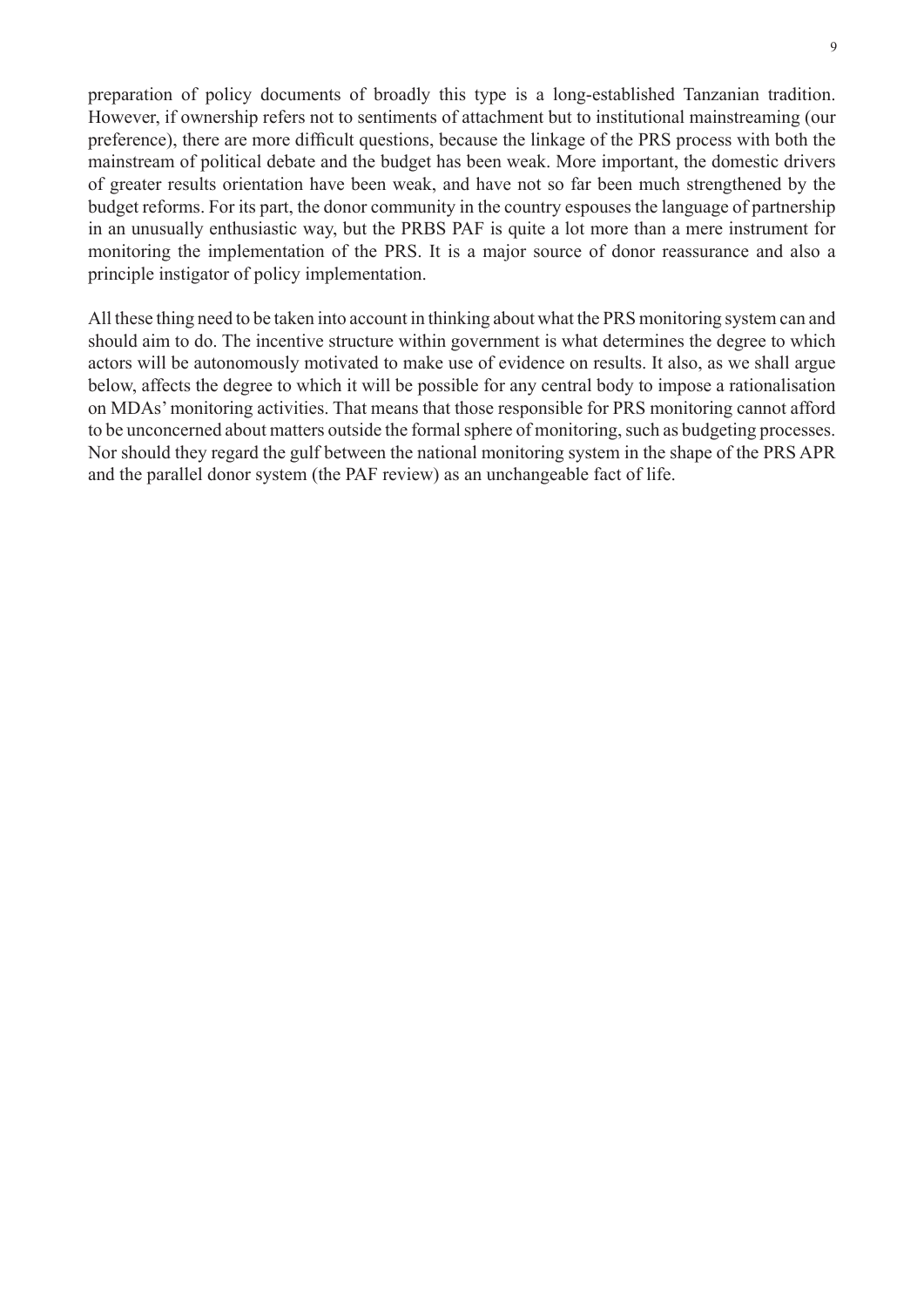preparation of policy documents of broadly this type is a long-established Tanzanian tradition. However, if ownership refers not to sentiments of attachment but to institutional mainstreaming (our preference), there are more difficult questions, because the linkage of the PRS process with both the mainstream of political debate and the budget has been weak. More important, the domestic drivers of greater results orientation have been weak, and have not so far been much strengthened by the budget reforms. For its part, the donor community in the country espouses the language of partnership in an unusually enthusiastic way, but the PRBS PAF is quite a lot more than a mere instrument for monitoring the implementation of the PRS. It is a major source of donor reassurance and also a principle instigator of policy implementation.

All these thing need to be taken into account in thinking about what the PRS monitoring system can and should aim to do. The incentive structure within government is what determines the degree to which actors will be autonomously motivated to make use of evidence on results. It also, as we shall argue below, affects the degree to which it will be possible for any central body to impose a rationalisation on MDAs' monitoring activities. That means that those responsible for PRS monitoring cannot afford to be unconcerned about matters outside the formal sphere of monitoring, such as budgeting processes. Nor should they regard the gulf between the national monitoring system in the shape of the PRS APR and the parallel donor system (the PAF review) as an unchangeable fact of life.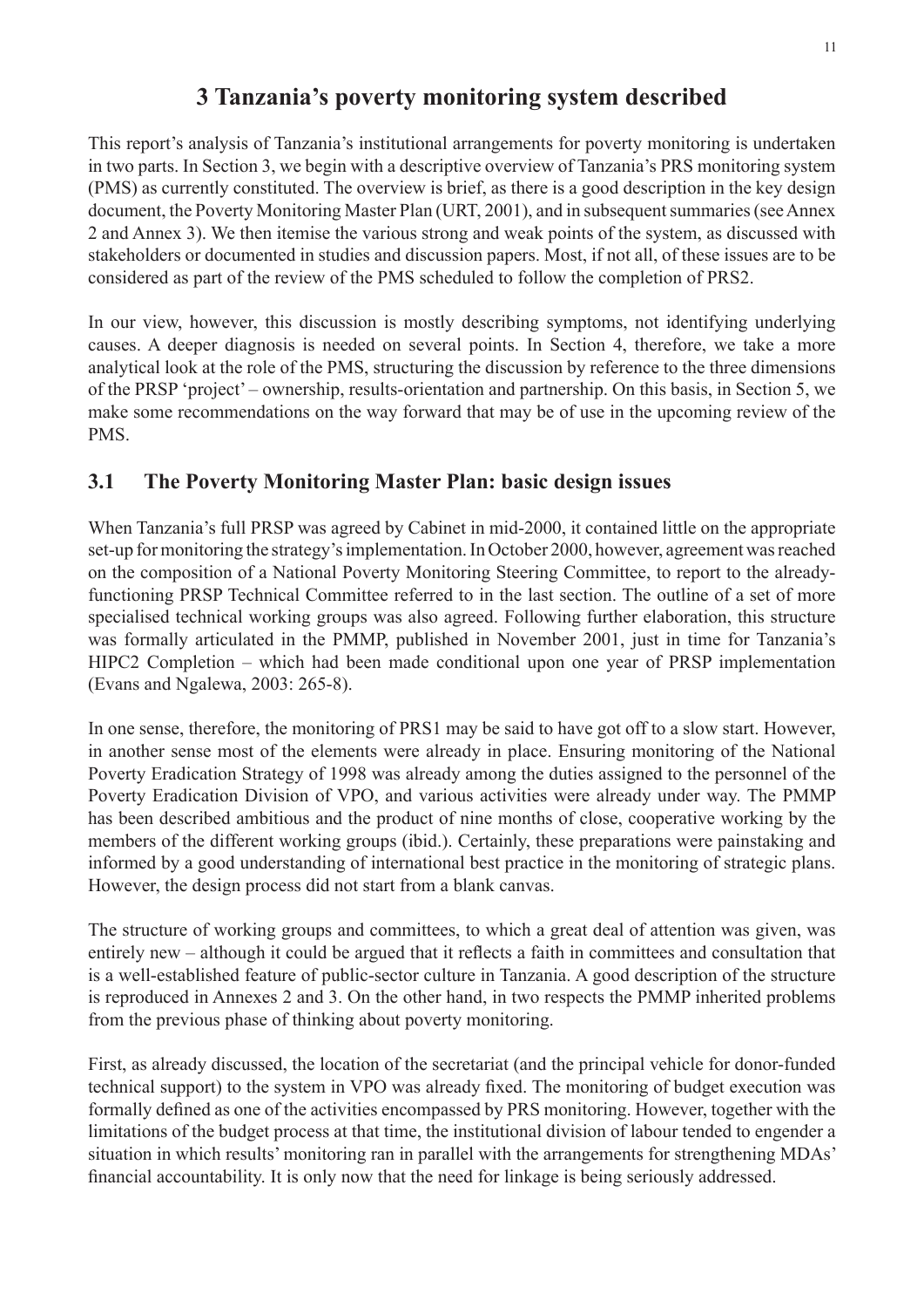# 3 Tanzania's poverty monitoring system described

This report's analysis of Tanzania's institutional arrangements for poverty monitoring is undertaken in two parts. In Section 3, we begin with a descriptive overview of Tanzania's PRS monitoring system (PMS) as currently constituted. The overview is brief, as there is a good description in the key design document, the Poverty Monitoring Master Plan (URT, 2001), and in subsequent summaries (see Annex 2 and Annex 3). We then itemise the various strong and weak points of the system, as discussed with stakeholders or documented in studies and discussion papers. Most, if not all, of these issues are to be considered as part of the review of the PMS scheduled to follow the completion of PRS2.

In our view, however, this discussion is mostly describing symptoms, not identifying underlying causes. A deeper diagnosis is needed on several points. In Section 4, therefore, we take a more analytical look at the role of the PMS, structuring the discussion by reference to the three dimensions of the PRSP 'project' – ownership, results-orientation and partnership. On this basis, in Section 5, we make some recommendations on the way forward that may be of use in the upcoming review of the PMS.

## 3.1 The Poverty Monitoring Master Plan: basic design issues

When Tanzania's full PRSP was agreed by Cabinet in mid-2000, it contained little on the appropriate set-up for monitoring the strategy's implementation. In October 2000, however, agreement was reached on the composition of a National Poverty Monitoring Steering Committee, to report to the already-functioning PRSP Technical Committee referred to in the last section. The outline of a set of more specialised technical working groups was also agreed. Following further elaboration, this structure was formally articulated in the PMMP, published in November 2001, just in time for Tanzania's HIPC2 Completion – which had been made conditional upon one year of PRSP implementation (Evans and Ngalewa, 2003: 265-8).

In one sense, therefore, the monitoring of PRS1 may be said to have got off to a slow start. However, in another sense most of the elements were already in place. Ensuring monitoring of the National Poverty Eradication Strategy of 1998 was already among the duties assigned to the personnel of the Poverty Eradication Division of VPO, and various activities were already under way. The PMMP has been described ambitious and the product of nine months of close, cooperative working by the members of the different working groups (ibid.). Certainly, these preparations were painstaking and informed by a good understanding of international best practice in the monitoring of strategic plans. However, the design process did not start from a blank canvas.

The structure of working groups and committees, to which a great deal of attention was given, was entirely new – although it could be argued that it reflects a faith in committees and consultation that is a well-established feature of public-sector culture in Tanzania. A good description of the structure is reproduced in Annexes 2 and 3. On the other hand, in two respects the PMMP inherited problems from the previous phase of thinking about poverty monitoring.

First, as already discussed, the location of the secretariat (and the principal vehicle for donor-funded technical support) to the system in VPO was already fixed. The monitoring of budget execution was formally defined as one of the activities encompassed by PRS monitoring. However, together with the limitations of the budget process at that time, the institutional division of labour tended to engender a situation in which results' monitoring ran in parallel with the arrangements for strengthening MDAs' financial accountability. It is only now that the need for linkage is being seriously addressed.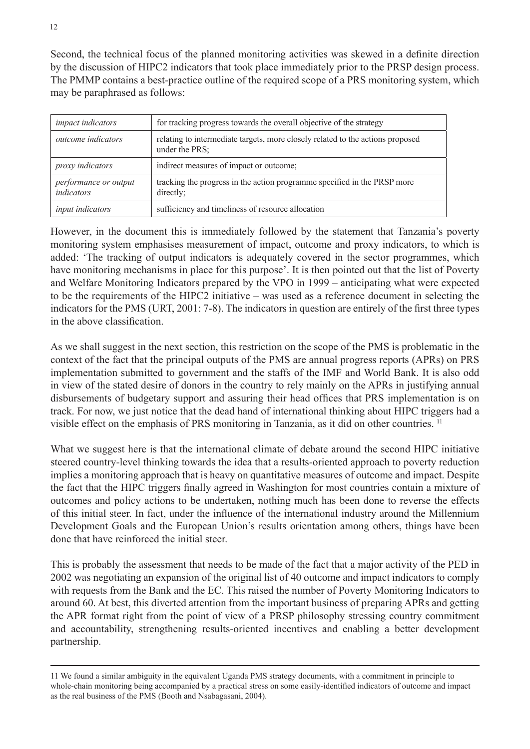Second, the technical focus of the planned monitoring activities was skewed in a definite direction by the discussion of HIPC2 indicators that took place immediately prior to the PRSP design process. The PMMP contains a best-practice outline of the required scope of a PRS monitoring system, which may be paraphrased as follows:

| | |
|---|---|
| *impact indicators* | for tracking progress towards the overall objective of the strategy |
| *outcome indicators* | relating to intermediate targets, more closely related to the actions proposed under the PRS; |
| *proxy indicators* | indirect measures of impact or outcome; |
| *performance or output indicators* | tracking the progress in the action programme specified in the PRSP more directly; |
| *input indicators* | sufficiency and timeliness of resource allocation |

However, in the document this is immediately followed by the statement that Tanzania's poverty monitoring system emphasises measurement of impact, outcome and proxy indicators, to which is added: 'The tracking of output indicators is adequately covered in the sector programmes, which have monitoring mechanisms in place for this purpose'. It is then pointed out that the list of Poverty and Welfare Monitoring Indicators prepared by the VPO in 1999 – anticipating what were expected to be the requirements of the HIPC2 initiative – was used as a reference document in selecting the indicators for the PMS (URT, 2001: 7-8). The indicators in question are entirely of the first three types in the above classification.

As we shall suggest in the next section, this restriction on the scope of the PMS is problematic in the context of the fact that the principal outputs of the PMS are annual progress reports (APRs) on PRS implementation submitted to government and the staffs of the IMF and World Bank. It is also odd in view of the stated desire of donors in the country to rely mainly on the APRs in justifying annual disbursements of budgetary support and assuring their head offices that PRS implementation is on track. For now, we just notice that the dead hand of international thinking about HIPC triggers had a visible effect on the emphasis of PRS monitoring in Tanzania, as it did on other countries. [11]

What we suggest here is that the international climate of debate around the second HIPC initiative steered country-level thinking towards the idea that a results-oriented approach to poverty reduction implies a monitoring approach that is heavy on quantitative measures of outcome and impact. Despite the fact that the HIPC triggers finally agreed in Washington for most countries contain a mixture of outcomes and policy actions to be undertaken, nothing much has been done to reverse the effects of this initial steer. In fact, under the influence of the international industry around the Millennium Development Goals and the European Union's results orientation among others, things have been done that have reinforced the initial steer.

This is probably the assessment that needs to be made of the fact that a major activity of the PED in 2002 was negotiating an expansion of the original list of 40 outcome and impact indicators to comply with requests from the Bank and the EC. This raised the number of Poverty Monitoring Indicators to around 60. At best, this diverted attention from the important business of preparing APRs and getting the APR format right from the point of view of a PRSP philosophy stressing country commitment and accountability, strengthening results-oriented incentives and enabling a better development partnership.

---

11 We found a similar ambiguity in the equivalent Uganda PMS strategy documents, with a commitment in principle to whole-chain monitoring being accompanied by a practical stress on some easily-identified indicators of outcome and impact as the real business of the PMS (Booth and Nsabagasani, 2004).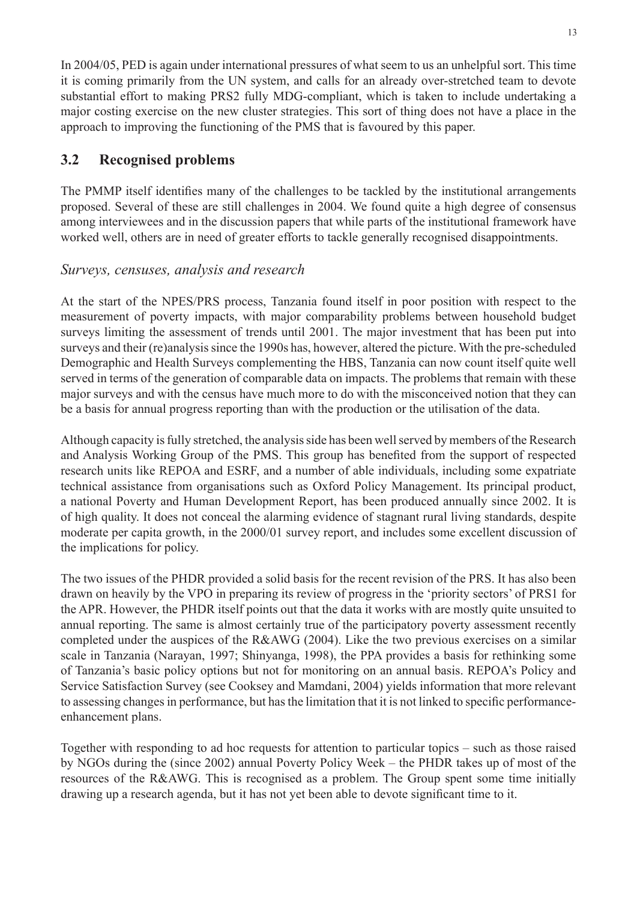In 2004/05, PED is again under international pressures of what seem to us an unhelpful sort. This time it is coming primarily from the UN system, and calls for an already over-stretched team to devote substantial effort to making PRS2 fully MDG-compliant, which is taken to include undertaking a major costing exercise on the new cluster strategies. This sort of thing does not have a place in the approach to improving the functioning of the PMS that is favoured by this paper.

## 3.2 Recognised problems

The PMMP itself identifies many of the challenges to be tackled by the institutional arrangements proposed. Several of these are still challenges in 2004. We found quite a high degree of consensus among interviewees and in the discussion papers that while parts of the institutional framework have worked well, others are in need of greater efforts to tackle generally recognised disappointments.

### *Surveys, censuses, analysis and research*

At the start of the NPES/PRS process, Tanzania found itself in poor position with respect to the measurement of poverty impacts, with major comparability problems between household budget surveys limiting the assessment of trends until 2001. The major investment that has been put into surveys and their (re)analysis since the 1990s has, however, altered the picture. With the pre-scheduled Demographic and Health Surveys complementing the HBS, Tanzania can now count itself quite well served in terms of the generation of comparable data on impacts. The problems that remain with these major surveys and with the census have much more to do with the misconceived notion that they can be a basis for annual progress reporting than with the production or the utilisation of the data.

Although capacity is fully stretched, the analysis side has been well served by members of the Research and Analysis Working Group of the PMS. This group has benefited from the support of respected research units like REPOA and ESRF, and a number of able individuals, including some expatriate technical assistance from organisations such as Oxford Policy Management. Its principal product, a national Poverty and Human Development Report, has been produced annually since 2002. It is of high quality. It does not conceal the alarming evidence of stagnant rural living standards, despite moderate per capita growth, in the 2000/01 survey report, and includes some excellent discussion of the implications for policy.

The two issues of the PHDR provided a solid basis for the recent revision of the PRS. It has also been drawn on heavily by the VPO in preparing its review of progress in the 'priority sectors' of PRS1 for the APR. However, the PHDR itself points out that the data it works with are mostly quite unsuited to annual reporting. The same is almost certainly true of the participatory poverty assessment recently completed under the auspices of the R&AWG (2004). Like the two previous exercises on a similar scale in Tanzania (Narayan, 1997; Shinyanga, 1998), the PPA provides a basis for rethinking some of Tanzania's basic policy options but not for monitoring on an annual basis. REPOA's Policy and Service Satisfaction Survey (see Cooksey and Mamdani, 2004) yields information that more relevant to assessing changes in performance, but has the limitation that it is not linked to specific performance-enhancement plans.

Together with responding to ad hoc requests for attention to particular topics – such as those raised by NGOs during the (since 2002) annual Poverty Policy Week – the PHDR takes up of most of the resources of the R&AWG. This is recognised as a problem. The Group spent some time initially drawing up a research agenda, but it has not yet been able to devote significant time to it.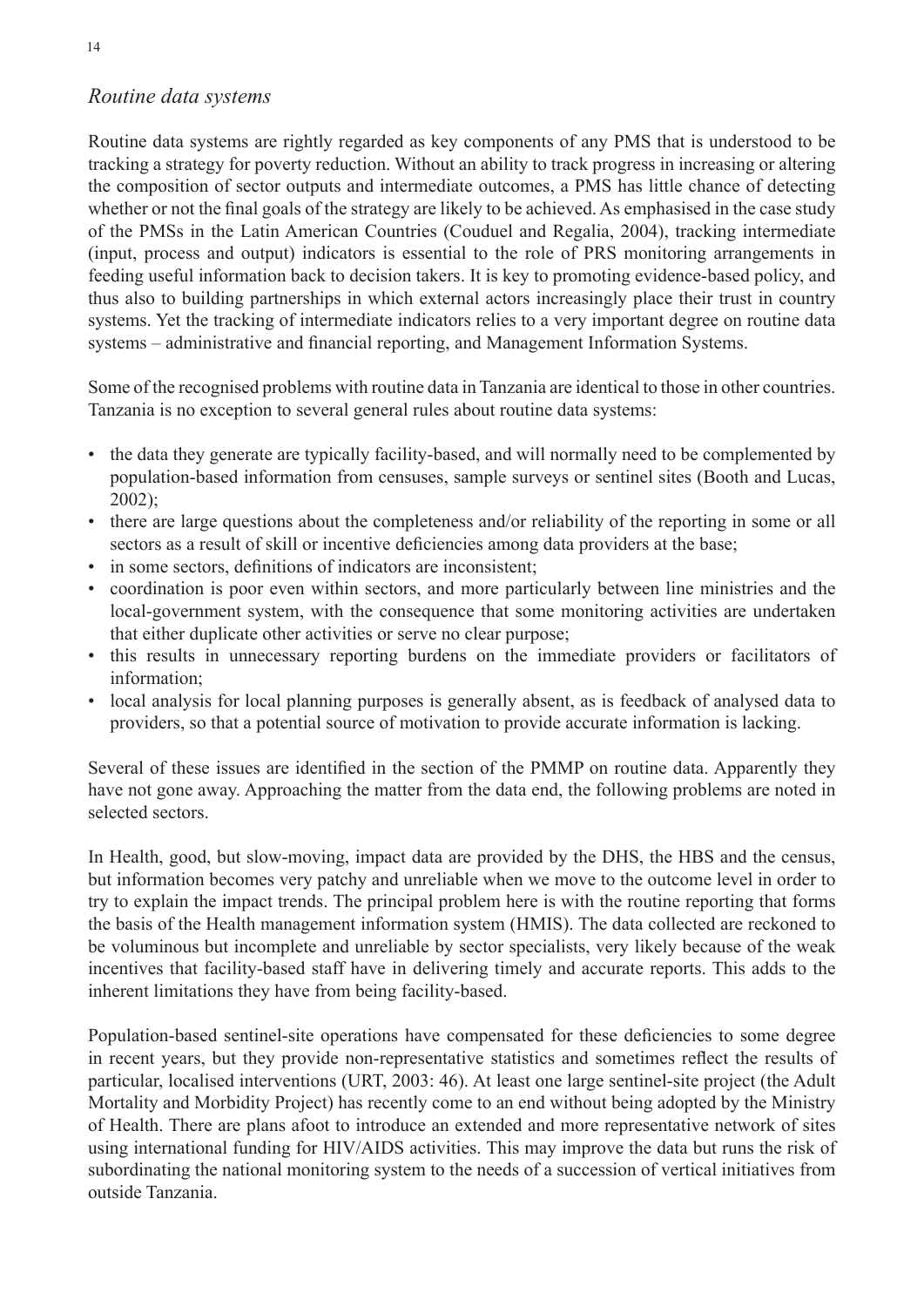### *Routine data systems*

Routine data systems are rightly regarded as key components of any PMS that is understood to be tracking a strategy for poverty reduction. Without an ability to track progress in increasing or altering the composition of sector outputs and intermediate outcomes, a PMS has little chance of detecting whether or not the final goals of the strategy are likely to be achieved. As emphasised in the case study of the PMSs in the Latin American Countries (Couduel and Regalia, 2004), tracking intermediate (input, process and output) indicators is essential to the role of PRS monitoring arrangements in feeding useful information back to decision takers. It is key to promoting evidence-based policy, and thus also to building partnerships in which external actors increasingly place their trust in country systems. Yet the tracking of intermediate indicators relies to a very important degree on routine data systems – administrative and financial reporting, and Management Information Systems.

Some of the recognised problems with routine data in Tanzania are identical to those in other countries. Tanzania is no exception to several general rules about routine data systems:

- the data they generate are typically facility-based, and will normally need to be complemented by population-based information from censuses, sample surveys or sentinel sites (Booth and Lucas, 2002);
- there are large questions about the completeness and/or reliability of the reporting in some or all sectors as a result of skill or incentive deficiencies among data providers at the base;
- in some sectors, definitions of indicators are inconsistent;
- coordination is poor even within sectors, and more particularly between line ministries and the local-government system, with the consequence that some monitoring activities are undertaken that either duplicate other activities or serve no clear purpose;
- this results in unnecessary reporting burdens on the immediate providers or facilitators of information;
- local analysis for local planning purposes is generally absent, as is feedback of analysed data to providers, so that a potential source of motivation to provide accurate information is lacking.

Several of these issues are identified in the section of the PMMP on routine data. Apparently they have not gone away. Approaching the matter from the data end, the following problems are noted in selected sectors.

In Health, good, but slow-moving, impact data are provided by the DHS, the HBS and the census, but information becomes very patchy and unreliable when we move to the outcome level in order to try to explain the impact trends. The principal problem here is with the routine reporting that forms the basis of the Health management information system (HMIS). The data collected are reckoned to be voluminous but incomplete and unreliable by sector specialists, very likely because of the weak incentives that facility-based staff have in delivering timely and accurate reports. This adds to the inherent limitations they have from being facility-based.

Population-based sentinel-site operations have compensated for these deficiencies to some degree in recent years, but they provide non-representative statistics and sometimes reflect the results of particular, localised interventions (URT, 2003: 46). At least one large sentinel-site project (the Adult Mortality and Morbidity Project) has recently come to an end without being adopted by the Ministry of Health. There are plans afoot to introduce an extended and more representative network of sites using international funding for HIV/AIDS activities. This may improve the data but runs the risk of subordinating the national monitoring system to the needs of a succession of vertical initiatives from outside Tanzania.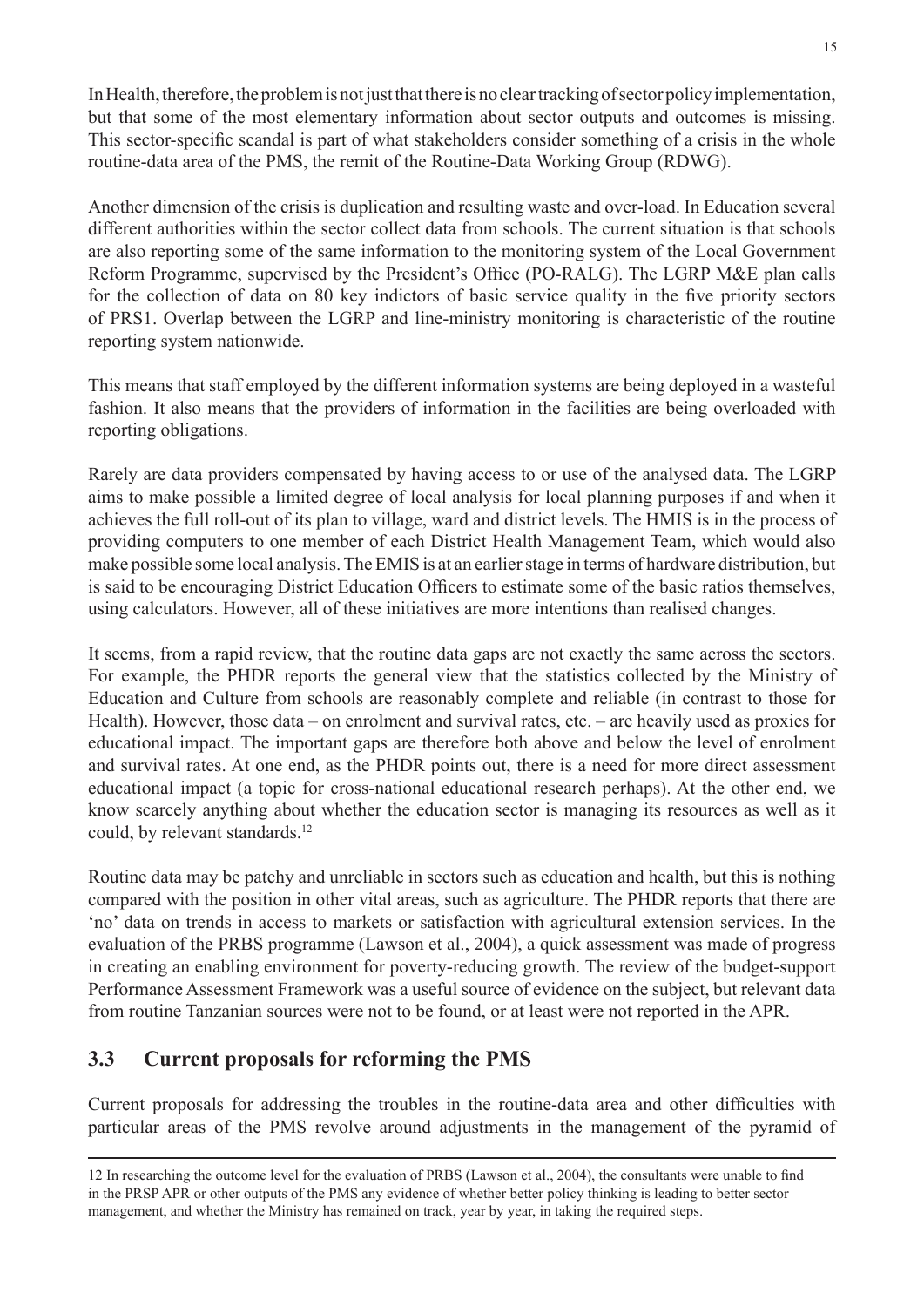In Health, therefore, the problem is not just that there is no clear tracking of sector policy implementation, but that some of the most elementary information about sector outputs and outcomes is missing. This sector-specific scandal is part of what stakeholders consider something of a crisis in the whole routine-data area of the PMS, the remit of the Routine-Data Working Group (RDWG).

Another dimension of the crisis is duplication and resulting waste and over-load. In Education several different authorities within the sector collect data from schools. The current situation is that schools are also reporting some of the same information to the monitoring system of the Local Government Reform Programme, supervised by the President's Office (PO-RALG). The LGRP M&E plan calls for the collection of data on 80 key indictors of basic service quality in the five priority sectors of PRS1. Overlap between the LGRP and line-ministry monitoring is characteristic of the routine reporting system nationwide.

This means that staff employed by the different information systems are being deployed in a wasteful fashion. It also means that the providers of information in the facilities are being overloaded with reporting obligations.

Rarely are data providers compensated by having access to or use of the analysed data. The LGRP aims to make possible a limited degree of local analysis for local planning purposes if and when it achieves the full roll-out of its plan to village, ward and district levels. The HMIS is in the process of providing computers to one member of each District Health Management Team, which would also make possible some local analysis. The EMIS is at an earlier stage in terms of hardware distribution, but is said to be encouraging District Education Officers to estimate some of the basic ratios themselves, using calculators. However, all of these initiatives are more intentions than realised changes.

It seems, from a rapid review, that the routine data gaps are not exactly the same across the sectors. For example, the PHDR reports the general view that the statistics collected by the Ministry of Education and Culture from schools are reasonably complete and reliable (in contrast to those for Health). However, those data – on enrolment and survival rates, etc. – are heavily used as proxies for educational impact. The important gaps are therefore both above and below the level of enrolment and survival rates. At one end, as the PHDR points out, there is a need for more direct assessment educational impact (a topic for cross-national educational research perhaps). At the other end, we know scarcely anything about whether the education sector is managing its resources as well as it could, by relevant standards.[12]

Routine data may be patchy and unreliable in sectors such as education and health, but this is nothing compared with the position in other vital areas, such as agriculture. The PHDR reports that there are 'no' data on trends in access to markets or satisfaction with agricultural extension services. In the evaluation of the PRBS programme (Lawson et al., 2004), a quick assessment was made of progress in creating an enabling environment for poverty-reducing growth. The review of the budget-support Performance Assessment Framework was a useful source of evidence on the subject, but relevant data from routine Tanzanian sources were not to be found, or at least were not reported in the APR.

## 3.3 Current proposals for reforming the PMS

Current proposals for addressing the troubles in the routine-data area and other difficulties with particular areas of the PMS revolve around adjustments in the management of the pyramid of

12 In researching the outcome level for the evaluation of PRBS (Lawson et al., 2004), the consultants were unable to find in the PRSP APR or other outputs of the PMS any evidence of whether better policy thinking is leading to better sector management, and whether the Ministry has remained on track, year by year, in taking the required steps.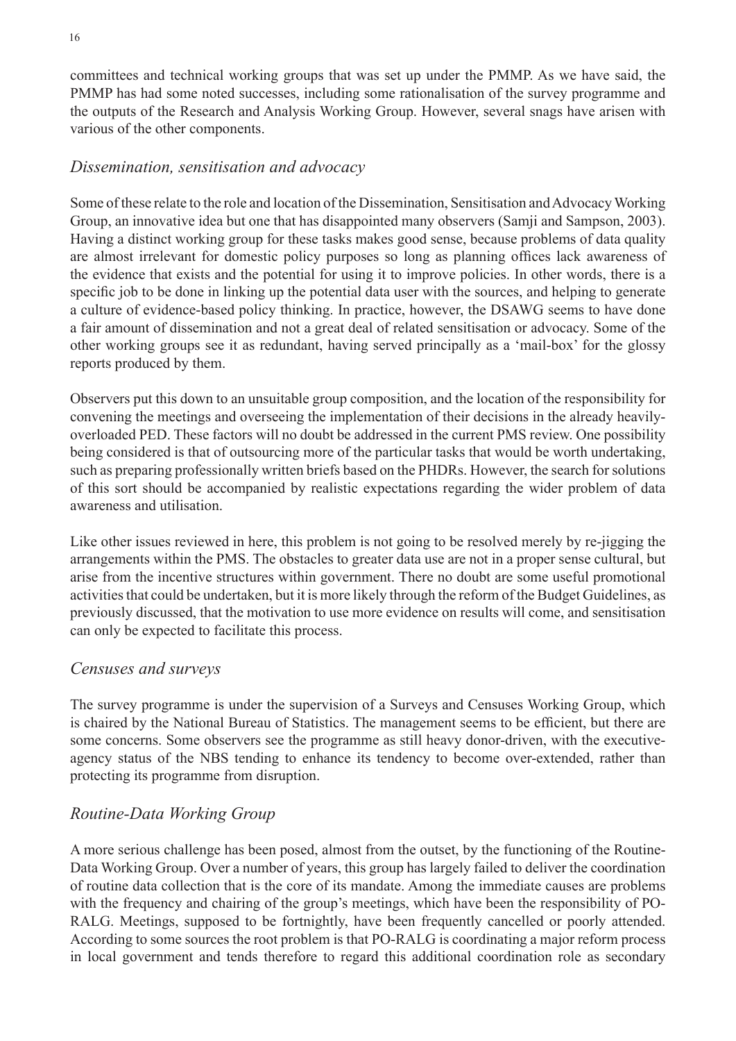committees and technical working groups that was set up under the PMMP. As we have said, the PMMP has had some noted successes, including some rationalisation of the survey programme and the outputs of the Research and Analysis Working Group. However, several snags have arisen with various of the other components.

### *Dissemination, sensitisation and advocacy*

Some of these relate to the role and location of the Dissemination, Sensitisation and Advocacy Working Group, an innovative idea but one that has disappointed many observers (Samji and Sampson, 2003). Having a distinct working group for these tasks makes good sense, because problems of data quality are almost irrelevant for domestic policy purposes so long as planning offices lack awareness of the evidence that exists and the potential for using it to improve policies. In other words, there is a specific job to be done in linking up the potential data user with the sources, and helping to generate a culture of evidence-based policy thinking. In practice, however, the DSAWG seems to have done a fair amount of dissemination and not a great deal of related sensitisation or advocacy. Some of the other working groups see it as redundant, having served principally as a 'mail-box' for the glossy reports produced by them.

Observers put this down to an unsuitable group composition, and the location of the responsibility for convening the meetings and overseeing the implementation of their decisions in the already heavily-overloaded PED. These factors will no doubt be addressed in the current PMS review. One possibility being considered is that of outsourcing more of the particular tasks that would be worth undertaking, such as preparing professionally written briefs based on the PHDRs. However, the search for solutions of this sort should be accompanied by realistic expectations regarding the wider problem of data awareness and utilisation.

Like other issues reviewed in here, this problem is not going to be resolved merely by re-jigging the arrangements within the PMS. The obstacles to greater data use are not in a proper sense cultural, but arise from the incentive structures within government. There no doubt are some useful promotional activities that could be undertaken, but it is more likely through the reform of the Budget Guidelines, as previously discussed, that the motivation to use more evidence on results will come, and sensitisation can only be expected to facilitate this process.

### *Censuses and surveys*

The survey programme is under the supervision of a Surveys and Censuses Working Group, which is chaired by the National Bureau of Statistics. The management seems to be efficient, but there are some concerns. Some observers see the programme as still heavy donor-driven, with the executive-agency status of the NBS tending to enhance its tendency to become over-extended, rather than protecting its programme from disruption.

### *Routine-Data Working Group*

A more serious challenge has been posed, almost from the outset, by the functioning of the Routine-Data Working Group. Over a number of years, this group has largely failed to deliver the coordination of routine data collection that is the core of its mandate. Among the immediate causes are problems with the frequency and chairing of the group's meetings, which have been the responsibility of PO-RALG. Meetings, supposed to be fortnightly, have been frequently cancelled or poorly attended. According to some sources the root problem is that PO-RALG is coordinating a major reform process in local government and tends therefore to regard this additional coordination role as secondary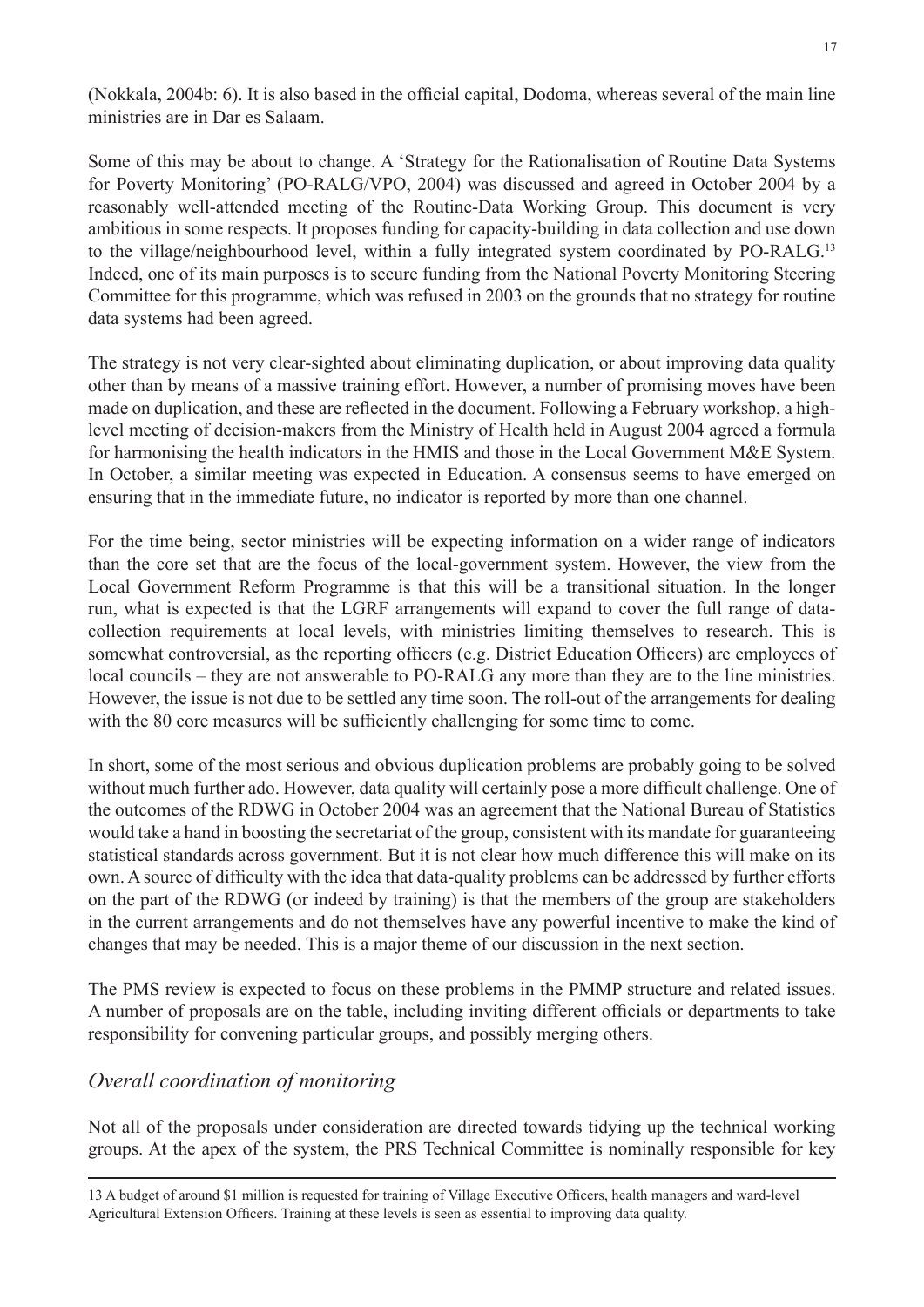(Nokkala, 2004b: 6). It is also based in the official capital, Dodoma, whereas several of the main line ministries are in Dar es Salaam.

Some of this may be about to change. A 'Strategy for the Rationalisation of Routine Data Systems for Poverty Monitoring' (PO-RALG/VPO, 2004) was discussed and agreed in October 2004 by a reasonably well-attended meeting of the Routine-Data Working Group. This document is very ambitious in some respects. It proposes funding for capacity-building in data collection and use down to the village/neighbourhood level, within a fully integrated system coordinated by PO-RALG.[13] Indeed, one of its main purposes is to secure funding from the National Poverty Monitoring Steering Committee for this programme, which was refused in 2003 on the grounds that no strategy for routine data systems had been agreed.

The strategy is not very clear-sighted about eliminating duplication, or about improving data quality other than by means of a massive training effort. However, a number of promising moves have been made on duplication, and these are reflected in the document. Following a February workshop, a high-level meeting of decision-makers from the Ministry of Health held in August 2004 agreed a formula for harmonising the health indicators in the HMIS and those in the Local Government M&E System. In October, a similar meeting was expected in Education. A consensus seems to have emerged on ensuring that in the immediate future, no indicator is reported by more than one channel.

For the time being, sector ministries will be expecting information on a wider range of indicators than the core set that are the focus of the local-government system. However, the view from the Local Government Reform Programme is that this will be a transitional situation. In the longer run, what is expected is that the LGRF arrangements will expand to cover the full range of data-collection requirements at local levels, with ministries limiting themselves to research. This is somewhat controversial, as the reporting officers (e.g. District Education Officers) are employees of local councils – they are not answerable to PO-RALG any more than they are to the line ministries. However, the issue is not due to be settled any time soon. The roll-out of the arrangements for dealing with the 80 core measures will be sufficiently challenging for some time to come.

In short, some of the most serious and obvious duplication problems are probably going to be solved without much further ado. However, data quality will certainly pose a more difficult challenge. One of the outcomes of the RDWG in October 2004 was an agreement that the National Bureau of Statistics would take a hand in boosting the secretariat of the group, consistent with its mandate for guaranteeing statistical standards across government. But it is not clear how much difference this will make on its own. A source of difficulty with the idea that data-quality problems can be addressed by further efforts on the part of the RDWG (or indeed by training) is that the members of the group are stakeholders in the current arrangements and do not themselves have any powerful incentive to make the kind of changes that may be needed. This is a major theme of our discussion in the next section.

The PMS review is expected to focus on these problems in the PMMP structure and related issues. A number of proposals are on the table, including inviting different officials or departments to take responsibility for convening particular groups, and possibly merging others.

### *Overall coordination of monitoring*

Not all of the proposals under consideration are directed towards tidying up the technical working groups. At the apex of the system, the PRS Technical Committee is nominally responsible for key

---

[13] A budget of around \$1 million is requested for training of Village Executive Officers, health managers and ward-level Agricultural Extension Officers. Training at these levels is seen as essential to improving data quality.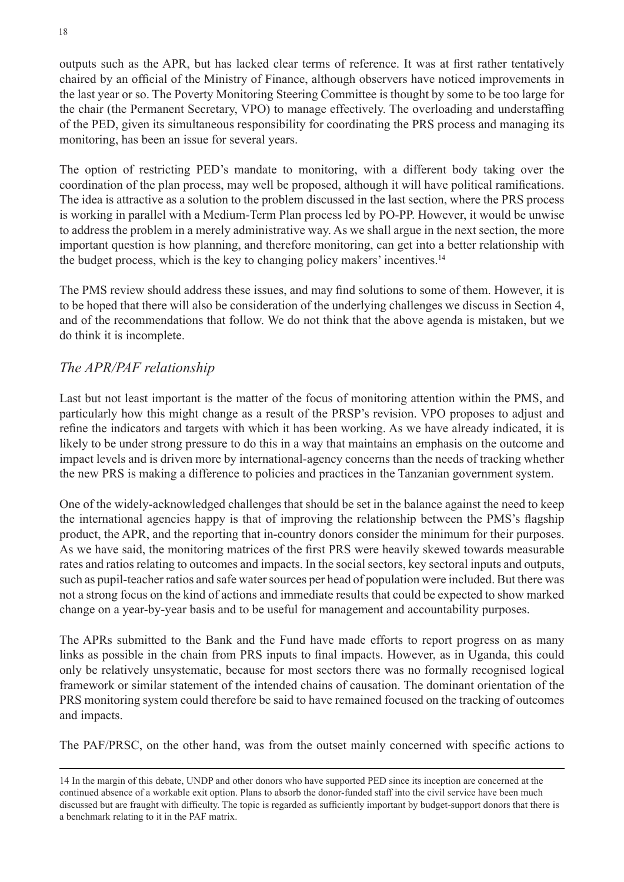outputs such as the APR, but has lacked clear terms of reference. It was at first rather tentatively chaired by an official of the Ministry of Finance, although observers have noticed improvements in the last year or so. The Poverty Monitoring Steering Committee is thought by some to be too large for the chair (the Permanent Secretary, VPO) to manage effectively. The overloading and understaffing of the PED, given its simultaneous responsibility for coordinating the PRS process and managing its monitoring, has been an issue for several years.

The option of restricting PED's mandate to monitoring, with a different body taking over the coordination of the plan process, may well be proposed, although it will have political ramifications. The idea is attractive as a solution to the problem discussed in the last section, where the PRS process is working in parallel with a Medium-Term Plan process led by PO-PP. However, it would be unwise to address the problem in a merely administrative way. As we shall argue in the next section, the more important question is how planning, and therefore monitoring, can get into a better relationship with the budget process, which is the key to changing policy makers' incentives.[14]

The PMS review should address these issues, and may find solutions to some of them. However, it is to be hoped that there will also be consideration of the underlying challenges we discuss in Section 4, and of the recommendations that follow. We do not think that the above agenda is mistaken, but we do think it is incomplete.

### *The APR/PAF relationship*

Last but not least important is the matter of the focus of monitoring attention within the PMS, and particularly how this might change as a result of the PRSP's revision. VPO proposes to adjust and refine the indicators and targets with which it has been working. As we have already indicated, it is likely to be under strong pressure to do this in a way that maintains an emphasis on the outcome and impact levels and is driven more by international-agency concerns than the needs of tracking whether the new PRS is making a difference to policies and practices in the Tanzanian government system.

One of the widely-acknowledged challenges that should be set in the balance against the need to keep the international agencies happy is that of improving the relationship between the PMS's flagship product, the APR, and the reporting that in-country donors consider the minimum for their purposes. As we have said, the monitoring matrices of the first PRS were heavily skewed towards measurable rates and ratios relating to outcomes and impacts. In the social sectors, key sectoral inputs and outputs, such as pupil-teacher ratios and safe water sources per head of population were included. But there was not a strong focus on the kind of actions and immediate results that could be expected to show marked change on a year-by-year basis and to be useful for management and accountability purposes.

The APRs submitted to the Bank and the Fund have made efforts to report progress on as many links as possible in the chain from PRS inputs to final impacts. However, as in Uganda, this could only be relatively unsystematic, because for most sectors there was no formally recognised logical framework or similar statement of the intended chains of causation. The dominant orientation of the PRS monitoring system could therefore be said to have remained focused on the tracking of outcomes and impacts.

The PAF/PRSC, on the other hand, was from the outset mainly concerned with specific actions to

---

14 In the margin of this debate, UNDP and other donors who have supported PED since its inception are concerned at the continued absence of a workable exit option. Plans to absorb the donor-funded staff into the civil service have been much discussed but are fraught with difficulty. The topic is regarded as sufficiently important by budget-support donors that there is a benchmark relating to it in the PAF matrix.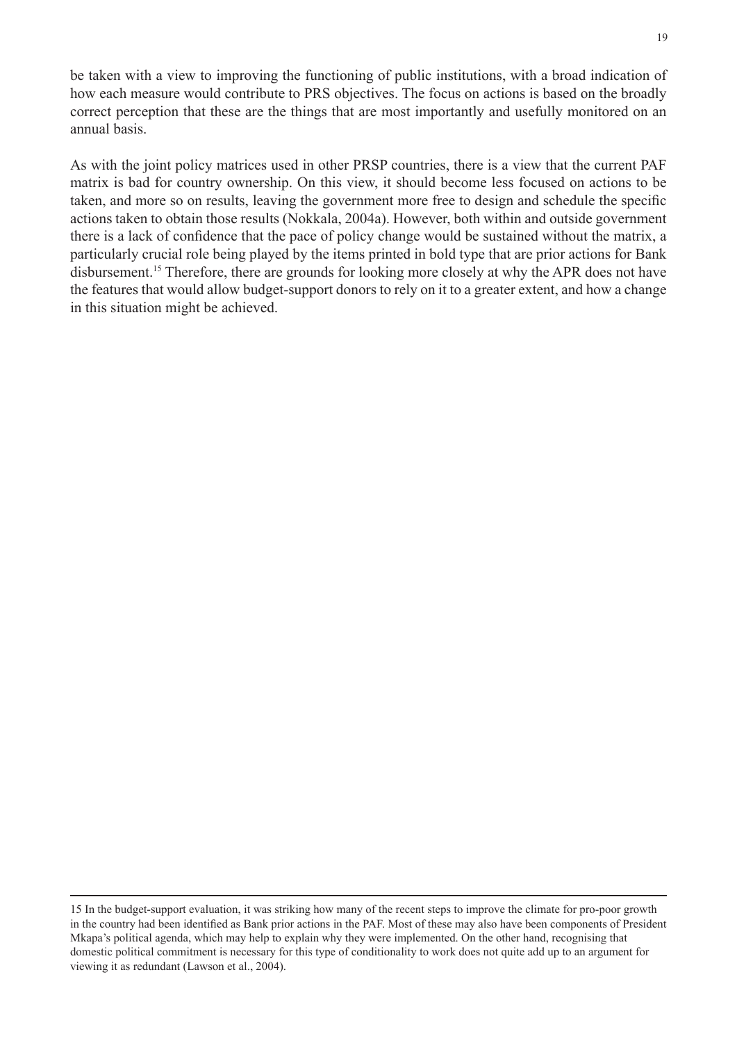be taken with a view to improving the functioning of public institutions, with a broad indication of how each measure would contribute to PRS objectives. The focus on actions is based on the broadly correct perception that these are the things that are most importantly and usefully monitored on an annual basis.

As with the joint policy matrices used in other PRSP countries, there is a view that the current PAF matrix is bad for country ownership. On this view, it should become less focused on actions to be taken, and more so on results, leaving the government more free to design and schedule the specific actions taken to obtain those results (Nokkala, 2004a). However, both within and outside government there is a lack of confidence that the pace of policy change would be sustained without the matrix, a particularly crucial role being played by the items printed in bold type that are prior actions for Bank disbursement.[15] Therefore, there are grounds for looking more closely at why the APR does not have the features that would allow budget-support donors to rely on it to a greater extent, and how a change in this situation might be achieved.

---

15 In the budget-support evaluation, it was striking how many of the recent steps to improve the climate for pro-poor growth in the country had been identified as Bank prior actions in the PAF. Most of these may also have been components of President Mkapa's political agenda, which may help to explain why they were implemented. On the other hand, recognising that domestic political commitment is necessary for this type of conditionality to work does not quite add up to an argument for viewing it as redundant (Lawson et al., 2004).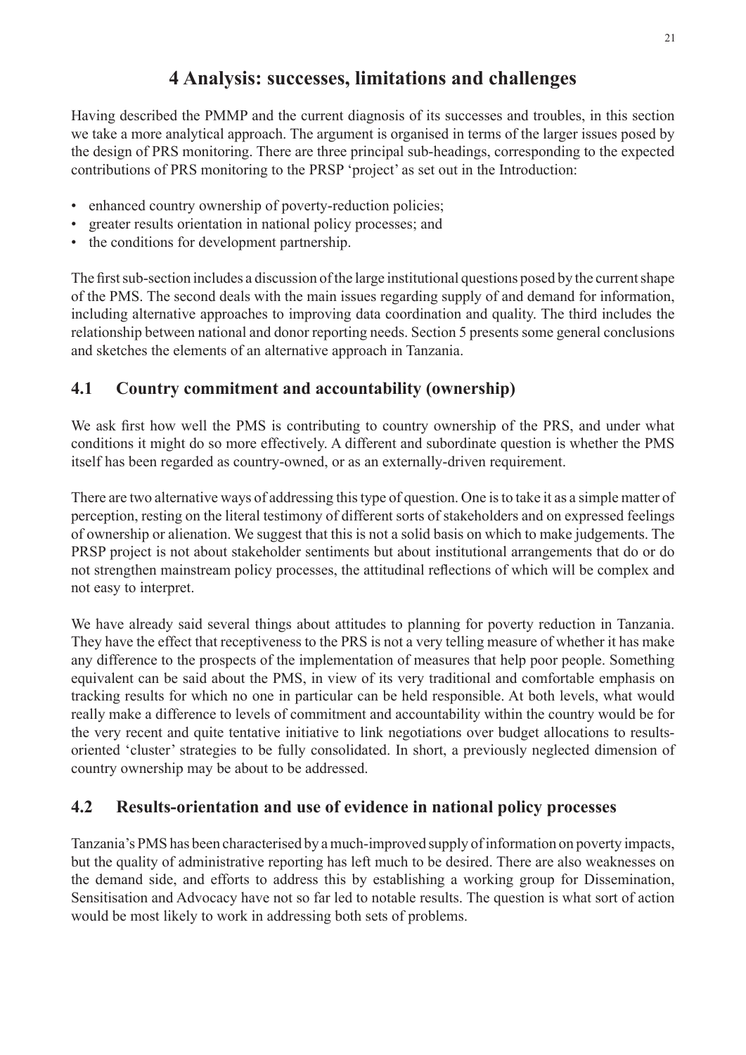# 4 Analysis: successes, limitations and challenges

Having described the PMMP and the current diagnosis of its successes and troubles, in this section we take a more analytical approach. The argument is organised in terms of the larger issues posed by the design of PRS monitoring. There are three principal sub-headings, corresponding to the expected contributions of PRS monitoring to the PRSP 'project' as set out in the Introduction:

- enhanced country ownership of poverty-reduction policies;
- greater results orientation in national policy processes; and
- the conditions for development partnership.

The first sub-section includes a discussion of the large institutional questions posed by the current shape of the PMS. The second deals with the main issues regarding supply of and demand for information, including alternative approaches to improving data coordination and quality. The third includes the relationship between national and donor reporting needs. Section 5 presents some general conclusions and sketches the elements of an alternative approach in Tanzania.

## 4.1 Country commitment and accountability (ownership)

We ask first how well the PMS is contributing to country ownership of the PRS, and under what conditions it might do so more effectively. A different and subordinate question is whether the PMS itself has been regarded as country-owned, or as an externally-driven requirement.

There are two alternative ways of addressing this type of question. One is to take it as a simple matter of perception, resting on the literal testimony of different sorts of stakeholders and on expressed feelings of ownership or alienation. We suggest that this is not a solid basis on which to make judgements. The PRSP project is not about stakeholder sentiments but about institutional arrangements that do or do not strengthen mainstream policy processes, the attitudinal reflections of which will be complex and not easy to interpret.

We have already said several things about attitudes to planning for poverty reduction in Tanzania. They have the effect that receptiveness to the PRS is not a very telling measure of whether it has make any difference to the prospects of the implementation of measures that help poor people. Something equivalent can be said about the PMS, in view of its very traditional and comfortable emphasis on tracking results for which no one in particular can be held responsible. At both levels, what would really make a difference to levels of commitment and accountability within the country would be for the very recent and quite tentative initiative to link negotiations over budget allocations to results-oriented 'cluster' strategies to be fully consolidated. In short, a previously neglected dimension of country ownership may be about to be addressed.

## 4.2 Results-orientation and use of evidence in national policy processes

Tanzania's PMS has been characterised by a much-improved supply of information on poverty impacts, but the quality of administrative reporting has left much to be desired. There are also weaknesses on the demand side, and efforts to address this by establishing a working group for Dissemination, Sensitisation and Advocacy have not so far led to notable results. The question is what sort of action would be most likely to work in addressing both sets of problems.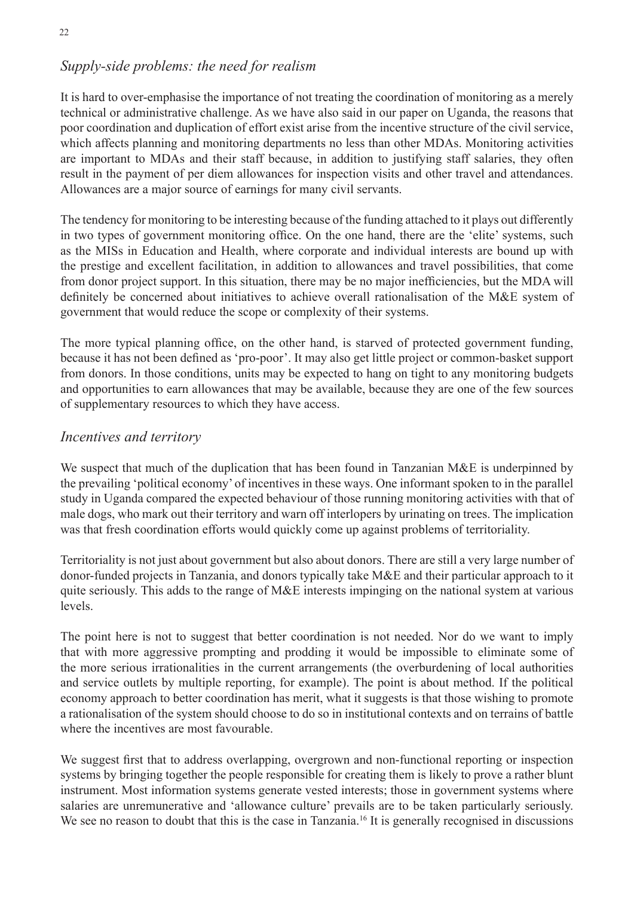## *Supply-side problems: the need for realism*

It is hard to over-emphasise the importance of not treating the coordination of monitoring as a merely technical or administrative challenge. As we have also said in our paper on Uganda, the reasons that poor coordination and duplication of effort exist arise from the incentive structure of the civil service, which affects planning and monitoring departments no less than other MDAs. Monitoring activities are important to MDAs and their staff because, in addition to justifying staff salaries, they often result in the payment of per diem allowances for inspection visits and other travel and attendances. Allowances are a major source of earnings for many civil servants.

The tendency for monitoring to be interesting because of the funding attached to it plays out differently in two types of government monitoring office. On the one hand, there are the 'elite' systems, such as the MISs in Education and Health, where corporate and individual interests are bound up with the prestige and excellent facilitation, in addition to allowances and travel possibilities, that come from donor project support. In this situation, there may be no major inefficiencies, but the MDA will definitely be concerned about initiatives to achieve overall rationalisation of the M&E system of government that would reduce the scope or complexity of their systems.

The more typical planning office, on the other hand, is starved of protected government funding, because it has not been defined as 'pro-poor'. It may also get little project or common-basket support from donors. In those conditions, units may be expected to hang on tight to any monitoring budgets and opportunities to earn allowances that may be available, because they are one of the few sources of supplementary resources to which they have access.

## *Incentives and territory*

We suspect that much of the duplication that has been found in Tanzanian M&E is underpinned by the prevailing 'political economy' of incentives in these ways. One informant spoken to in the parallel study in Uganda compared the expected behaviour of those running monitoring activities with that of male dogs, who mark out their territory and warn off interlopers by urinating on trees. The implication was that fresh coordination efforts would quickly come up against problems of territoriality.

Territoriality is not just about government but also about donors. There are still a very large number of donor-funded projects in Tanzania, and donors typically take M&E and their particular approach to it quite seriously. This adds to the range of M&E interests impinging on the national system at various levels.

The point here is not to suggest that better coordination is not needed. Nor do we want to imply that with more aggressive prompting and prodding it would be impossible to eliminate some of the more serious irrationalities in the current arrangements (the overburdening of local authorities and service outlets by multiple reporting, for example). The point is about method. If the political economy approach to better coordination has merit, what it suggests is that those wishing to promote a rationalisation of the system should choose to do so in institutional contexts and on terrains of battle where the incentives are most favourable.

We suggest first that to address overlapping, overgrown and non-functional reporting or inspection systems by bringing together the people responsible for creating them is likely to prove a rather blunt instrument. Most information systems generate vested interests; those in government systems where salaries are unremunerative and 'allowance culture' prevails are to be taken particularly seriously. We see no reason to doubt that this is the case in Tanzania.[16] It is generally recognised in discussions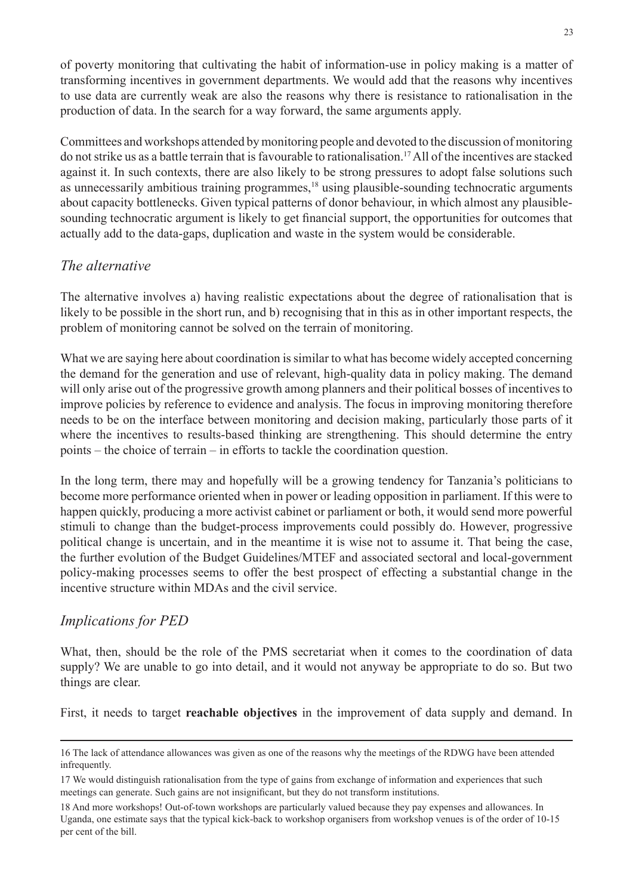of poverty monitoring that cultivating the habit of information-use in policy making is a matter of transforming incentives in government departments. We would add that the reasons why incentives to use data are currently weak are also the reasons why there is resistance to rationalisation in the production of data. In the search for a way forward, the same arguments apply.

Committees and workshops attended by monitoring people and devoted to the discussion of monitoring do not strike us as a battle terrain that is favourable to rationalisation.[17] All of the incentives are stacked against it. In such contexts, there are also likely to be strong pressures to adopt false solutions such as unnecessarily ambitious training programmes,[18] using plausible-sounding technocratic arguments about capacity bottlenecks. Given typical patterns of donor behaviour, in which almost any plausible-sounding technocratic argument is likely to get financial support, the opportunities for outcomes that actually add to the data-gaps, duplication and waste in the system would be considerable.

## *The alternative*

The alternative involves a) having realistic expectations about the degree of rationalisation that is likely to be possible in the short run, and b) recognising that in this as in other important respects, the problem of monitoring cannot be solved on the terrain of monitoring.

What we are saying here about coordination is similar to what has become widely accepted concerning the demand for the generation and use of relevant, high-quality data in policy making. The demand will only arise out of the progressive growth among planners and their political bosses of incentives to improve policies by reference to evidence and analysis. The focus in improving monitoring therefore needs to be on the interface between monitoring and decision making, particularly those parts of it where the incentives to results-based thinking are strengthening. This should determine the entry points – the choice of terrain – in efforts to tackle the coordination question.

In the long term, there may and hopefully will be a growing tendency for Tanzania's politicians to become more performance oriented when in power or leading opposition in parliament. If this were to happen quickly, producing a more activist cabinet or parliament or both, it would send more powerful stimuli to change than the budget-process improvements could possibly do. However, progressive political change is uncertain, and in the meantime it is wise not to assume it. That being the case, the further evolution of the Budget Guidelines/MTEF and associated sectoral and local-government policy-making processes seems to offer the best prospect of effecting a substantial change in the incentive structure within MDAs and the civil service.

## *Implications for PED*

What, then, should be the role of the PMS secretariat when it comes to the coordination of data supply? We are unable to go into detail, and it would not anyway be appropriate to do so. But two things are clear.

First, it needs to target **reachable objectives** in the improvement of data supply and demand. In

---

16 The lack of attendance allowances was given as one of the reasons why the meetings of the RDWG have been attended infrequently.

17 We would distinguish rationalisation from the type of gains from exchange of information and experiences that such meetings can generate. Such gains are not insignificant, but they do not transform institutions.

18 And more workshops! Out-of-town workshops are particularly valued because they pay expenses and allowances. In Uganda, one estimate says that the typical kick-back to workshop organisers from workshop venues is of the order of 10-15 per cent of the bill.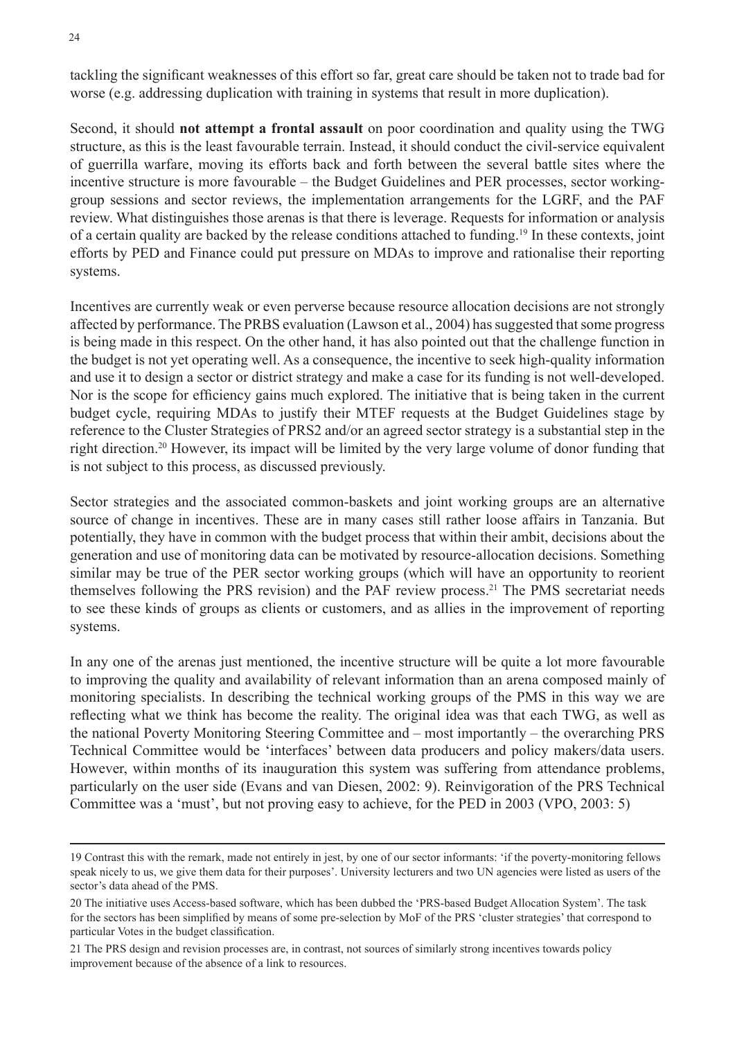tackling the significant weaknesses of this effort so far, great care should be taken not to trade bad for worse (e.g. addressing duplication with training in systems that result in more duplication).

Second, it should **not attempt a frontal assault** on poor coordination and quality using the TWG structure, as this is the least favourable terrain. Instead, it should conduct the civil-service equivalent of guerrilla warfare, moving its efforts back and forth between the several battle sites where the incentive structure is more favourable – the Budget Guidelines and PER processes, sector working-group sessions and sector reviews, the implementation arrangements for the LGRF, and the PAF review. What distinguishes those arenas is that there is leverage. Requests for information or analysis of a certain quality are backed by the release conditions attached to funding.[19] In these contexts, joint efforts by PED and Finance could put pressure on MDAs to improve and rationalise their reporting systems.

Incentives are currently weak or even perverse because resource allocation decisions are not strongly affected by performance. The PRBS evaluation (Lawson et al., 2004) has suggested that some progress is being made in this respect. On the other hand, it has also pointed out that the challenge function in the budget is not yet operating well. As a consequence, the incentive to seek high-quality information and use it to design a sector or district strategy and make a case for its funding is not well-developed. Nor is the scope for efficiency gains much explored. The initiative that is being taken in the current budget cycle, requiring MDAs to justify their MTEF requests at the Budget Guidelines stage by reference to the Cluster Strategies of PRS2 and/or an agreed sector strategy is a substantial step in the right direction.[20] However, its impact will be limited by the very large volume of donor funding that is not subject to this process, as discussed previously.

Sector strategies and the associated common-baskets and joint working groups are an alternative source of change in incentives. These are in many cases still rather loose affairs in Tanzania. But potentially, they have in common with the budget process that within their ambit, decisions about the generation and use of monitoring data can be motivated by resource-allocation decisions. Something similar may be true of the PER sector working groups (which will have an opportunity to reorient themselves following the PRS revision) and the PAF review process.[21] The PMS secretariat needs to see these kinds of groups as clients or customers, and as allies in the improvement of reporting systems.

In any one of the arenas just mentioned, the incentive structure will be quite a lot more favourable to improving the quality and availability of relevant information than an arena composed mainly of monitoring specialists. In describing the technical working groups of the PMS in this way we are reflecting what we think has become the reality. The original idea was that each TWG, as well as the national Poverty Monitoring Steering Committee and – most importantly – the overarching PRS Technical Committee would be 'interfaces' between data producers and policy makers/data users. However, within months of its inauguration this system was suffering from attendance problems, particularly on the user side (Evans and van Diesen, 2002: 9). Reinvigoration of the PRS Technical Committee was a 'must', but not proving easy to achieve, for the PED in 2003 (VPO, 2003: 5)

---

19 Contrast this with the remark, made not entirely in jest, by one of our sector informants: 'if the poverty-monitoring fellows speak nicely to us, we give them data for their purposes'. University lecturers and two UN agencies were listed as users of the sector's data ahead of the PMS.

20 The initiative uses Access-based software, which has been dubbed the 'PRS-based Budget Allocation System'. The task for the sectors has been simplified by means of some pre-selection by MoF of the PRS 'cluster strategies' that correspond to particular Votes in the budget classification.

21 The PRS design and revision processes are, in contrast, not sources of similarly strong incentives towards policy improvement because of the absence of a link to resources.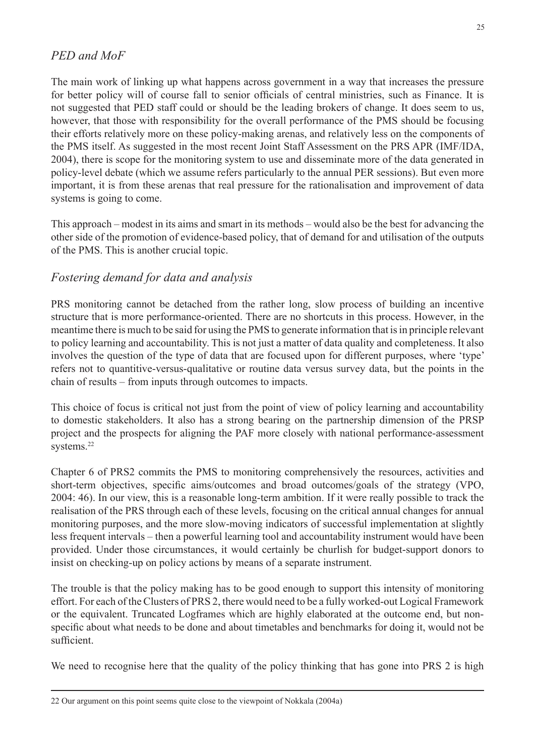## *PED and MoF*

The main work of linking up what happens across government in a way that increases the pressure for better policy will of course fall to senior officials of central ministries, such as Finance. It is not suggested that PED staff could or should be the leading brokers of change. It does seem to us, however, that those with responsibility for the overall performance of the PMS should be focusing their efforts relatively more on these policy-making arenas, and relatively less on the components of the PMS itself. As suggested in the most recent Joint Staff Assessment on the PRS APR (IMF/IDA, 2004), there is scope for the monitoring system to use and disseminate more of the data generated in policy-level debate (which we assume refers particularly to the annual PER sessions). But even more important, it is from these arenas that real pressure for the rationalisation and improvement of data systems is going to come.

This approach – modest in its aims and smart in its methods – would also be the best for advancing the other side of the promotion of evidence-based policy, that of demand for and utilisation of the outputs of the PMS. This is another crucial topic.

## *Fostering demand for data and analysis*

PRS monitoring cannot be detached from the rather long, slow process of building an incentive structure that is more performance-oriented. There are no shortcuts in this process. However, in the meantime there is much to be said for using the PMS to generate information that is in principle relevant to policy learning and accountability. This is not just a matter of data quality and completeness. It also involves the question of the type of data that are focused upon for different purposes, where 'type' refers not to quantitive-versus-qualitative or routine data versus survey data, but the points in the chain of results – from inputs through outcomes to impacts.

This choice of focus is critical not just from the point of view of policy learning and accountability to domestic stakeholders. It also has a strong bearing on the partnership dimension of the PRSP project and the prospects for aligning the PAF more closely with national performance-assessment systems.[22]

Chapter 6 of PRS2 commits the PMS to monitoring comprehensively the resources, activities and short-term objectives, specific aims/outcomes and broad outcomes/goals of the strategy (VPO, 2004: 46). In our view, this is a reasonable long-term ambition. If it were really possible to track the realisation of the PRS through each of these levels, focusing on the critical annual changes for annual monitoring purposes, and the more slow-moving indicators of successful implementation at slightly less frequent intervals – then a powerful learning tool and accountability instrument would have been provided. Under those circumstances, it would certainly be churlish for budget-support donors to insist on checking-up on policy actions by means of a separate instrument.

The trouble is that the policy making has to be good enough to support this intensity of monitoring effort. For each of the Clusters of PRS 2, there would need to be a fully worked-out Logical Framework or the equivalent. Truncated Logframes which are highly elaborated at the outcome end, but non-specific about what needs to be done and about timetables and benchmarks for doing it, would not be sufficient.

We need to recognise here that the quality of the policy thinking that has gone into PRS 2 is high

22 Our argument on this point seems quite close to the viewpoint of Nokkala (2004a)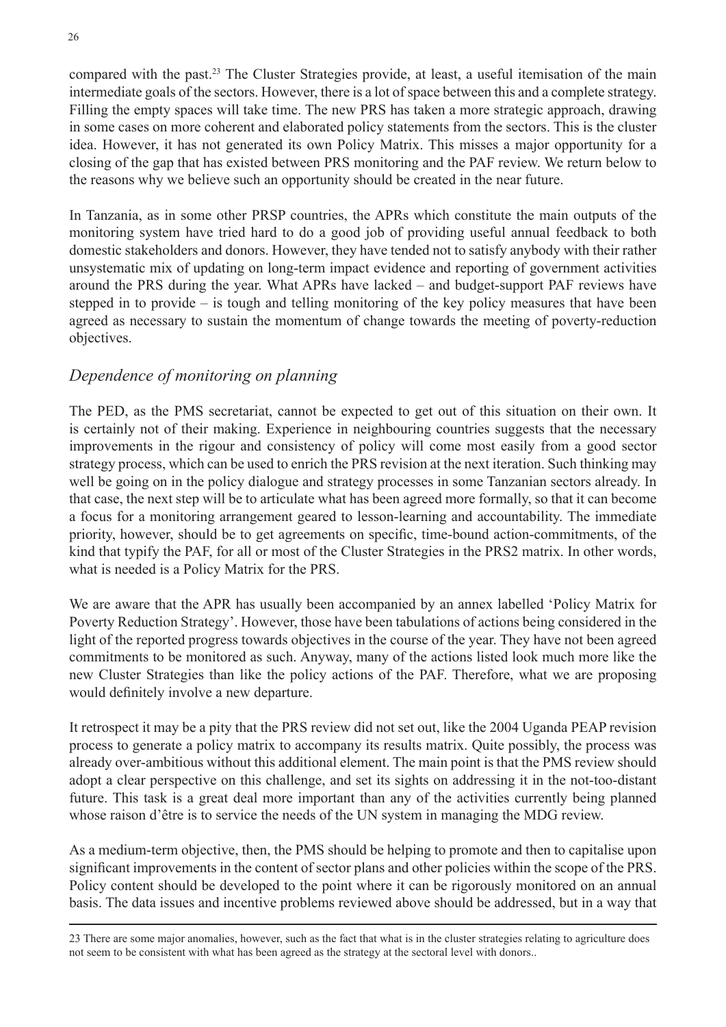compared with the past.[23] The Cluster Strategies provide, at least, a useful itemisation of the main intermediate goals of the sectors. However, there is a lot of space between this and a complete strategy. Filling the empty spaces will take time. The new PRS has taken a more strategic approach, drawing in some cases on more coherent and elaborated policy statements from the sectors. This is the cluster idea. However, it has not generated its own Policy Matrix. This misses a major opportunity for a closing of the gap that has existed between PRS monitoring and the PAF review. We return below to the reasons why we believe such an opportunity should be created in the near future.

In Tanzania, as in some other PRSP countries, the APRs which constitute the main outputs of the monitoring system have tried hard to do a good job of providing useful annual feedback to both domestic stakeholders and donors. However, they have tended not to satisfy anybody with their rather unsystematic mix of updating on long-term impact evidence and reporting of government activities around the PRS during the year. What APRs have lacked – and budget-support PAF reviews have stepped in to provide – is tough and telling monitoring of the key policy measures that have been agreed as necessary to sustain the momentum of change towards the meeting of poverty-reduction objectives.

## *Dependence of monitoring on planning*

The PED, as the PMS secretariat, cannot be expected to get out of this situation on their own. It is certainly not of their making. Experience in neighbouring countries suggests that the necessary improvements in the rigour and consistency of policy will come most easily from a good sector strategy process, which can be used to enrich the PRS revision at the next iteration. Such thinking may well be going on in the policy dialogue and strategy processes in some Tanzanian sectors already. In that case, the next step will be to articulate what has been agreed more formally, so that it can become a focus for a monitoring arrangement geared to lesson-learning and accountability. The immediate priority, however, should be to get agreements on specific, time-bound action-commitments, of the kind that typify the PAF, for all or most of the Cluster Strategies in the PRS2 matrix. In other words, what is needed is a Policy Matrix for the PRS.

We are aware that the APR has usually been accompanied by an annex labelled 'Policy Matrix for Poverty Reduction Strategy'. However, those have been tabulations of actions being considered in the light of the reported progress towards objectives in the course of the year. They have not been agreed commitments to be monitored as such. Anyway, many of the actions listed look much more like the new Cluster Strategies than like the policy actions of the PAF. Therefore, what we are proposing would definitely involve a new departure.

It retrospect it may be a pity that the PRS review did not set out, like the 2004 Uganda PEAP revision process to generate a policy matrix to accompany its results matrix. Quite possibly, the process was already over-ambitious without this additional element. The main point is that the PMS review should adopt a clear perspective on this challenge, and set its sights on addressing it in the not-too-distant future. This task is a great deal more important than any of the activities currently being planned whose raison d'être is to service the needs of the UN system in managing the MDG review.

As a medium-term objective, then, the PMS should be helping to promote and then to capitalise upon significant improvements in the content of sector plans and other policies within the scope of the PRS. Policy content should be developed to the point where it can be rigorously monitored on an annual basis. The data issues and incentive problems reviewed above should be addressed, but in a way that

---

23 There are some major anomalies, however, such as the fact that what is in the cluster strategies relating to agriculture does not seem to be consistent with what has been agreed as the strategy at the sectoral level with donors..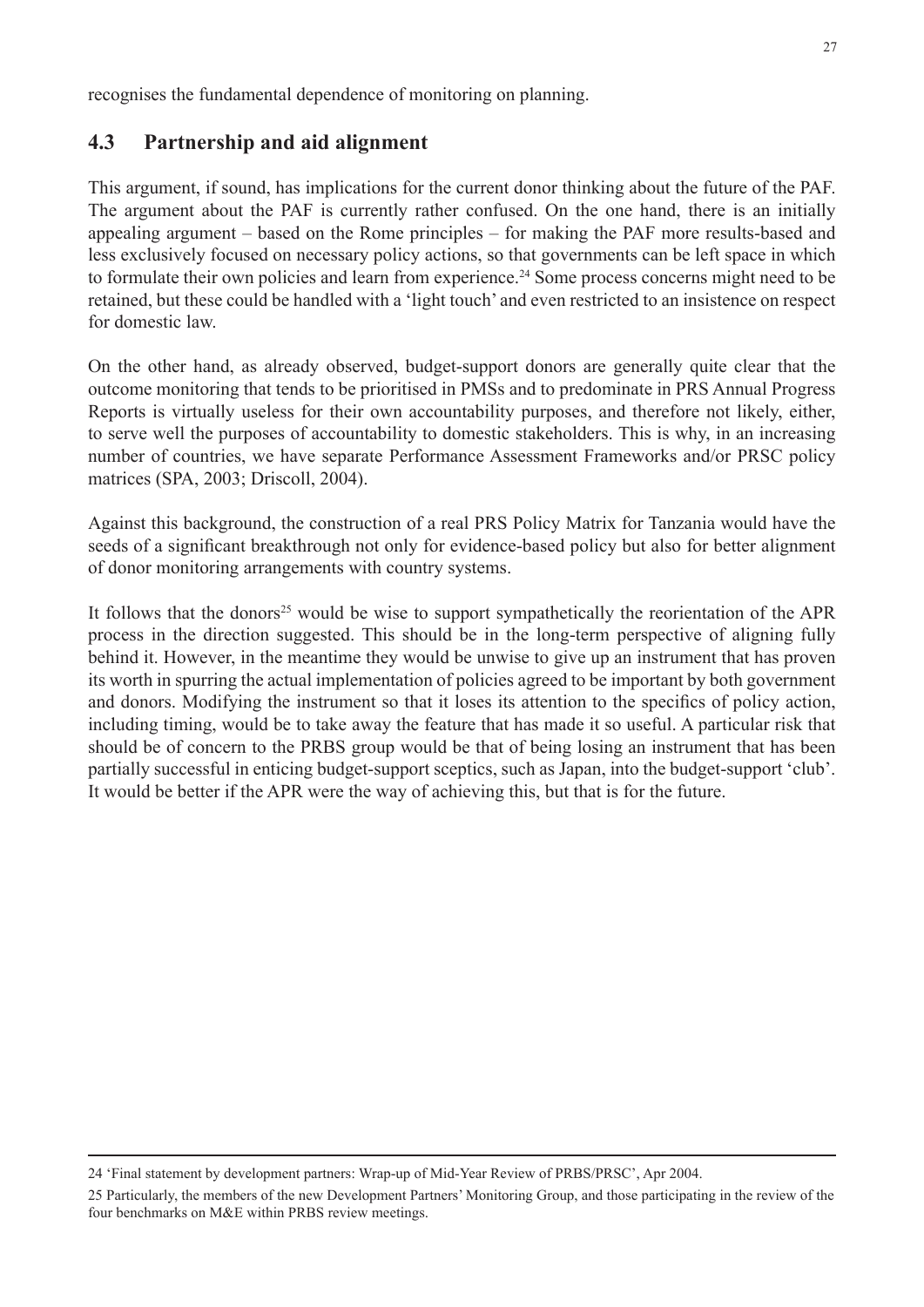recognises the fundamental dependence of monitoring on planning.

## 4.3 Partnership and aid alignment

This argument, if sound, has implications for the current donor thinking about the future of the PAF. The argument about the PAF is currently rather confused. On the one hand, there is an initially appealing argument – based on the Rome principles – for making the PAF more results-based and less exclusively focused on necessary policy actions, so that governments can be left space in which to formulate their own policies and learn from experience.[24] Some process concerns might need to be retained, but these could be handled with a 'light touch' and even restricted to an insistence on respect for domestic law.

On the other hand, as already observed, budget-support donors are generally quite clear that the outcome monitoring that tends to be prioritised in PMSs and to predominate in PRS Annual Progress Reports is virtually useless for their own accountability purposes, and therefore not likely, either, to serve well the purposes of accountability to domestic stakeholders. This is why, in an increasing number of countries, we have separate Performance Assessment Frameworks and/or PRSC policy matrices (SPA, 2003; Driscoll, 2004).

Against this background, the construction of a real PRS Policy Matrix for Tanzania would have the seeds of a significant breakthrough not only for evidence-based policy but also for better alignment of donor monitoring arrangements with country systems.

It follows that the donors[25] would be wise to support sympathetically the reorientation of the APR process in the direction suggested. This should be in the long-term perspective of aligning fully behind it. However, in the meantime they would be unwise to give up an instrument that has proven its worth in spurring the actual implementation of policies agreed to be important by both government and donors. Modifying the instrument so that it loses its attention to the specifics of policy action, including timing, would be to take away the feature that has made it so useful. A particular risk that should be of concern to the PRBS group would be that of being losing an instrument that has been partially successful in enticing budget-support sceptics, such as Japan, into the budget-support 'club'. It would be better if the APR were the way of achieving this, but that is for the future.

---

24 'Final statement by development partners: Wrap-up of Mid-Year Review of PRBS/PRSC', Apr 2004.

25 Particularly, the members of the new Development Partners' Monitoring Group, and those participating in the review of the four benchmarks on M&E within PRBS review meetings.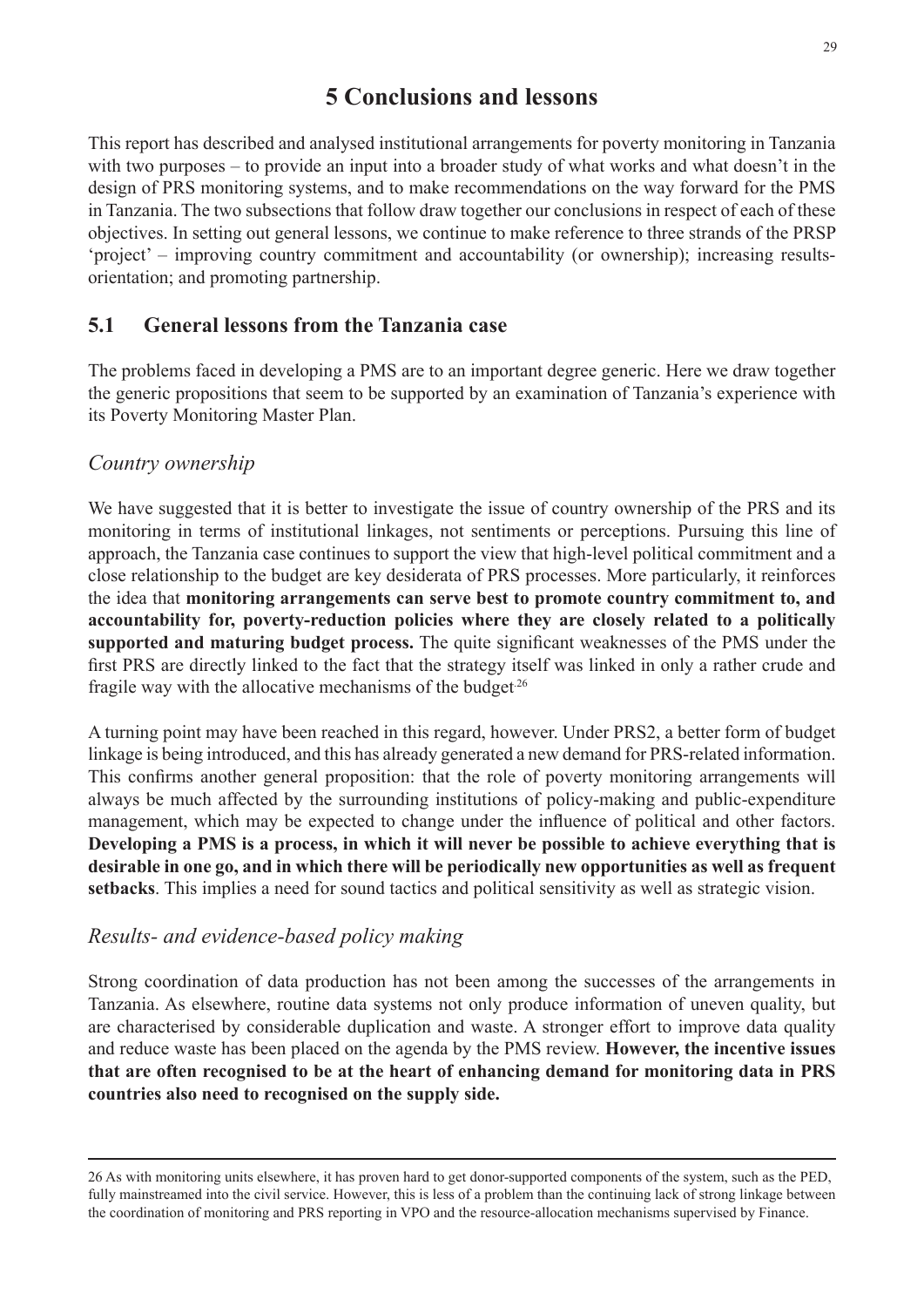# 5 Conclusions and lessons

This report has described and analysed institutional arrangements for poverty monitoring in Tanzania with two purposes – to provide an input into a broader study of what works and what doesn't in the design of PRS monitoring systems, and to make recommendations on the way forward for the PMS in Tanzania. The two subsections that follow draw together our conclusions in respect of each of these objectives. In setting out general lessons, we continue to make reference to three strands of the PRSP 'project' – improving country commitment and accountability (or ownership); increasing results-orientation; and promoting partnership.

## 5.1 General lessons from the Tanzania case

The problems faced in developing a PMS are to an important degree generic. Here we draw together the generic propositions that seem to be supported by an examination of Tanzania's experience with its Poverty Monitoring Master Plan.

### *Country ownership*

We have suggested that it is better to investigate the issue of country ownership of the PRS and its monitoring in terms of institutional linkages, not sentiments or perceptions. Pursuing this line of approach, the Tanzania case continues to support the view that high-level political commitment and a close relationship to the budget are key desiderata of PRS processes. More particularly, it reinforces the idea that **monitoring arrangements can serve best to promote country commitment to, and accountability for, poverty-reduction policies where they are closely related to a politically supported and maturing budget process.** The quite significant weaknesses of the PMS under the first PRS are directly linked to the fact that the strategy itself was linked in only a rather crude and fragile way with the allocative mechanisms of the budget.[26]

A turning point may have been reached in this regard, however. Under PRS2, a better form of budget linkage is being introduced, and this has already generated a new demand for PRS-related information. This confirms another general proposition: that the role of poverty monitoring arrangements will always be much affected by the surrounding institutions of policy-making and public-expenditure management, which may be expected to change under the influence of political and other factors. **Developing a PMS is a process, in which it will never be possible to achieve everything that is desirable in one go, and in which there will be periodically new opportunities as well as frequent setbacks**. This implies a need for sound tactics and political sensitivity as well as strategic vision.

### *Results- and evidence-based policy making*

Strong coordination of data production has not been among the successes of the arrangements in Tanzania. As elsewhere, routine data systems not only produce information of uneven quality, but are characterised by considerable duplication and waste. A stronger effort to improve data quality and reduce waste has been placed on the agenda by the PMS review. **However, the incentive issues that are often recognised to be at the heart of enhancing demand for monitoring data in PRS countries also need to recognised on the supply side.**

---

26 As with monitoring units elsewhere, it has proven hard to get donor-supported components of the system, such as the PED, fully mainstreamed into the civil service. However, this is less of a problem than the continuing lack of strong linkage between the coordination of monitoring and PRS reporting in VPO and the resource-allocation mechanisms supervised by Finance.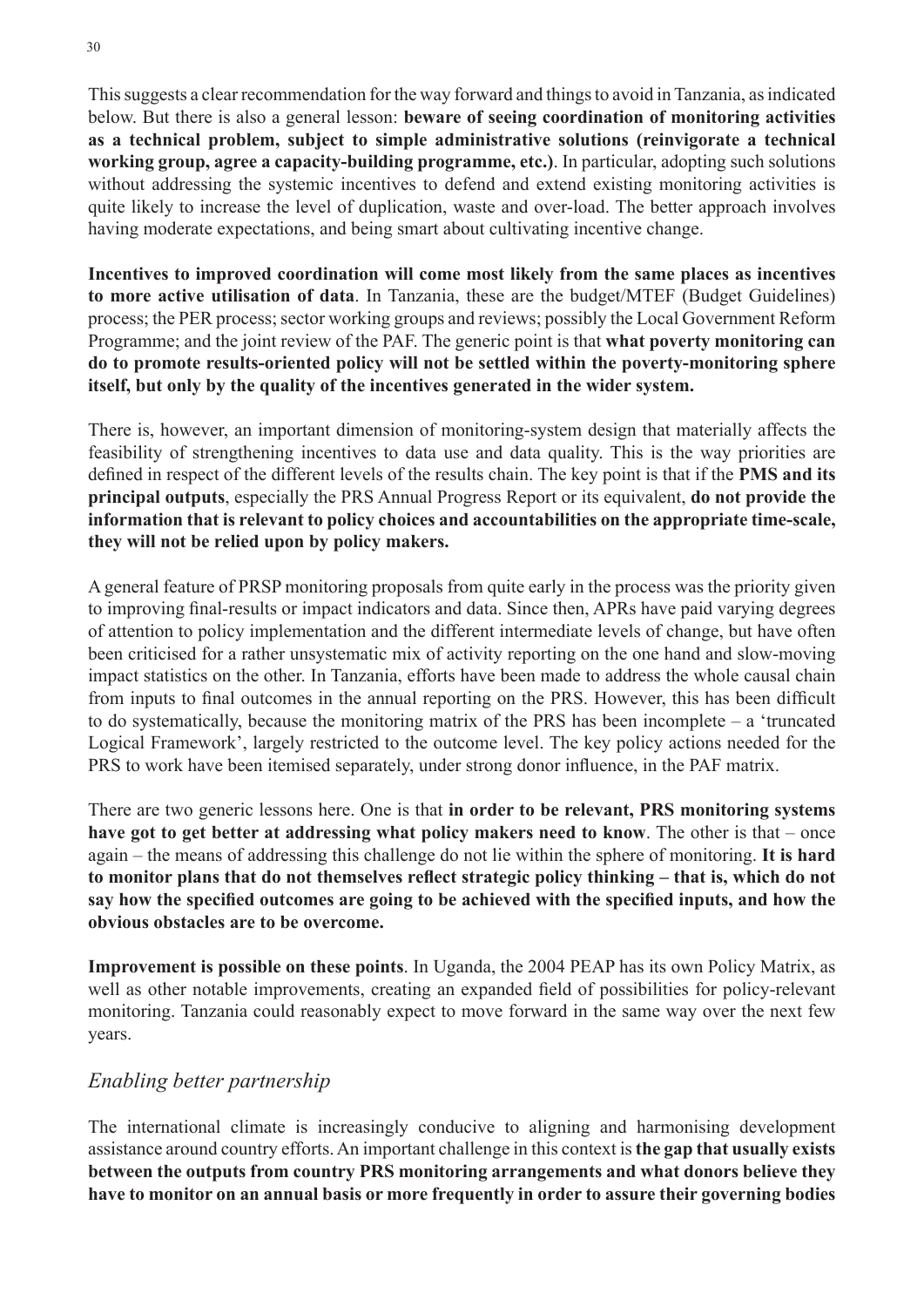This suggests a clear recommendation for the way forward and things to avoid in Tanzania, as indicated below. But there is also a general lesson: **beware of seeing coordination of monitoring activities as a technical problem, subject to simple administrative solutions (reinvigorate a technical working group, agree a capacity-building programme, etc.)**. In particular, adopting such solutions without addressing the systemic incentives to defend and extend existing monitoring activities is quite likely to increase the level of duplication, waste and over-load. The better approach involves having moderate expectations, and being smart about cultivating incentive change.

**Incentives to improved coordination will come most likely from the same places as incentives to more active utilisation of data**. In Tanzania, these are the budget/MTEF (Budget Guidelines) process; the PER process; sector working groups and reviews; possibly the Local Government Reform Programme; and the joint review of the PAF. The generic point is that **what poverty monitoring can do to promote results-oriented policy will not be settled within the poverty-monitoring sphere itself, but only by the quality of the incentives generated in the wider system.**

There is, however, an important dimension of monitoring-system design that materially affects the feasibility of strengthening incentives to data use and data quality. This is the way priorities are defined in respect of the different levels of the results chain. The key point is that if the **PMS and its principal outputs**, especially the PRS Annual Progress Report or its equivalent, **do not provide the information that is relevant to policy choices and accountabilities on the appropriate time-scale, they will not be relied upon by policy makers.**

A general feature of PRSP monitoring proposals from quite early in the process was the priority given to improving final-results or impact indicators and data. Since then, APRs have paid varying degrees of attention to policy implementation and the different intermediate levels of change, but have often been criticised for a rather unsystematic mix of activity reporting on the one hand and slow-moving impact statistics on the other. In Tanzania, efforts have been made to address the whole causal chain from inputs to final outcomes in the annual reporting on the PRS. However, this has been difficult to do systematically, because the monitoring matrix of the PRS has been incomplete – a 'truncated Logical Framework', largely restricted to the outcome level. The key policy actions needed for the PRS to work have been itemised separately, under strong donor influence, in the PAF matrix.

There are two generic lessons here. One is that **in order to be relevant, PRS monitoring systems have got to get better at addressing what policy makers need to know**. The other is that – once again – the means of addressing this challenge do not lie within the sphere of monitoring. **It is hard to monitor plans that do not themselves reflect strategic policy thinking – that is, which do not say how the specified outcomes are going to be achieved with the specified inputs, and how the obvious obstacles are to be overcome.**

**Improvement is possible on these points**. In Uganda, the 2004 PEAP has its own Policy Matrix, as well as other notable improvements, creating an expanded field of possibilities for policy-relevant monitoring. Tanzania could reasonably expect to move forward in the same way over the next few years.

## *Enabling better partnership*

The international climate is increasingly conducive to aligning and harmonising development assistance around country efforts. An important challenge in this context is **the gap that usually exists between the outputs from country PRS monitoring arrangements and what donors believe they have to monitor on an annual basis or more frequently in order to assure their governing bodies**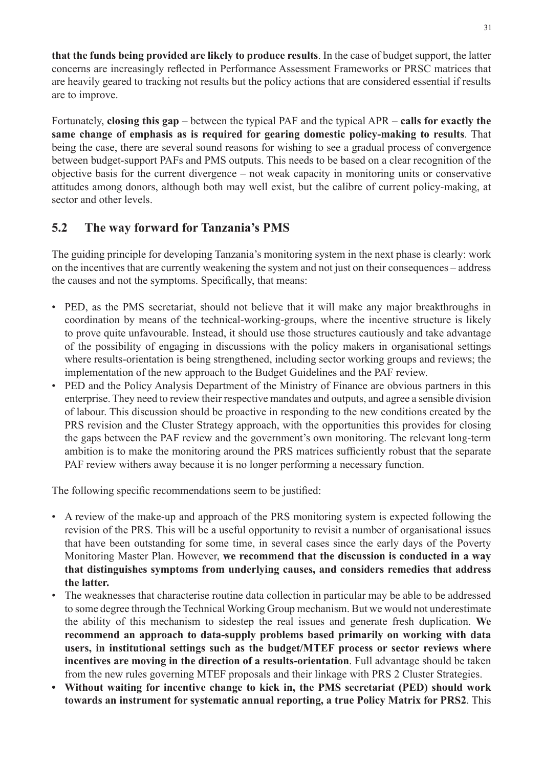**that the funds being provided are likely to produce results**. In the case of budget support, the latter concerns are increasingly reflected in Performance Assessment Frameworks or PRSC matrices that are heavily geared to tracking not results but the policy actions that are considered essential if results are to improve.

Fortunately, **closing this gap** – between the typical PAF and the typical APR – **calls for exactly the same change of emphasis as is required for gearing domestic policy-making to results**. That being the case, there are several sound reasons for wishing to see a gradual process of convergence between budget-support PAFs and PMS outputs. This needs to be based on a clear recognition of the objective basis for the current divergence – not weak capacity in monitoring units or conservative attitudes among donors, although both may well exist, but the calibre of current policy-making, at sector and other levels.

## 5.2 The way forward for Tanzania's PMS

The guiding principle for developing Tanzania's monitoring system in the next phase is clearly: work on the incentives that are currently weakening the system and not just on their consequences – address the causes and not the symptoms. Specifically, that means:

- PED, as the PMS secretariat, should not believe that it will make any major breakthroughs in coordination by means of the technical-working-groups, where the incentive structure is likely to prove quite unfavourable. Instead, it should use those structures cautiously and take advantage of the possibility of engaging in discussions with the policy makers in organisational settings where results-orientation is being strengthened, including sector working groups and reviews; the implementation of the new approach to the Budget Guidelines and the PAF review.
- PED and the Policy Analysis Department of the Ministry of Finance are obvious partners in this enterprise. They need to review their respective mandates and outputs, and agree a sensible division of labour. This discussion should be proactive in responding to the new conditions created by the PRS revision and the Cluster Strategy approach, with the opportunities this provides for closing the gaps between the PAF review and the government's own monitoring. The relevant long-term ambition is to make the monitoring around the PRS matrices sufficiently robust that the separate PAF review withers away because it is no longer performing a necessary function.

The following specific recommendations seem to be justified:

- A review of the make-up and approach of the PRS monitoring system is expected following the revision of the PRS. This will be a useful opportunity to revisit a number of organisational issues that have been outstanding for some time, in several cases since the early days of the Poverty Monitoring Master Plan. However, **we recommend that the discussion is conducted in a way that distinguishes symptoms from underlying causes, and considers remedies that address the latter.**
- The weaknesses that characterise routine data collection in particular may be able to be addressed to some degree through the Technical Working Group mechanism. But we would not underestimate the ability of this mechanism to sidestep the real issues and generate fresh duplication. **We recommend an approach to data-supply problems based primarily on working with data users, in institutional settings such as the budget/MTEF process or sector reviews where incentives are moving in the direction of a results-orientation**. Full advantage should be taken from the new rules governing MTEF proposals and their linkage with PRS 2 Cluster Strategies.
- **Without waiting for incentive change to kick in, the PMS secretariat (PED) should work towards an instrument for systematic annual reporting, a true Policy Matrix for PRS2**. This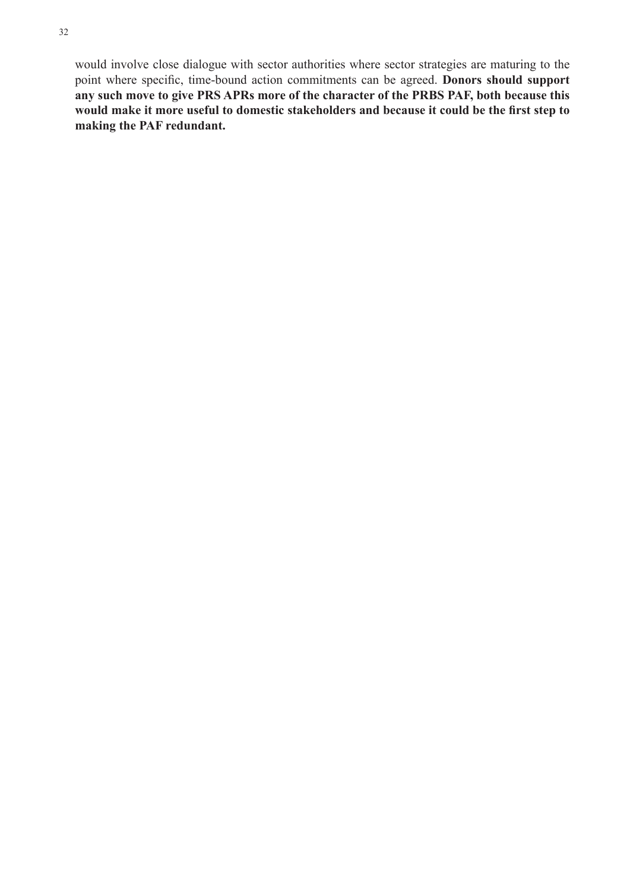would involve close dialogue with sector authorities where sector strategies are maturing to the point where specific, time-bound action commitments can be agreed. **Donors should support any such move to give PRS APRs more of the character of the PRBS PAF, both because this would make it more useful to domestic stakeholders and because it could be the first step to making the PAF redundant.**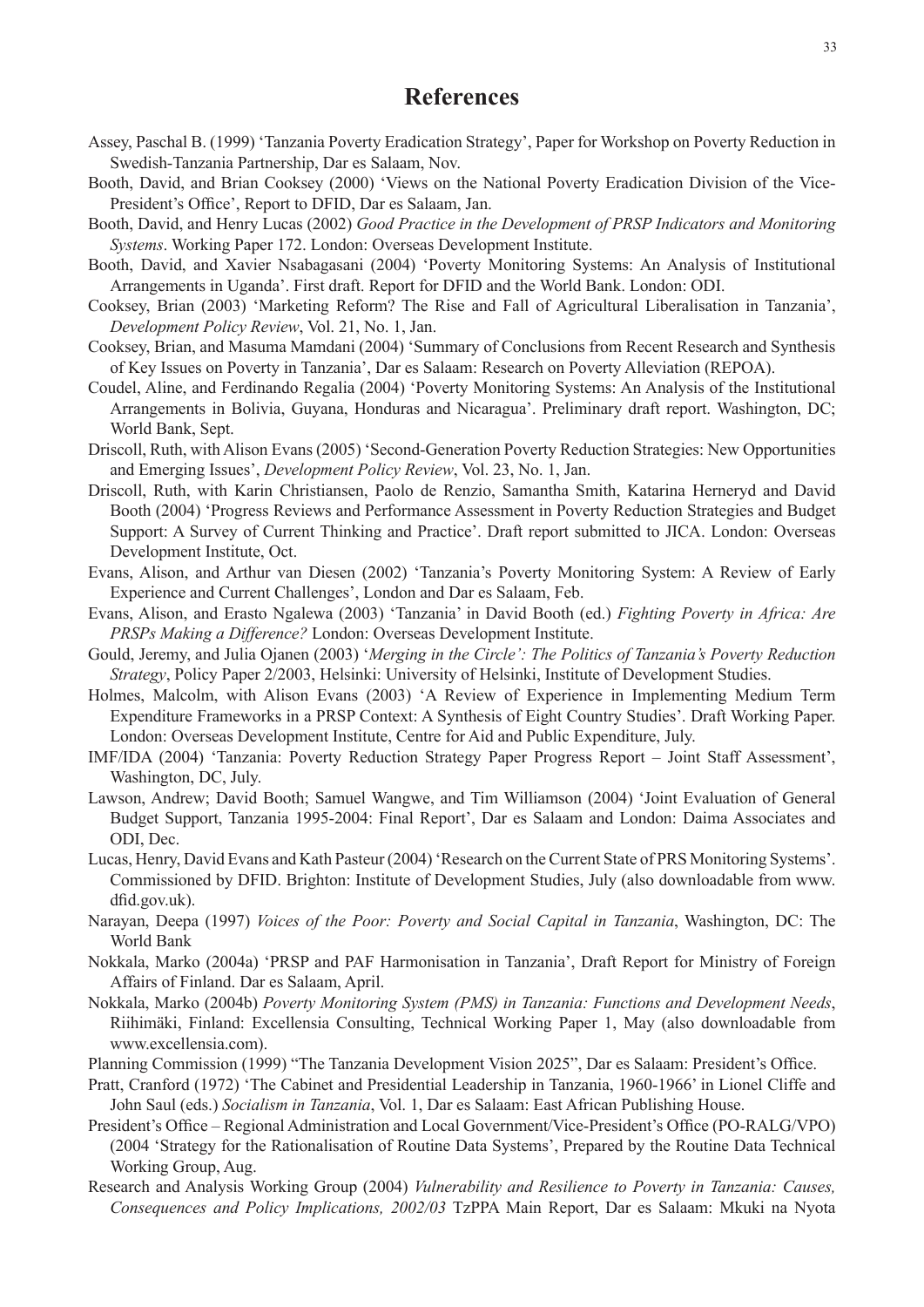# References

Assey, Paschal B. (1999) 'Tanzania Poverty Eradication Strategy', Paper for Workshop on Poverty Reduction in Swedish-Tanzania Partnership, Dar es Salaam, Nov.

Booth, David, and Brian Cooksey (2000) 'Views on the National Poverty Eradication Division of the Vice-President's Office', Report to DFID, Dar es Salaam, Jan.

Booth, David, and Henry Lucas (2002) *Good Practice in the Development of PRSP Indicators and Monitoring Systems*. Working Paper 172. London: Overseas Development Institute.

Booth, David, and Xavier Nsabagasani (2004) 'Poverty Monitoring Systems: An Analysis of Institutional Arrangements in Uganda'. First draft. Report for DFID and the World Bank. London: ODI.

Cooksey, Brian (2003) 'Marketing Reform? The Rise and Fall of Agricultural Liberalisation in Tanzania', *Development Policy Review*, Vol. 21, No. 1, Jan.

Cooksey, Brian, and Masuma Mamdani (2004) 'Summary of Conclusions from Recent Research and Synthesis of Key Issues on Poverty in Tanzania', Dar es Salaam: Research on Poverty Alleviation (REPOA).

Coudel, Aline, and Ferdinando Regalia (2004) 'Poverty Monitoring Systems: An Analysis of the Institutional Arrangements in Bolivia, Guyana, Honduras and Nicaragua'. Preliminary draft report. Washington, DC; World Bank, Sept.

Driscoll, Ruth, with Alison Evans (2005) 'Second-Generation Poverty Reduction Strategies: New Opportunities and Emerging Issues', *Development Policy Review*, Vol. 23, No. 1, Jan.

Driscoll, Ruth, with Karin Christiansen, Paolo de Renzio, Samantha Smith, Katarina Herneryd and David Booth (2004) 'Progress Reviews and Performance Assessment in Poverty Reduction Strategies and Budget Support: A Survey of Current Thinking and Practice'. Draft report submitted to JICA. London: Overseas Development Institute, Oct.

Evans, Alison, and Arthur van Diesen (2002) 'Tanzania's Poverty Monitoring System: A Review of Early Experience and Current Challenges', London and Dar es Salaam, Feb.

Evans, Alison, and Erasto Ngalewa (2003) 'Tanzania' in David Booth (ed.) *Fighting Poverty in Africa: Are PRSPs Making a Difference?* London: Overseas Development Institute.

Gould, Jeremy, and Julia Ojanen (2003) '*Merging in the Circle': The Politics of Tanzania's Poverty Reduction Strategy*, Policy Paper 2/2003, Helsinki: University of Helsinki, Institute of Development Studies.

Holmes, Malcolm, with Alison Evans (2003) 'A Review of Experience in Implementing Medium Term Expenditure Frameworks in a PRSP Context: A Synthesis of Eight Country Studies'. Draft Working Paper. London: Overseas Development Institute, Centre for Aid and Public Expenditure, July.

IMF/IDA (2004) 'Tanzania: Poverty Reduction Strategy Paper Progress Report – Joint Staff Assessment', Washington, DC, July.

Lawson, Andrew; David Booth; Samuel Wangwe, and Tim Williamson (2004) 'Joint Evaluation of General Budget Support, Tanzania 1995-2004: Final Report', Dar es Salaam and London: Daima Associates and ODI, Dec.

Lucas, Henry, David Evans and Kath Pasteur (2004) 'Research on the Current State of PRS Monitoring Systems'. Commissioned by DFID. Brighton: Institute of Development Studies, July (also downloadable from www.dfid.gov.uk).

Narayan, Deepa (1997) *Voices of the Poor: Poverty and Social Capital in Tanzania*, Washington, DC: The World Bank

Nokkala, Marko (2004a) 'PRSP and PAF Harmonisation in Tanzania', Draft Report for Ministry of Foreign Affairs of Finland. Dar es Salaam, April.

Nokkala, Marko (2004b) *Poverty Monitoring System (PMS) in Tanzania: Functions and Development Needs*, Riihimäki, Finland: Excellensia Consulting, Technical Working Paper 1, May (also downloadable from www.excellensia.com).

Planning Commission (1999) "The Tanzania Development Vision 2025", Dar es Salaam: President's Office.

Pratt, Cranford (1972) 'The Cabinet and Presidential Leadership in Tanzania, 1960-1966' in Lionel Cliffe and John Saul (eds.) *Socialism in Tanzania*, Vol. 1, Dar es Salaam: East African Publishing House.

President's Office – Regional Administration and Local Government/Vice-President's Office (PO-RALG/VPO) (2004 'Strategy for the Rationalisation of Routine Data Systems', Prepared by the Routine Data Technical Working Group, Aug.

Research and Analysis Working Group (2004) *Vulnerability and Resilience to Poverty in Tanzania: Causes, Consequences and Policy Implications, 2002/03* TzPPA Main Report, Dar es Salaam: Mkuki na Nyota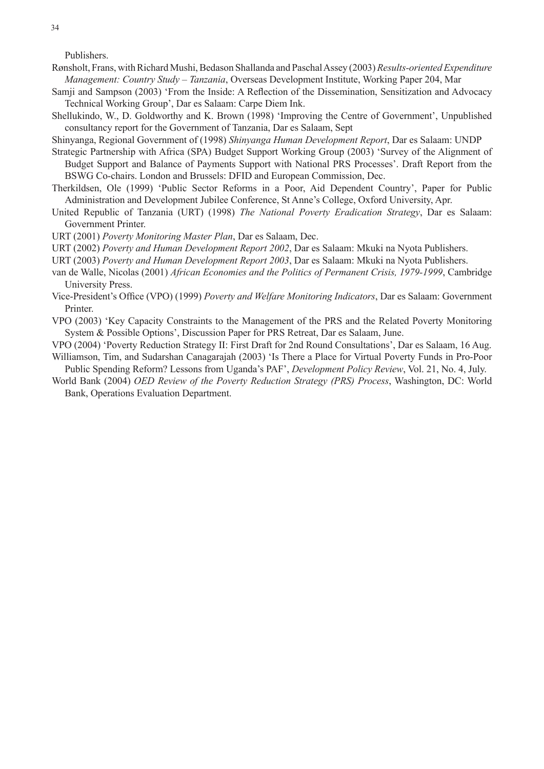Publishers.

Rønsholt, Frans, with Richard Mushi, Bedason Shallanda and Paschal Assey (2003) *Results-oriented Expenditure Management: Country Study – Tanzania*, Overseas Development Institute, Working Paper 204, Mar

Samji and Sampson (2003) 'From the Inside: A Reflection of the Dissemination, Sensitization and Advocacy Technical Working Group', Dar es Salaam: Carpe Diem Ink.

Shellukindo, W., D. Goldworthy and K. Brown (1998) 'Improving the Centre of Government', Unpublished consultancy report for the Government of Tanzania, Dar es Salaam, Sept

Shinyanga, Regional Government of (1998) *Shinyanga Human Development Report*, Dar es Salaam: UNDP

Strategic Partnership with Africa (SPA) Budget Support Working Group (2003) 'Survey of the Alignment of Budget Support and Balance of Payments Support with National PRS Processes'. Draft Report from the BSWG Co-chairs. London and Brussels: DFID and European Commission, Dec.

Therkildsen, Ole (1999) 'Public Sector Reforms in a Poor, Aid Dependent Country', Paper for Public Administration and Development Jubilee Conference, St Anne's College, Oxford University, Apr.

United Republic of Tanzania (URT) (1998) *The National Poverty Eradication Strategy*, Dar es Salaam: Government Printer.

URT (2001) *Poverty Monitoring Master Plan*, Dar es Salaam, Dec.

URT (2002) *Poverty and Human Development Report 2002*, Dar es Salaam: Mkuki na Nyota Publishers.

URT (2003) *Poverty and Human Development Report 2003*, Dar es Salaam: Mkuki na Nyota Publishers.

van de Walle, Nicolas (2001) *African Economies and the Politics of Permanent Crisis, 1979-1999*, Cambridge University Press.

Vice-President's Office (VPO) (1999) *Poverty and Welfare Monitoring Indicators*, Dar es Salaam: Government Printer.

VPO (2003) 'Key Capacity Constraints to the Management of the PRS and the Related Poverty Monitoring System & Possible Options', Discussion Paper for PRS Retreat, Dar es Salaam, June.

VPO (2004) 'Poverty Reduction Strategy II: First Draft for 2nd Round Consultations', Dar es Salaam, 16 Aug.

Williamson, Tim, and Sudarshan Canagarajah (2003) 'Is There a Place for Virtual Poverty Funds in Pro-Poor Public Spending Reform? Lessons from Uganda's PAF', *Development Policy Review*, Vol. 21, No. 4, July.

World Bank (2004) *OED Review of the Poverty Reduction Strategy (PRS) Process*, Washington, DC: World Bank, Operations Evaluation Department.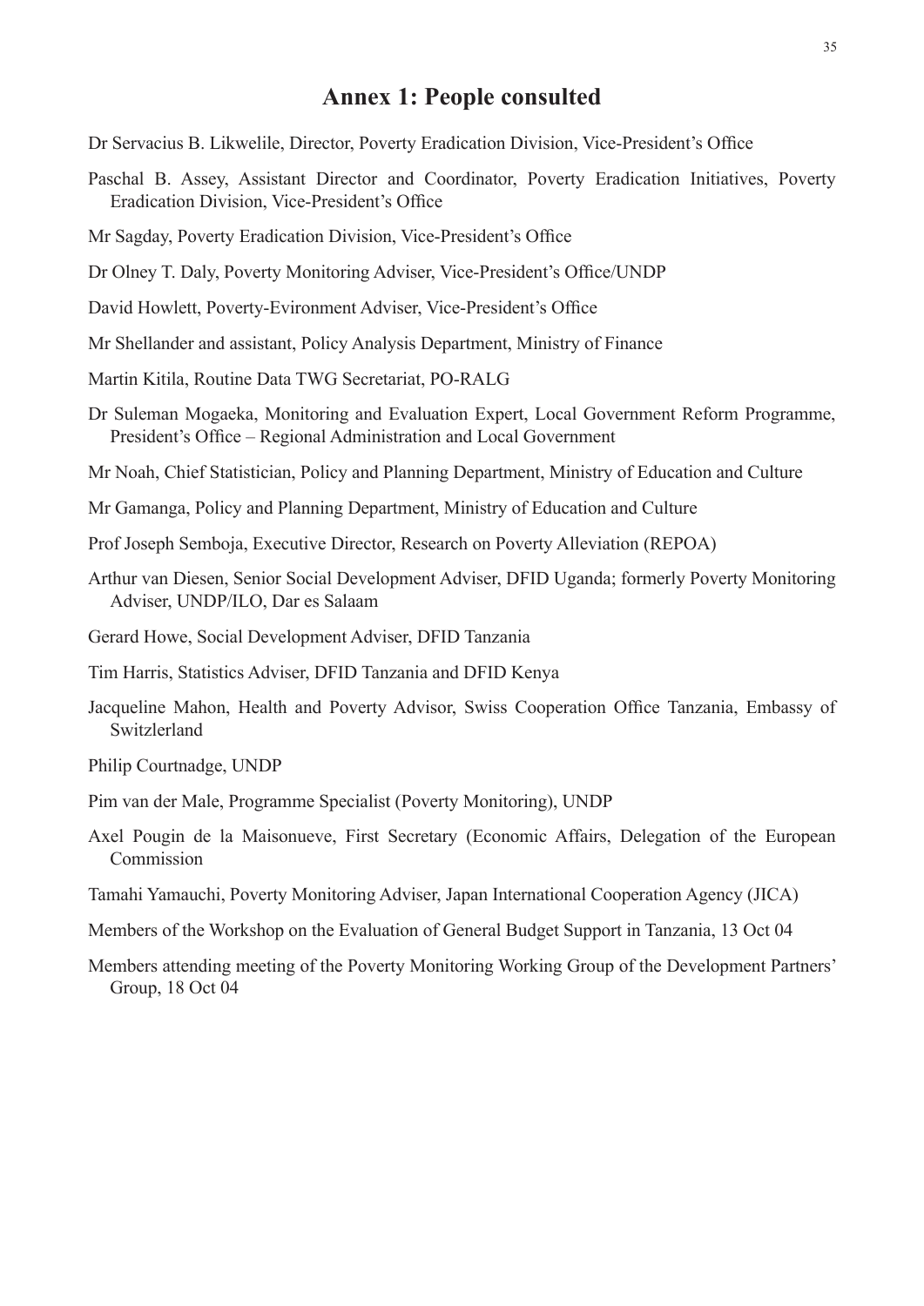# Annex 1: People consulted

Dr Servacius B. Likwelile, Director, Poverty Eradication Division, Vice-President's Office

Paschal B. Assey, Assistant Director and Coordinator, Poverty Eradication Initiatives, Poverty Eradication Division, Vice-President's Office

Mr Sagday, Poverty Eradication Division, Vice-President's Office

Dr Olney T. Daly, Poverty Monitoring Adviser, Vice-President's Office/UNDP

David Howlett, Poverty-Evironment Adviser, Vice-President's Office

Mr Shellander and assistant, Policy Analysis Department, Ministry of Finance

Martin Kitila, Routine Data TWG Secretariat, PO-RALG

Dr Suleman Mogaeka, Monitoring and Evaluation Expert, Local Government Reform Programme, President's Office – Regional Administration and Local Government

Mr Noah, Chief Statistician, Policy and Planning Department, Ministry of Education and Culture

Mr Gamanga, Policy and Planning Department, Ministry of Education and Culture

Prof Joseph Semboja, Executive Director, Research on Poverty Alleviation (REPOA)

Arthur van Diesen, Senior Social Development Adviser, DFID Uganda; formerly Poverty Monitoring Adviser, UNDP/ILO, Dar es Salaam

Gerard Howe, Social Development Adviser, DFID Tanzania

Tim Harris, Statistics Adviser, DFID Tanzania and DFID Kenya

Jacqueline Mahon, Health and Poverty Advisor, Swiss Cooperation Office Tanzania, Embassy of Switzlerland

Philip Courtnadge, UNDP

Pim van der Male, Programme Specialist (Poverty Monitoring), UNDP

Axel Pougin de la Maisonueve, First Secretary (Economic Affairs, Delegation of the European Commission

Tamahi Yamauchi, Poverty Monitoring Adviser, Japan International Cooperation Agency (JICA)

Members of the Workshop on the Evaluation of General Budget Support in Tanzania, 13 Oct 04

Members attending meeting of the Poverty Monitoring Working Group of the Development Partners' Group, 18 Oct 04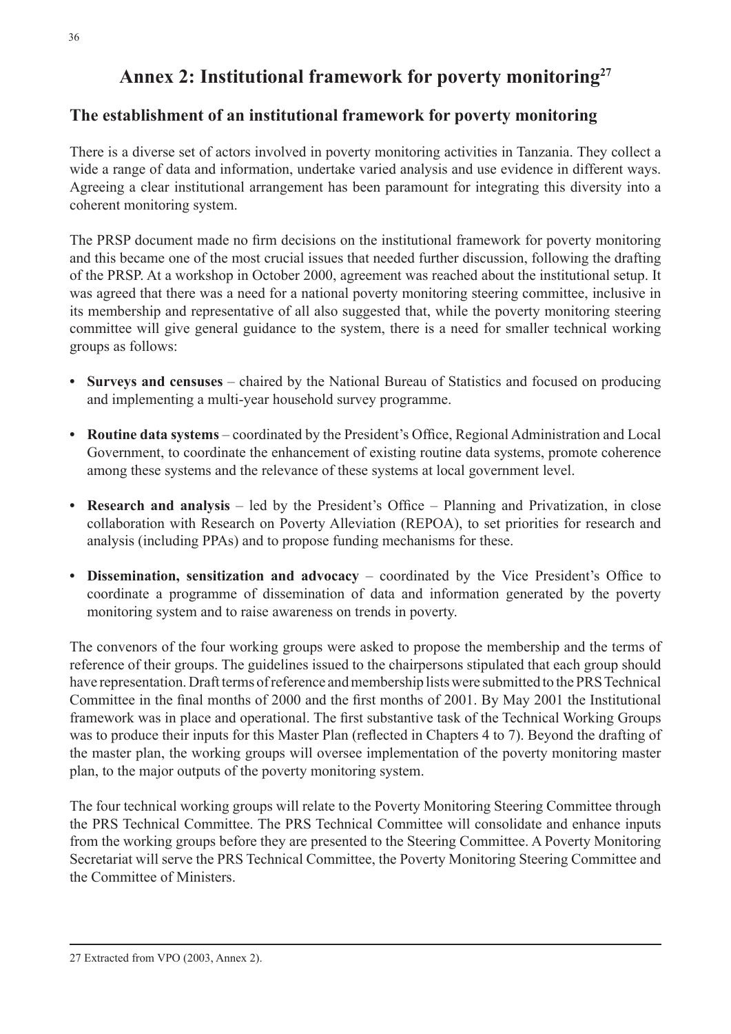# Annex 2: Institutional framework for poverty monitoring[27]

## The establishment of an institutional framework for poverty monitoring

There is a diverse set of actors involved in poverty monitoring activities in Tanzania. They collect a wide a range of data and information, undertake varied analysis and use evidence in different ways. Agreeing a clear institutional arrangement has been paramount for integrating this diversity into a coherent monitoring system.

The PRSP document made no firm decisions on the institutional framework for poverty monitoring and this became one of the most crucial issues that needed further discussion, following the drafting of the PRSP. At a workshop in October 2000, agreement was reached about the institutional setup. It was agreed that there was a need for a national poverty monitoring steering committee, inclusive in its membership and representative of all also suggested that, while the poverty monitoring steering committee will give general guidance to the system, there is a need for smaller technical working groups as follows:

- **Surveys and censuses** – chaired by the National Bureau of Statistics and focused on producing and implementing a multi-year household survey programme.
- **Routine data systems** – coordinated by the President's Office, Regional Administration and Local Government, to coordinate the enhancement of existing routine data systems, promote coherence among these systems and the relevance of these systems at local government level.
- **Research and analysis** – led by the President's Office – Planning and Privatization, in close collaboration with Research on Poverty Alleviation (REPOA), to set priorities for research and analysis (including PPAs) and to propose funding mechanisms for these.
- **Dissemination, sensitization and advocacy** – coordinated by the Vice President's Office to coordinate a programme of dissemination of data and information generated by the poverty monitoring system and to raise awareness on trends in poverty.

The convenors of the four working groups were asked to propose the membership and the terms of reference of their groups. The guidelines issued to the chairpersons stipulated that each group should have representation. Draft terms of reference and membership lists were submitted to the PRS Technical Committee in the final months of 2000 and the first months of 2001. By May 2001 the Institutional framework was in place and operational. The first substantive task of the Technical Working Groups was to produce their inputs for this Master Plan (reflected in Chapters 4 to 7). Beyond the drafting of the master plan, the working groups will oversee implementation of the poverty monitoring master plan, to the major outputs of the poverty monitoring system.

The four technical working groups will relate to the Poverty Monitoring Steering Committee through the PRS Technical Committee. The PRS Technical Committee will consolidate and enhance inputs from the working groups before they are presented to the Steering Committee. A Poverty Monitoring Secretariat will serve the PRS Technical Committee, the Poverty Monitoring Steering Committee and the Committee of Ministers.

---

27 Extracted from VPO (2003, Annex 2).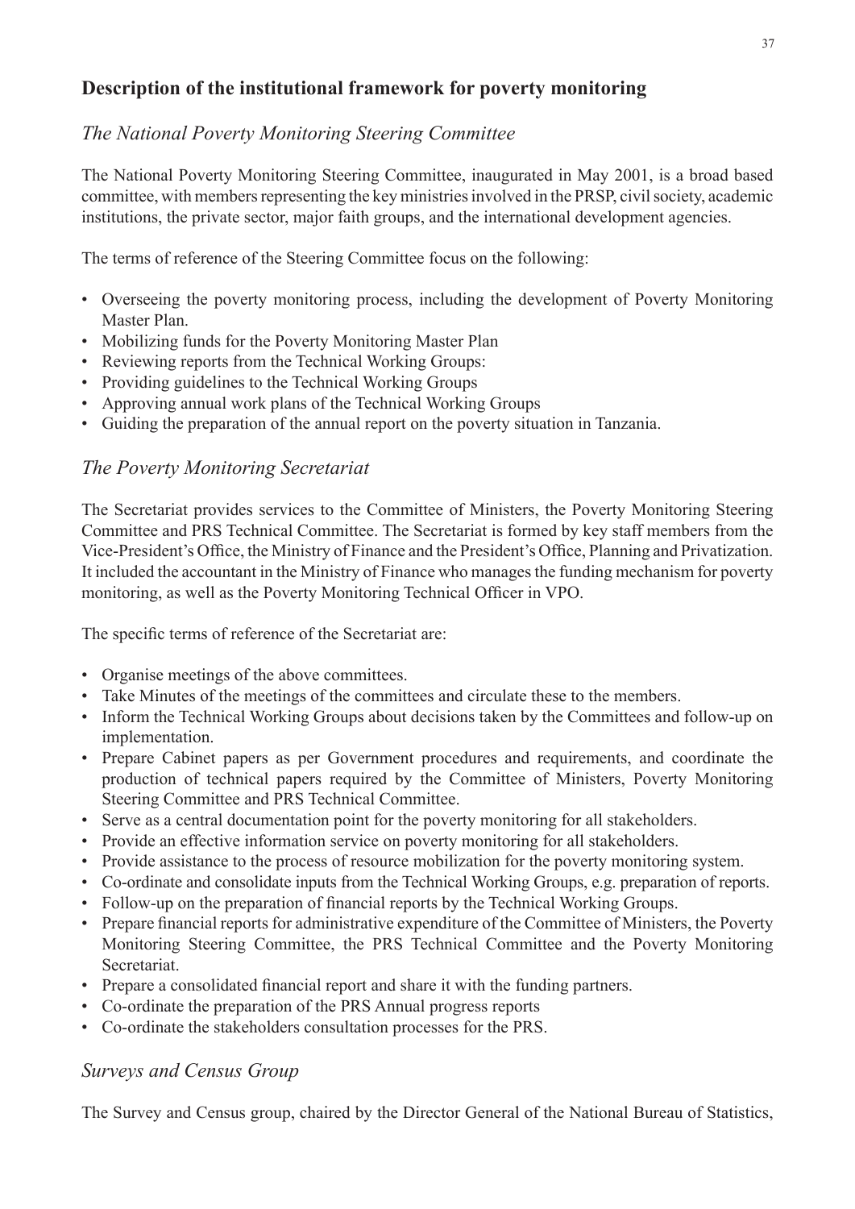## Description of the institutional framework for poverty monitoring

### *The National Poverty Monitoring Steering Committee*

The National Poverty Monitoring Steering Committee, inaugurated in May 2001, is a broad based committee, with members representing the key ministries involved in the PRSP, civil society, academic institutions, the private sector, major faith groups, and the international development agencies.

The terms of reference of the Steering Committee focus on the following:

- Overseeing the poverty monitoring process, including the development of Poverty Monitoring Master Plan.
- Mobilizing funds for the Poverty Monitoring Master Plan
- Reviewing reports from the Technical Working Groups:
- Providing guidelines to the Technical Working Groups
- Approving annual work plans of the Technical Working Groups
- Guiding the preparation of the annual report on the poverty situation in Tanzania.

### *The Poverty Monitoring Secretariat*

The Secretariat provides services to the Committee of Ministers, the Poverty Monitoring Steering Committee and PRS Technical Committee. The Secretariat is formed by key staff members from the Vice-President's Office, the Ministry of Finance and the President's Office, Planning and Privatization. It included the accountant in the Ministry of Finance who manages the funding mechanism for poverty monitoring, as well as the Poverty Monitoring Technical Officer in VPO.

The specific terms of reference of the Secretariat are:

- Organise meetings of the above committees.
- Take Minutes of the meetings of the committees and circulate these to the members.
- Inform the Technical Working Groups about decisions taken by the Committees and follow-up on implementation.
- Prepare Cabinet papers as per Government procedures and requirements, and coordinate the production of technical papers required by the Committee of Ministers, Poverty Monitoring Steering Committee and PRS Technical Committee.
- Serve as a central documentation point for the poverty monitoring for all stakeholders.
- Provide an effective information service on poverty monitoring for all stakeholders.
- Provide assistance to the process of resource mobilization for the poverty monitoring system.
- Co-ordinate and consolidate inputs from the Technical Working Groups, e.g. preparation of reports.
- Follow-up on the preparation of financial reports by the Technical Working Groups.
- Prepare financial reports for administrative expenditure of the Committee of Ministers, the Poverty Monitoring Steering Committee, the PRS Technical Committee and the Poverty Monitoring Secretariat.
- Prepare a consolidated financial report and share it with the funding partners.
- Co-ordinate the preparation of the PRS Annual progress reports
- Co-ordinate the stakeholders consultation processes for the PRS.

### *Surveys and Census Group*

The Survey and Census group, chaired by the Director General of the National Bureau of Statistics,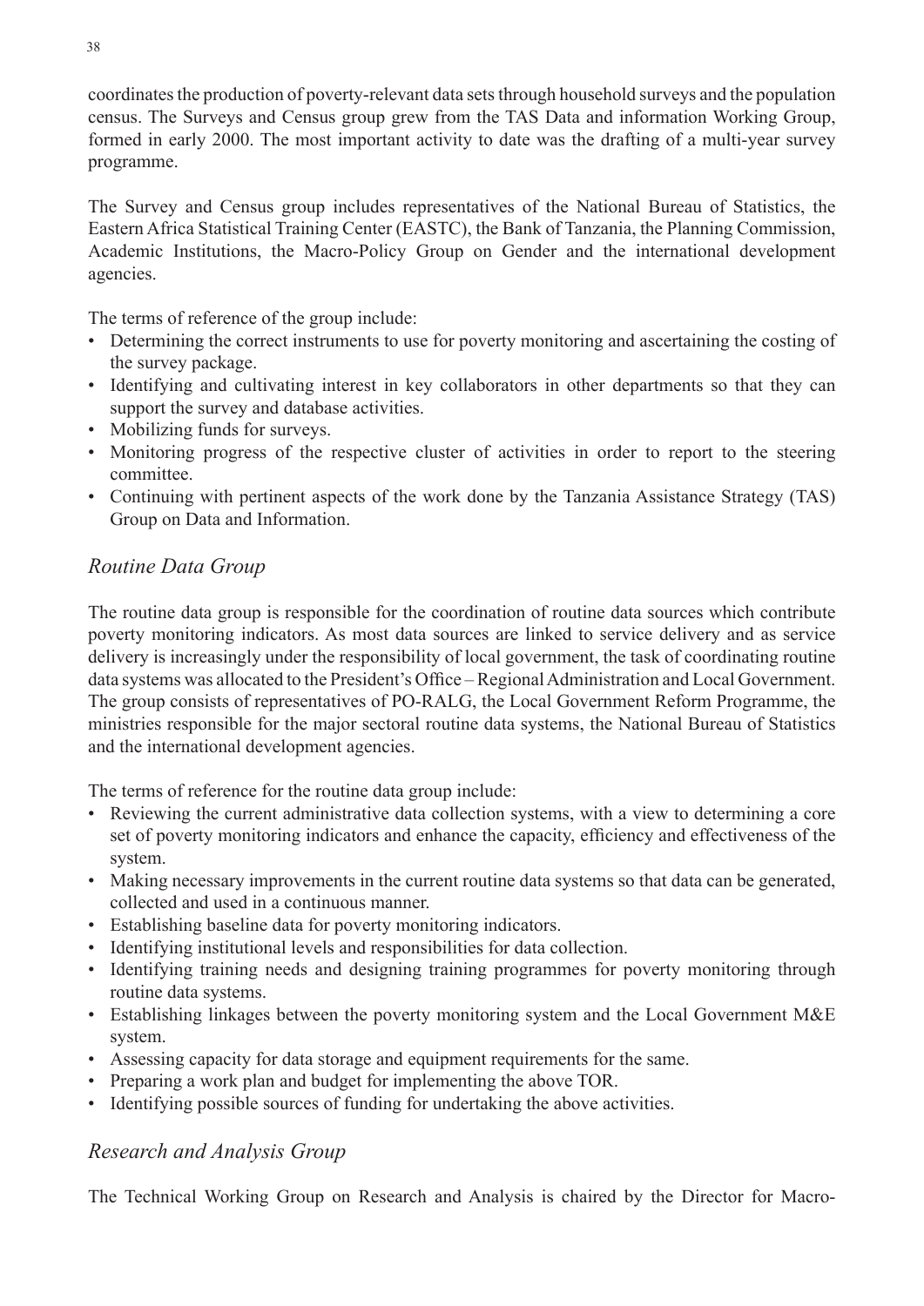coordinates the production of poverty-relevant data sets through household surveys and the population census. The Surveys and Census group grew from the TAS Data and information Working Group, formed in early 2000. The most important activity to date was the drafting of a multi-year survey programme.

The Survey and Census group includes representatives of the National Bureau of Statistics, the Eastern Africa Statistical Training Center (EASTC), the Bank of Tanzania, the Planning Commission, Academic Institutions, the Macro-Policy Group on Gender and the international development agencies.

The terms of reference of the group include:

- Determining the correct instruments to use for poverty monitoring and ascertaining the costing of the survey package.
- Identifying and cultivating interest in key collaborators in other departments so that they can support the survey and database activities.
- Mobilizing funds for surveys.
- Monitoring progress of the respective cluster of activities in order to report to the steering committee.
- Continuing with pertinent aspects of the work done by the Tanzania Assistance Strategy (TAS) Group on Data and Information.

### *Routine Data Group*

The routine data group is responsible for the coordination of routine data sources which contribute poverty monitoring indicators. As most data sources are linked to service delivery and as service delivery is increasingly under the responsibility of local government, the task of coordinating routine data systems was allocated to the President's Office – Regional Administration and Local Government. The group consists of representatives of PO-RALG, the Local Government Reform Programme, the ministries responsible for the major sectoral routine data systems, the National Bureau of Statistics and the international development agencies.

The terms of reference for the routine data group include:

- Reviewing the current administrative data collection systems, with a view to determining a core set of poverty monitoring indicators and enhance the capacity, efficiency and effectiveness of the system.
- Making necessary improvements in the current routine data systems so that data can be generated, collected and used in a continuous manner.
- Establishing baseline data for poverty monitoring indicators.
- Identifying institutional levels and responsibilities for data collection.
- Identifying training needs and designing training programmes for poverty monitoring through routine data systems.
- Establishing linkages between the poverty monitoring system and the Local Government M&E system.
- Assessing capacity for data storage and equipment requirements for the same.
- Preparing a work plan and budget for implementing the above TOR.
- Identifying possible sources of funding for undertaking the above activities.

### *Research and Analysis Group*

The Technical Working Group on Research and Analysis is chaired by the Director for Macro-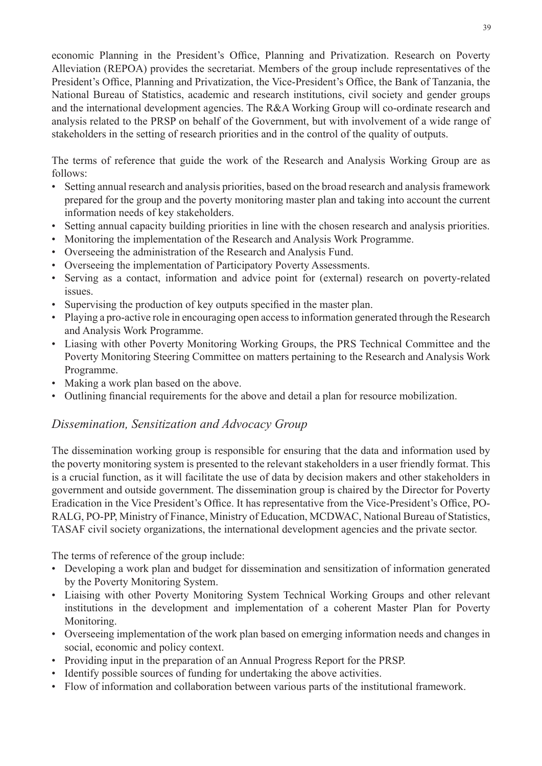economic Planning in the President's Office, Planning and Privatization. Research on Poverty Alleviation (REPOA) provides the secretariat. Members of the group include representatives of the President's Office, Planning and Privatization, the Vice-President's Office, the Bank of Tanzania, the National Bureau of Statistics, academic and research institutions, civil society and gender groups and the international development agencies. The R&A Working Group will co-ordinate research and analysis related to the PRSP on behalf of the Government, but with involvement of a wide range of stakeholders in the setting of research priorities and in the control of the quality of outputs.

The terms of reference that guide the work of the Research and Analysis Working Group are as follows:

- Setting annual research and analysis priorities, based on the broad research and analysis framework prepared for the group and the poverty monitoring master plan and taking into account the current information needs of key stakeholders.
- Setting annual capacity building priorities in line with the chosen research and analysis priorities.
- Monitoring the implementation of the Research and Analysis Work Programme.
- Overseeing the administration of the Research and Analysis Fund.
- Overseeing the implementation of Participatory Poverty Assessments.
- Serving as a contact, information and advice point for (external) research on poverty-related issues.
- Supervising the production of key outputs specified in the master plan.
- Playing a pro-active role in encouraging open access to information generated through the Research and Analysis Work Programme.
- Liasing with other Poverty Monitoring Working Groups, the PRS Technical Committee and the Poverty Monitoring Steering Committee on matters pertaining to the Research and Analysis Work Programme.
- Making a work plan based on the above.
- Outlining financial requirements for the above and detail a plan for resource mobilization.

### *Dissemination, Sensitization and Advocacy Group*

The dissemination working group is responsible for ensuring that the data and information used by the poverty monitoring system is presented to the relevant stakeholders in a user friendly format. This is a crucial function, as it will facilitate the use of data by decision makers and other stakeholders in government and outside government. The dissemination group is chaired by the Director for Poverty Eradication in the Vice President's Office. It has representative from the Vice-President's Office, PO-RALG, PO-PP, Ministry of Finance, Ministry of Education, MCDWAC, National Bureau of Statistics, TASAF civil society organizations, the international development agencies and the private sector.

The terms of reference of the group include:

- Developing a work plan and budget for dissemination and sensitization of information generated by the Poverty Monitoring System.
- Liaising with other Poverty Monitoring System Technical Working Groups and other relevant institutions in the development and implementation of a coherent Master Plan for Poverty Monitoring.
- Overseeing implementation of the work plan based on emerging information needs and changes in social, economic and policy context.
- Providing input in the preparation of an Annual Progress Report for the PRSP.
- Identify possible sources of funding for undertaking the above activities.
- Flow of information and collaboration between various parts of the institutional framework.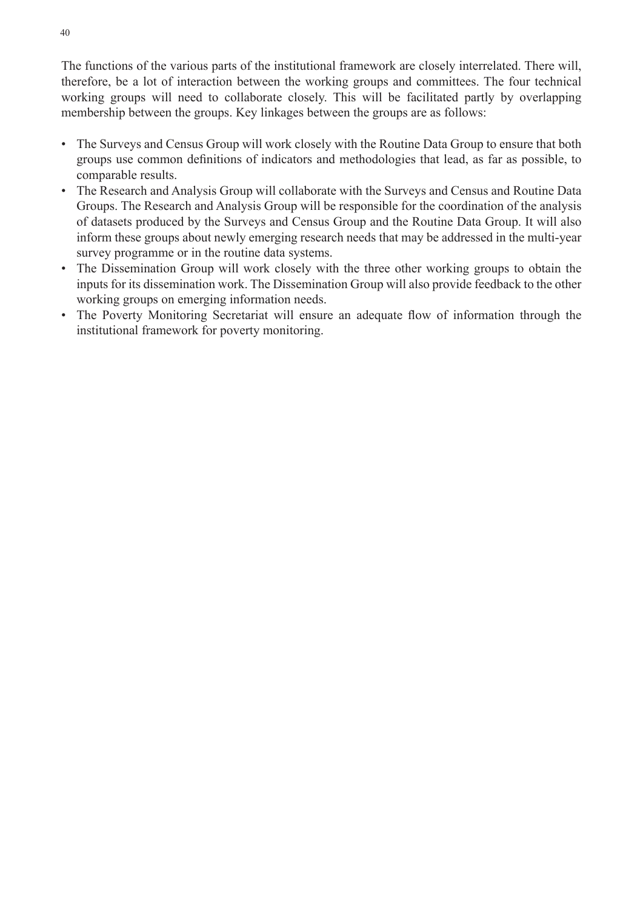The functions of the various parts of the institutional framework are closely interrelated. There will, therefore, be a lot of interaction between the working groups and committees. The four technical working groups will need to collaborate closely. This will be facilitated partly by overlapping membership between the groups. Key linkages between the groups are as follows:

- The Surveys and Census Group will work closely with the Routine Data Group to ensure that both groups use common definitions of indicators and methodologies that lead, as far as possible, to comparable results.
- The Research and Analysis Group will collaborate with the Surveys and Census and Routine Data Groups. The Research and Analysis Group will be responsible for the coordination of the analysis of datasets produced by the Surveys and Census Group and the Routine Data Group. It will also inform these groups about newly emerging research needs that may be addressed in the multi-year survey programme or in the routine data systems.
- The Dissemination Group will work closely with the three other working groups to obtain the inputs for its dissemination work. The Dissemination Group will also provide feedback to the other working groups on emerging information needs.
- The Poverty Monitoring Secretariat will ensure an adequate flow of information through the institutional framework for poverty monitoring.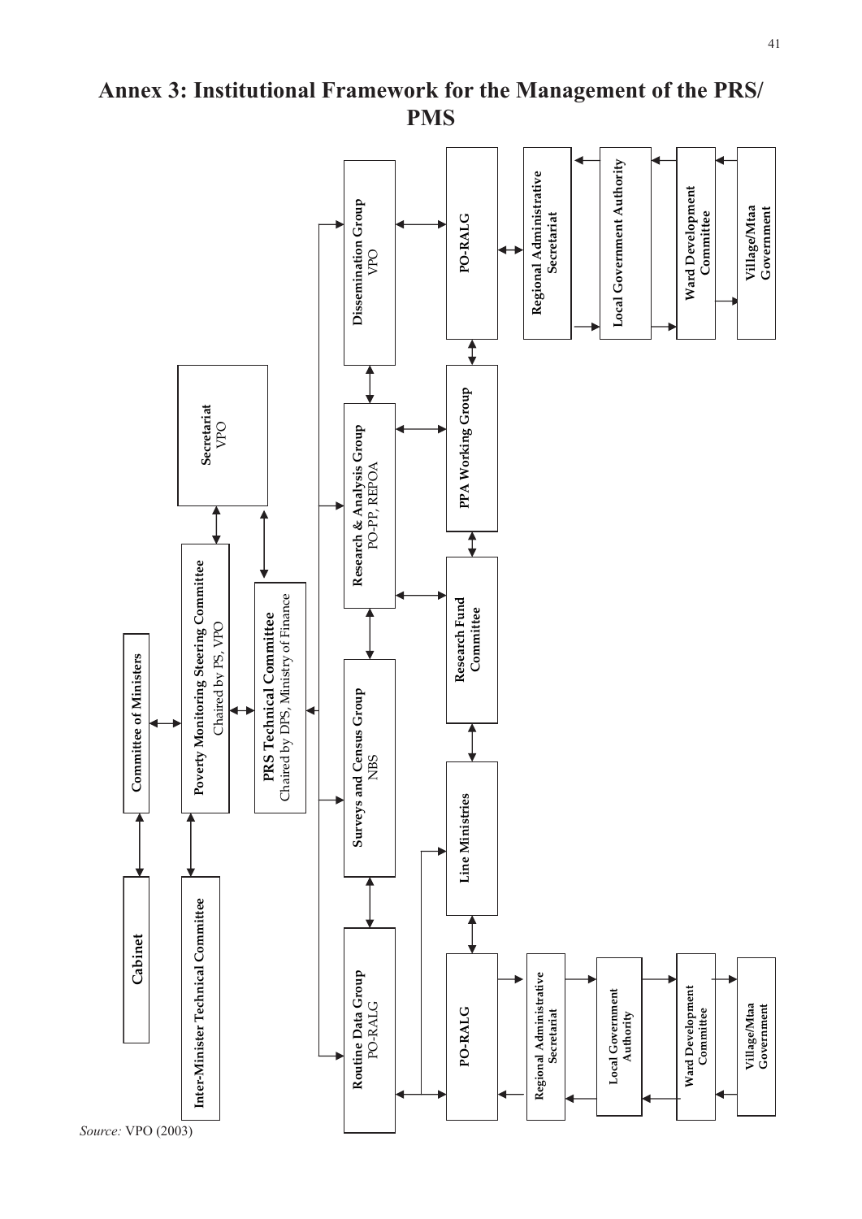# Annex 3: Institutional Framework for the Management of the PRS/ PMS

Cabinet

Committee of Ministers

Inter-Minister Technical Committee

Poverty Monitoring Steering Committee
Chaired by PS, VPO

Secretariat
VPO

PRS Technical Committee
Chaired by DPS, Ministry of Finance

Routine Data Group
PO-RALG

Surveys and Census Group
NBS

Research & Analysis Group
PO-PP, REPOA

Dissemination Group
VPO

PO-RALG

Line Ministries

Research Fund Committee

PPA Working Group

PO-RALG

Regional Administrative Secretariat

Local Government Authority

Ward Development Committee

Village/Mtaa Government

Regional Administrative Secretariat

Local Government Authority

Ward Development Committee

Village/Mtaa Government

*Source:* VPO (2003)